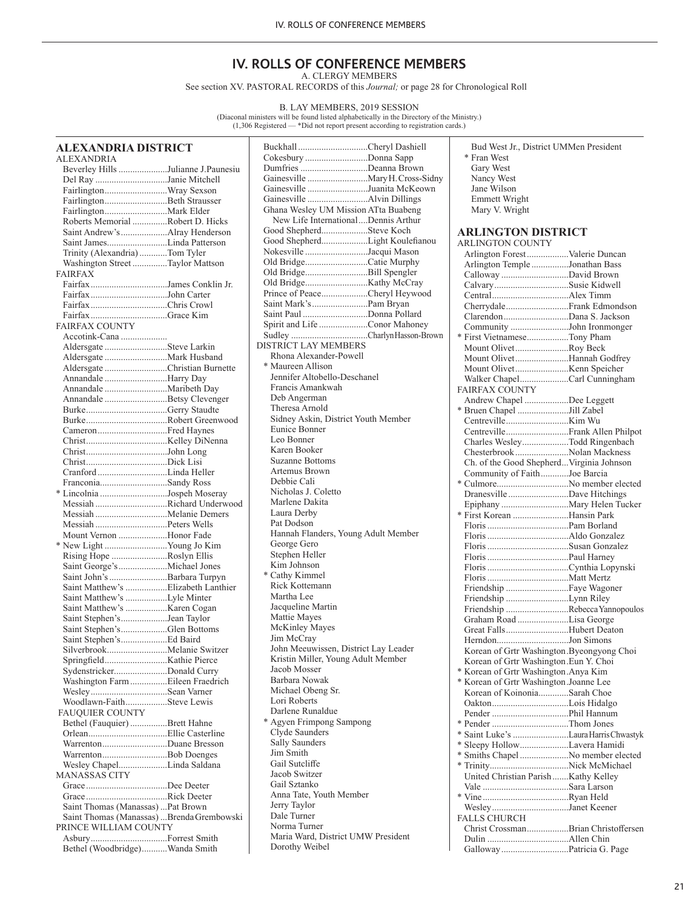# IV. ROLLS OF CONFERENCE MEMBERS

A. CLERGY MEMBERS

See section XV. PASTORAL RECORDS of this *Journal;* or page 28 for Chronological Roll

B. LAY MEMBERS, 2019 SESSION

(Diaconal ministers will be found listed alphabetically in the Directory of the Ministry.)
(1,306 Registered — *Did not report present according to registration cards.)

## ALEXANDRIA DISTRICT

ALEXANDRIA

- Beverley Hills ..................... Julianne J. Paunesiu
- Del Ray ..................... Janie Mitchell
- Fairlington ..................... Wray Sexson
- Fairlington ..................... Beth Strausser
- Fairlington ..................... Mark Elder
- Roberts Memorial ..................... Robert D. Hicks
- Saint Andrew's ..................... Alray Henderson
- Saint James ..................... Linda Patterson
- Trinity (Alexandria) ..................... Tom Tyler
- Washington Street ..................... Taylor Mattson

FAIRFAX

- Fairfax ..................... James Conklin Jr.
- Fairfax ..................... John Carter
- Fairfax ..................... Chris Crowl
- Fairfax ..................... Grace Kim

FAIRFAX COUNTY

- Accotink-Cana .....................
- Aldersgate ..................... Steve Larkin
- Aldersgate ..................... Mark Husband
- Aldersgate ..................... Christian Burnette
- Annandale ..................... Harry Day
- Annandale ..................... Maribeth Day
- Annandale ..................... Betsy Clevenger
- Burke ..................... Gerry Staudte
- Burke ..................... Robert Greenwood
- Cameron ..................... Fred Haynes
- Christ ..................... Kelley DiNenna
- Christ ..................... John Long
- Christ ..................... Dick Lisi
- Cranford ..................... Linda Heller
- Franconia ..................... Sandy Ross
- * Lincolnia ..................... Jospeh Moseray
- Messiah ..................... Richard Underwood
- Messiah ..................... Melanie Demers
- Messiah ..................... Peters Wells
- Mount Vernon ..................... Honor Fade
- * New Light ..................... Young Jo Kim
- Rising Hope ..................... Roslyn Ellis
- Saint George's ..................... Michael Jones
- Saint John's ..................... Barbara Turpyn
- Saint Matthew's ..................... Elizabeth Lanthier
- Saint Matthew's ..................... Lyle Minter
- Saint Matthew's ..................... Karen Cogan
- Saint Stephen's ..................... Jean Taylor
- Saint Stephen's ..................... Glen Bottoms
- Saint Stephen's ..................... Ed Baird
- Silverbrook ..................... Melanie Switzer
- Springfield ..................... Kathie Pierce
- Sydenstricker ..................... Donald Curry
- Washington Farm ..................... Eileen Fraedrich
- Wesley ..................... Sean Varner
- Woodlawn-Faith ..................... Steve Lewis

FAUQUIER COUNTY

- Bethel (Fauquier) ..................... Brett Hahne
- Orlean ..................... Ellie Casterline
- Warrenton ..................... Duane Bresson
- Warrenton ..................... Bob Doenges
- Wesley Chapel ..................... Linda Saldana

MANASSAS CITY

- Grace ..................... Dee Deeter
- Grace ..................... Rick Deeter
- Saint Thomas (Manassas) ... Pat Brown
- Saint Thomas (Manassas) ... Brenda Grembowski

PRINCE WILLIAM COUNTY

- Asbury ..................... Forrest Smith
- Bethel (Woodbridge) ..................... Wanda Smith
- Buckhall ..................... Cheryl Dashiell
- Cokesbury ..................... Donna Sapp
- Dumfries ..................... Deanna Brown
- Gainesville ..................... Mary H. Cross-Sidny
- Gainesville ..................... Juanita McKeown
- Gainesville ..................... Alvin Dillings
- Ghana Wesley UM Mission ATta Buabeng
- New Life International .... Dennis Arthur
- Good Shepherd ..................... Steve Koch
- Good Shepherd ..................... Light Koulefianou
- Nokesville ..................... Jacqui Mason
- Old Bridge ..................... Catie Murphy
- Old Bridge ..................... Bill Spengler
- Old Bridge ..................... Kathy McCray
- Prince of Peace ..................... Cheryl Heywood
- Saint Mark's ..................... Pam Bryan
- Saint Paul ..................... Donna Pollard
- Spirit and Life ..................... Conor Mahoney
- Sudley ..................... Charlyn Hasson-Brown

DISTRICT LAY MEMBERS

- Rhona Alexander-Powell
- * Maureen Allison
- Jennifer Altobello-Deschanel
- Francis Amankwah
- Deb Angerman
- Theresa Arnold
- Sidney Askin, District Youth Member
- Eunice Bonner
- Leo Bonner
- Karen Booker
- Suzanne Bottoms
- Artemus Brown
- Debbie Cali
- Nicholas J. Coletto
- Marlene Dakita
- Laura Derby
- Pat Dodson
- Hannah Flanders, Young Adult Member
- George Gero
- Stephen Heller
- Kim Johnson
- * Cathy Kimmel
- Rick Kottemann
- Martha Lee
- Jacqueline Martin
- Mattie Mayes
- McKinley Mayes
- Jim McCray
- John Meeuwissen, District Lay Leader
- Kristin Miller, Young Adult Member
- Jacob Mosser
- Barbara Nowak
- Michael Obeng Sr.
- Lori Roberts
- Darlene Runaldue
- * Agyen Frimpong Sampong
- Clyde Saunders
- Sally Saunders
- Jim Smith
- Gail Sutcliffe
- Jacob Switzer
- Gail Sztanko
- Anna Tate, Youth Member
- Jerry Taylor
- Dale Turner
- Norma Turner
- Maria Ward, District UMW President
- Dorothy Weibel
- Bud West Jr., District UMMen President
- * Fran West
- Gary West
- Nancy West
- Jane Wilson
- Emmett Wright
- Mary V. Wright

## ARLINGTON DISTRICT

ARLINGTON COUNTY

- Arlington Forest ..................... Valerie Duncan
- Arlington Temple ..................... Jonathan Bass
- Calloway ..................... David Brown
- Calvary ..................... Susie Kidwell
- Central ..................... Alex Timm
- Cherrydale ..................... Frank Edmondson
- Clarendon ..................... Dana S. Jackson
- Community ..................... John Ironmonger
- * First Vietnamese ..................... Tony Pham
- Mount Olivet ..................... Roy Beck
- Mount Olivet ..................... Hannah Godfrey
- Mount Olivet ..................... Kenn Speicher
- Walker Chapel ..................... Carl Cunningham

FAIRFAX COUNTY

- Andrew Chapel ..................... Dee Leggett
- * Bruen Chapel ..................... Jill Zabel
- Centreville ..................... Kim Wu
- Centreville ..................... Frank Allen Philpot
- Charles Wesley ..................... Todd Ringenbach
- Chesterbrook ..................... Nolan Mackness
- Ch. of the Good Shepherd ... Virginia Johnson
- Community of Faith ..................... Joe Barcia
- * Culmore ..................... No member elected
- Dranesville ..................... Dave Hitchings
- Epiphany ..................... Mary Helen Tucker
- * First Korean ..................... Hansin Park
- Floris ..................... Pam Borland
- Floris ..................... Aldo Gonzalez
- Floris ..................... Susan Gonzalez
- Floris ..................... Paul Harney
- Floris ..................... Cynthia Lopynski
- Floris ..................... Matt Mertz
- Friendship ..................... Faye Wagoner
- Friendship ..................... Lynn Riley
- Friendship ..................... Rebecca Yannopoulos
- Graham Road ..................... Lisa George
- Great Falls ..................... Hubert Deaton
- Herndon ..................... Jon Simons
- Korean of Grtr Washington . Byeongyong Choi
- Korean of Grtr Washington . Eun Y. Choi
- * Korean of Grtr Washington . Anya Kim
- * Korean of Grtr Washington . Joanne Lee
- Korean of Koinonia ..................... Sarah Choe
- Oakton ..................... Lois Hidalgo
- Pender ..................... Phil Hannum
- * Pender ..................... Thom Jones
- * Saint Luke's ..................... Laura Harris Chwastyk
- * Sleepy Hollow ..................... Lavera Hamidi
- * Smiths Chapel ..................... No member elected
- * Trinity ..................... Nick McMichael
- United Christian Parish ....... Kathy Kelley
- Vale ..................... Sara Larson
- * Vine ..................... Ryan Held
- Wesley ..................... Janet Keener

FALLS CHURCH

- Christ Crossman ..................... Brian Christoffersen
- Dulin ..................... Allen Chin
- Galloway ..................... Patricia G. Page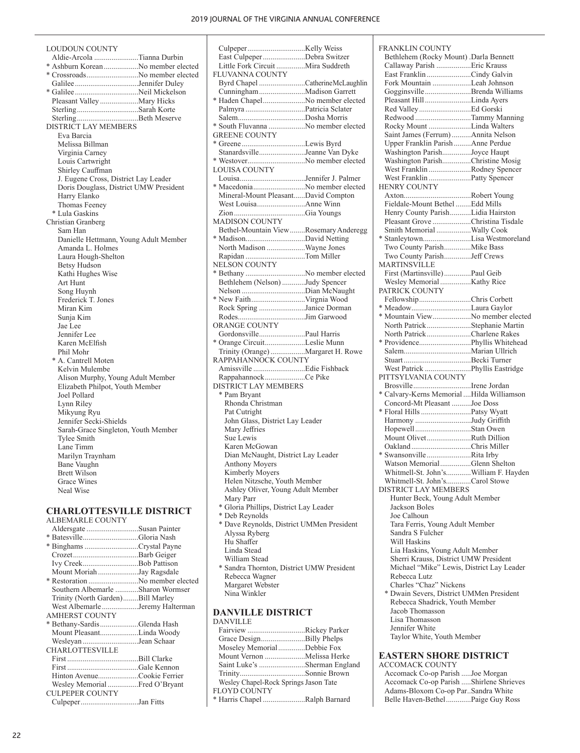LOUDOUN COUNTY
Aldie-Arcola ......................Tianna Durbin
* Ashburn Korean .................No member elected
* Crossroads..........................No member elected
Galilee ................................Jennifer Duley
* Galilee ................................Neil Mickelson
Pleasant Valley ...................Mary Hicks
Sterling ...............................Sarah Korte
Sterling ...............................Beth Meserve

DISTRICT LAY MEMBERS
Eva Barcia
Melissa Billman
Virginia Carney
Louis Cartwright
Shirley Cauffman
J. Eugene Cross, District Lay Leader
Doris Douglass, District UMW President
Harry Elanko
Thomas Feeney
* Lula Gaskins
Christian Granberg
Sam Han
Danielle Hettmann, Young Adult Member
Amanda L. Holmes
Laura Hough-Shelton
Betsy Hudson
Kathi Hughes Wise
Art Hunt
Song Huynh
Frederick T. Jones
Miran Kim
Sunja Kim
Jae Lee
Jennifer Lee
Karen McElfish
Phil Mohr
* A. Cantrell Moten
Kelvin Mulembe
Alison Murphy, Young Adult Member
Elizabeth Philpot, Youth Member
Joel Pollard
Lynn Riley
Mikyung Ryu
Jennifer Secki-Shields
Sarah-Grace Singleton, Youth Member
Tylee Smith
Lane Timm
Marilyn Traynham
Bane Vaughn
Brett Wilson
Grace Wines
Neal Wise

## CHARLOTTESVILLE DISTRICT

ALBEMARLE COUNTY
Aldersgate ..........................Susan Painter
* Batesville............................Gloria Nash
* Binghams ...........................Crystal Payne
Crozet.................................Barb Geiger
Ivy Creek............................Bob Pattison
Mount Moriah ....................Jay Ragsdale
* Restoration .........................No member elected
Southern Albemarle ...........Sharon Wormser
Trinity (North Garden)........Bill Marley
West Albemarle ..................Jeremy Halterman

AMHERST COUNTY
* Bethany-Sardis ...................Glenda Hash
Mount Pleasant...................Linda Woody
Wesleyan ............................Jean Schaar

CHARLOTTESVILLE
First ....................................Bill Clarke
First ....................................Gale Kennon
Hinton Avenue....................Cookie Ferrier
Wesley Memorial ...............Fred O'Bryant

CULPEPER COUNTY
Culpeper.............................Jan Fitts
Culpeper.............................Kelly Weiss
East Culpeper .....................Debra Switzer
Little Fork Circuit ...............Mira Suddreth

FLUVANNA COUNTY
Byrd Chapel .......................CatherineMcLaughlin
Cunningham .......................Madison Garrett
* Haden Chapel.....................No member elected
Palmyra ..............................Patricia Sclater
Salem..................................Dosha Morris
* South Fluvanna ..................No member elected

GREENE COUNTY
* Greene ................................Lewis Byrd
Stanardsville.......................Jeanne Van Dyke
* Westover.............................No member elected

LOUISA COUNTY
Louisa.................................Jennifer J. Palmer
* Macedonia ..........................No member elected
Mineral-Mount Pleasant......David Compton
West Louisa.........................Anne Winn
Zion ....................................Gia Youngs

MADISON COUNTY
Bethel-Mountain View........Rosemary Anderegg
* Madison..............................David Netting
North Madison ...................Wayne Jones
Rapidan ..............................Tom Miller

NELSON COUNTY
* Bethany ..............................No member elected
Bethlehem (Nelson) ...........Judy Spencer
Nelson ................................Dian McNaught
* New Faith...........................Virgnia Wood
Rock Spring .......................Janice Dorman
Rodes..................................Jim Garwood

ORANGE COUNTY
Gordonsville.......................Paul Harris
* Orange Circuit....................Leslie Munn
Trinity (Orange) .................Margaret H. Rowe

RAPPAHANNOCK COUNTY
Amissville ..........................Edie Fishback
Rappahannock ....................Ce Pike

DISTRICT LAY MEMBERS
* Pam Bryant
Rhonda Christman
Pat Cutright
John Glass, District Lay Leader
Mary Jeffries
Sue Lewis
Karen McGowan
Dian McNaught, District Lay Leader
Anthony Moyers
Kimberly Moyers
Helen Nitzsche, Youth Member
Ashley Oliver, Young Adult Member
Mary Parr
* Gloria Phillips, District Lay Leader
* Deb Reynolds
* Dave Reynolds, District UMMen President
Alyssa Ryberg
Hu Shaffer
Linda Stead
William Stead
* Sandra Thornton, District UMW President
Rebecca Wagner
Margaret Webster
Nina Winkler

## DANVILLE DISTRICT

DANVILLE
Fairview .............................Rickey Parker
Grace Design......................Billy Phelps
Moseley Memorial .............Debbie Fox
Mount Vernon ....................Melissa Herke
Saint Luke's .......................Sherman England
Trinity.................................Sonnie Brown
Wesley Chapel-Rock Springs Jason Tate

FLOYD COUNTY
* Harris Chapel .....................Ralph Barnard

FRANKLIN COUNTY
Bethlehem (Rocky Mount) .Darla Bennett
Callaway Parish .................Eric Krauss
East Franklin ......................Cindy Galvin
Fork Mountain ...................Leah Johnson
Gogginsville.......................Brenda Williams
Pleasant Hill .......................Linda Ayers
Red Valley ..........................Ed Gorski
Redwood ............................Tammy Manning
Rocky Mount .....................Linda Walters
Saint James (Ferrum) ..........Annita Nelson
Upper Franklin Parish .........Anne Perdue
Washington Parish..............Joyce Haupt
Washington Parish..............Christine Mosig
West Franklin .....................Rodney Spencer
West Franklin .....................Patty Spencer

HENRY COUNTY
Axton..................................Robert Young
Fieldale-Mount Bethel ........Edd Mills
Henry County Parish...........Lidia Hairston
Pleasant Grove ...................Christina Tisdale
Smith Memorial .................Wally Cook
* Stanleytown........................Lisa Westmoreland
Two County Parish.............Mike Bass
Two County Parish.............Jeff Crews

MARTINSVILLE
First (Martinsville) .............Paul Geib
Wesley Memorial ...............Kathy Rice

PATRICK COUNTY
Fellowship..........................Chris Corbett
* Meadow..............................Laura Gaylor
* Mountain View...................No member elected
North Patrick......................Stephanie Martin
North Patrick......................Charlene Rakes
* Providence..........................Phyllis Whitehead
Salem..................................Marian Ullrich
Stuart ..................................Becki Turner
West Patrick .......................Phyllis Eastridge

PITTSYLVANIA COUNTY
Brosville .............................Irene Jordan
* Calvary-Kerns Memorial ....Hilda Williamson
Concord-Mt Pleasant ..........Joe Doss
* Floral Hills .........................Patsy Wyatt
Harmony ............................Judy Griffith
Hopewell ............................Stan Owen
Mount Olivet ......................Ruth Dillion
Oakland ..............................Chris Miller
* Swansonville ......................Rita Irby
Watson Memorial ...............Glenn Shelton
Whitmell-St. John's............William F. Hayden
Whitmell-St. John's............Carol Stowe

DISTRICT LAY MEMBERS
Hunter Beck, Young Adult Member
Jackson Boles
Joe Calhoun
Tara Ferris, Young Adult Member
Sandra S Fulcher
Will Haskins
Lia Haskins, Young Adult Member
Sherri Krauss, District UMW President
Michael "Mike" Lewis, District Lay Leader
Rebecca Lutz
Charles "Chaz" Nickens
* Dwain Severs, District UMMen President
Rebecca Shadrick, Youth Member
Jacob Thomasson
Lisa Thomasson
Jennifer White
Taylor White, Youth Member

## EASTERN SHORE DISTRICT

ACCOMACK COUNTY
Accomack Co-op Parish .....Joe Morgan
Accomack Co-op Parish .....Shirlene Shrieves
Adams-Bloxom Co-op Par..Sandra White
Belle Haven-Bethel.............Paige Guy Ross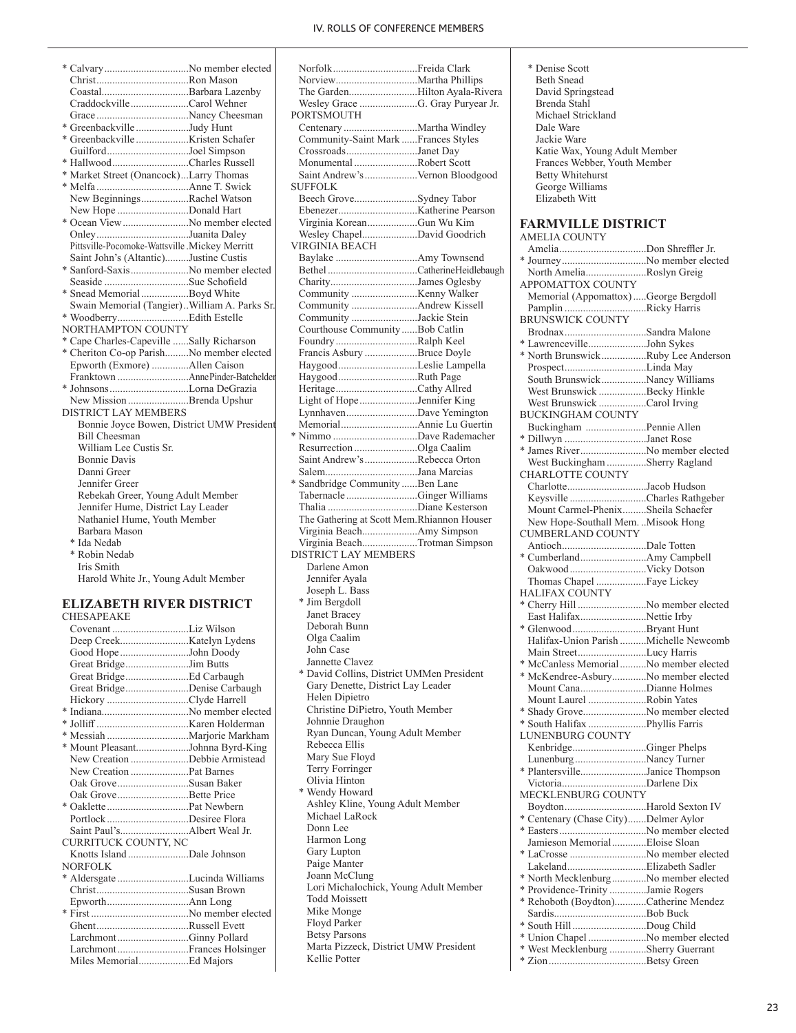- * Calvary ................................No member elected
- Christ...................................Ron Mason
- Coastal.................................Barbara Lazenby
- Craddockville.......................Carol Wehner
- Grace ...................................Nancy Cheesman
- * Greenbackville ....................Judy Hunt
- * Greenbackville ....................Kristen Schafer
- Guilford...............................Joel Simpson
- * Hallwood.............................Charles Russell
- * Market Street (Onancock)...Larry Thomas
- * Melfa ...................................Anne T. Swick
- New Beginnings..................Rachel Watson
- New Hope ...........................Donald Hart
- * Ocean View .........................No member elected
- Onley...................................Juanita Daley
- Pittsville-Pocomoke-Wattsville .Mickey Merritt
- Saint John's (Altantic).........Justine Custis
- * Sanford-Saxis......................No member elected
- Seaside ................................Sue Schofield
- * Snead Memorial ..................Boyd White
- Swain Memorial (Tangier)..William A. Parks Sr.
- * Woodberry...........................Edith Estelle

NORTHAMPTON COUNTY

- * Cape Charles-Capeville ......Sally Richarson
- * Cheriton Co-op Parish.........No member elected
- Epworth (Exmore) ..............Allen Caison
- Franktown ...........................AnnePinder-Batchelder
- * Johnsons..............................Lorna DeGrazia
- New Mission .......................Brenda Upshur

DISTRICT LAY MEMBERS

- Bonnie Joyce Bowen, District UMW President
- Bill Cheesman
- William Lee Custis Sr.
- Bonnie Davis
- Danni Greer
- Jennifer Greer
- Rebekah Greer, Young Adult Member
- Jennifer Hume, District Lay Leader
- Nathaniel Hume, Youth Member
- Barbara Mason
- * Ida Nedab
- * Robin Nedab
- Iris Smith
- Harold White Jr., Young Adult Member

## ELIZABETH RIVER DISTRICT

CHESAPEAKE

- Covenant .............................Liz Wilson
- Deep Creek..........................Katelyn Lydens
- Good Hope ..........................John Doody
- Great Bridge........................Jim Butts
- Great Bridge........................Ed Carbaugh
- Great Bridge........................Denise Carbaugh
- Hickory ...............................Clyde Harrell
- * Indiana.................................No member elected
- * Jolliff ...................................Karen Holderman
- * Messiah ...............................Marjorie Markham
- * Mount Pleasant....................Johnna Byrd-King
- New Creation ......................Debbie Armistead
- New Creation ......................Pat Barnes
- Oak Grove...........................Susan Baker
- Oak Grove...........................Bette Price
- * Oaklette ...............................Pat Newbern
- Portlock ..............................Desiree Flora
- Saint Paul's..........................Albert Weal Jr.

CURRITUCK COUNTY, NC

- Knotts Island .......................Dale Johnson

NORFOLK

- * Aldersgate ...........................Lucinda Williams
- Christ...................................Susan Brown
- Epworth...............................Ann Long
- * First .....................................No member elected
- Ghent...................................Russell Evett
- Larchmont...........................Ginny Pollard
- Larchmont...........................Frances Holsinger
- Miles Memorial...................Ed Majors
- Norfolk................................Freida Clark
- Norview...............................Martha Phillips
- The Garden..........................Hilton Ayala-Rivera
- Wesley Grace ......................G. Gray Puryear Jr.

PORTSMOUTH

- Centenary ............................Martha Windley
- Community-Saint Mark ......Frances Styles
- Crossroads...........................Janet Day
- Monumental ........................Robert Scott
- Saint Andrew's....................Vernon Bloodgood

SUFFOLK

- Beech Grove........................Sydney Tabor
- Ebenezer..............................Katherine Pearson
- Virginia Korean...................Gun Wu Kim
- Wesley Chapel.....................David Goodrich

VIRGINIA BEACH

- Baylake ...............................Amy Townsend
- Bethel ..................................CatherineHeidlebaugh
- Charity.................................James Oglesby
- Community .........................Kenny Walker
- Community .........................Andrew Kissell
- Community .........................Jackie Stein
- Courthouse Community......Bob Catlin
- Foundry ...............................Ralph Keel
- Francis Asbury ....................Bruce Doyle
- Haygood ..............................Leslie Lampella
- Haygood ..............................Ruth Page
- Heritage...............................Cathy Allred
- Light of Hope......................Jennifer King
- Lynnhaven...........................Dave Yemington
- Memorial.............................Annie Lu Guertin
- * Nimmo ................................Dave Rademacher
- Resurrection ........................Olga Caalim
- Saint Andrew's....................Rebecca Orton
- Salem...................................Jana Marcias
- * Sandbridge Community ......Ben Lane
- Tabernacle ...........................Ginger Williams
- Thalia ..................................Diane Kesterson
- The Gathering at Scott Mem.Rhiannon Houser
- Virginia Beach.....................Amy Simpson
- Virginia Beach.....................Trotman Simpson

DISTRICT LAY MEMBERS

- Darlene Amon
- Jennifer Ayala
- Joseph L. Bass
- * Jim Bergdoll
- Janet Bracey
- Deborah Bunn
- Olga Caalim
- John Case
- Jannette Clavez
- * David Collins, District UMMen President
- Gary Denette, District Lay Leader
- Helen Dipietro
- Christine DiPietro, Youth Member
- Johnnie Draughon
- Ryan Duncan, Young Adult Member
- Rebecca Ellis
- Mary Sue Floyd
- Terry Forringer
- Olivia Hinton
- * Wendy Howard
- Ashley Kline, Young Adult Member
- Michael LaRock
- Donn Lee
- Harmon Long
- Gary Lupton
- Paige Manter
- Joann McClung
- Lori Michalochick, Young Adult Member
- Todd Moissett
- Mike Monge
- Floyd Parker
- Betsy Parsons
- Marta Pizzeck, District UMW President
- Kellie Potter
- * Denise Scott
- Beth Snead
- David Springstead
- Brenda Stahl
- Michael Strickland
- Dale Ware
- Jackie Ware
- Katie Wax, Young Adult Member
- Frances Webber, Youth Member
- Betty Whitehurst
- George Williams
- Elizabeth Witt

## FARMVILLE DISTRICT

AMELIA COUNTY

- Amelia.................................Don Shreffler Jr.
- * Journey................................No member elected
- North Amelia.......................Roslyn Greig

APPOMATTOX COUNTY

- Memorial (Appomattox).....George Bergdoll
- Pamplin ...............................Ricky Harris

BRUNSWICK COUNTY

- Brodnax...............................Sandra Malone
- * Lawrenceville......................John Sykes
- * North Brunswick.................Ruby Lee Anderson
- Prospect...............................Linda May
- South Brunswick.................Nancy Williams
- West Brunswick ..................Becky Hinkle
- West Brunswick ..................Carol Irving

BUCKINGHAM COUNTY

- Buckingham .......................Pennie Allen
- * Dillwyn ...............................Janet Rose
- * James River.........................No member elected
- West Buckingham ...............Sherry Ragland

CHARLOTTE COUNTY

- Charlotte..............................Jacob Hudson
- Keysville .............................Charles Rathgeber
- Mount Carmel-Phenix.........Sheila Schaefer
- New Hope-Southall Mem. ..Misook Hong

CUMBERLAND COUNTY

- Antioch................................Dale Totten
- * Cumberland.........................Amy Campbell
- Oakwood .............................Vicky Dotson
- Thomas Chapel ...................Faye Lickey

HALIFAX COUNTY

- * Cherry Hill ..........................No member elected
- East Halifax.........................Nettie Irby
- * Glenwood............................Bryant Hunt
- Halifax-Union Parish ..........Michelle Newcomb
- Main Street..........................Lucy Harris
- * McCanless Memorial..........No member elected
- * McKendree-Asbury.............No member elected
- Mount Cana.........................Dianne Holmes
- Mount Laurel ......................Robin Yates
- * Shady Grove........................No member elected
- * South Halifax ......................Phyllis Farris

LUNENBURG COUNTY

- Kenbridge............................Ginger Phelps
- Lunenburg ...........................Nancy Turner
- * Plantersville.........................Janice Thompson
- Victoria................................Darlene Dix

MECKLENBURG COUNTY

- Boydton...............................Harold Sexton IV
- * Centenary (Chase City).......Delmer Aylor
- * Easters.................................No member elected
- Jamieson Memorial.............Eloise Sloan
- * LaCrosse .............................No member elected
- Lakeland..............................Elizabeth Sadler
- * North Mecklenburg.............No member elected
- * Providence-Trinity .............Jamie Rogers
- * Rehoboth (Boydton)............Catherine Mendez
- Sardis...................................Bob Buck
- * South Hill............................Doug Child
- * Union Chapel ......................No member elected
- * West Mecklenburg ..............Sherry Guerrant
- * Zion.....................................Betsy Green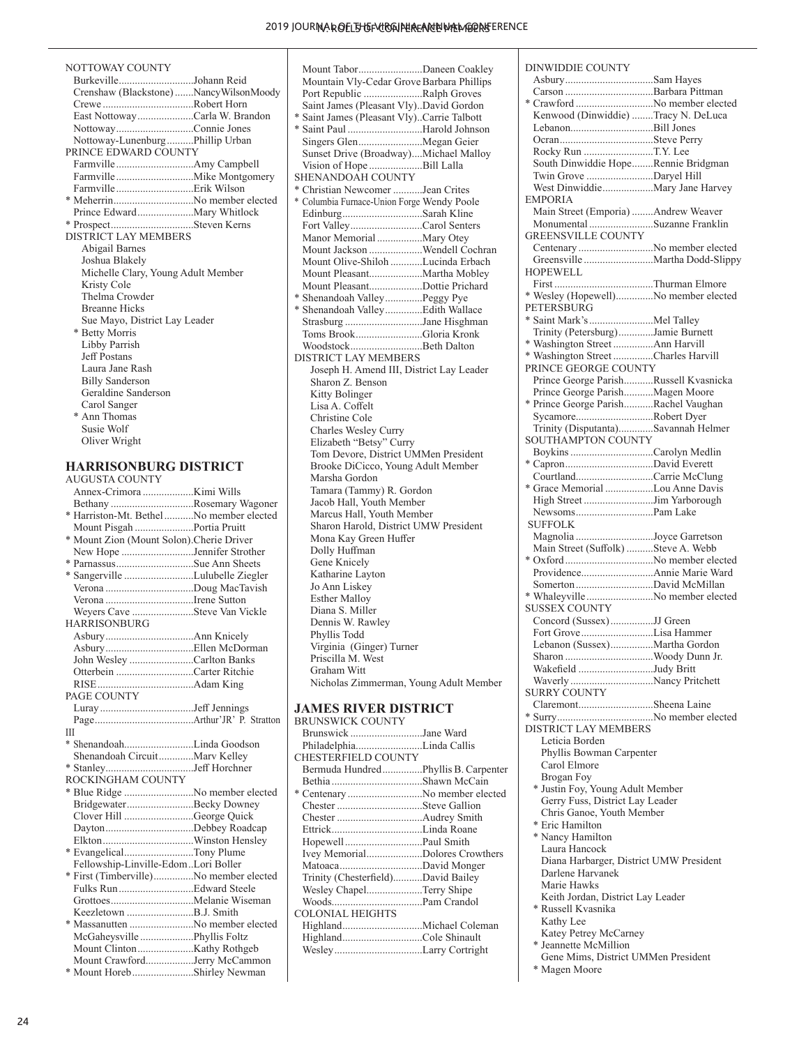NOTTOWAY COUNTY

Burkeville............................Johann Reid
Crenshaw (Blackstone).......NancyWilsonMoody
Crewe..................................Robert Horn
East Nottoway.....................Carla W. Brandon
Nottoway.............................Connie Jones
Nottoway-Lunenburg..........Phillip Urban

PRINCE EDWARD COUNTY

Farmville.............................Amy Campbell
Farmville.............................Mike Montgomery
Farmville.............................Erik Wilson
* Meherrin..............................No member elected
Prince Edward.....................Mary Whitlock
* Prospect...............................Steven Kerns

DISTRICT LAY MEMBERS

Abigail Barnes
Joshua Blakely
Michelle Clary, Young Adult Member
Kristy Cole
Thelma Crowder
Breanne Hicks
Sue Mayo, District Lay Leader
* Betty Morris
Libby Parrish
Jeff Postans
Laura Jane Rash
Billy Sanderson
Geraldine Sanderson
Carol Sanger
* Ann Thomas
Susie Wolf
Oliver Wright

## HARRISONBURG DISTRICT

AUGUSTA COUNTY

Annex-Crimora...................Kimi Wills
Bethany...............................Rosemary Wagoner
* Harriston-Mt. Bethel...........No member elected
Mount Pisgah......................Portia Pruitt
* Mount Zion (Mount Solon).Cherie Driver
New Hope...........................Jennifer Strother
* Parnassus.............................Sue Ann Sheets
* Sangerville..........................Lulubelle Ziegler
Verona.................................Doug MacTavish
Verona.................................Irene Sutton
Weyers Cave.......................Steve Van Vickle

HARRISONBURG

Asbury.................................Ann Knicely
Asbury.................................Ellen McDorman
John Wesley........................Carlton Banks
Otterbein.............................Carter Ritchie
RISE....................................Adam King

PAGE COUNTY

Luray...................................Jeff Jennings
Page.....................................Arthur'JR' P. Stratton III
* Shenandoah..........................Linda Goodson
Shenandoah Circuit.............Marv Kelley
* Stanley.................................Jeff Horchner

ROCKINGHAM COUNTY

* Blue Ridge..........................No member elected
Bridgewater.........................Becky Downey
Clover Hill..........................George Quick
Dayton.................................Debbey Roadcap
Elkton..................................Winston Hensley
* Evangelical..........................Tony Plume
Fellowship-Linville-Edom..Lori Boller
* First (Timberville)...............No member elected
Fulks Run............................Edward Steele
Grottoes...............................Melanie Wiseman
Keezletown.........................B.J. Smith
* Massanutten........................No member elected
McGaheysville....................Phyllis Foltz
Mount Clinton.....................Kathy Rothgeb
Mount Crawford..................Jerry McCammon
* Mount Horeb.......................Shirley Newman
Mount Tabor........................Daneen Coakley
Mountain Vly-Cedar Grove Barbara Phillips
Port Republic......................Ralph Groves
Saint James (Pleasant Vly)..David Gordon
* Saint James (Pleasant Vly)..Carrie Talbott
* Saint Paul...........................Harold Johnson
Singers Glen........................Megan Geier
Sunset Drive (Broadway)....Michael Malloy
Vision of Hope....................Bill Lalla

SHENANDOAH COUNTY

* Christian Newcomer...........Jean Crites
* Columbia Furnace-Union Forge Wendy Poole
Edinburg..............................Sarah Kline
Fort Valley...........................Carol Senters
Manor Memorial.................Mary Otey
Mount Jackson....................Wendell Cochran
Mount Olive-Shiloh............Lucinda Erbach
Mount Pleasant...................Martha Mobley
Mount Pleasant...................Dottie Prichard
* Shenandoah Valley..............Peggy Pye
* Shenandoah Valley..............Edith Wallace
Strasburg.............................Jane Hisghman
Toms Brook.........................Gloria Kronk
Woodstock...........................Beth Dalton

DISTRICT LAY MEMBERS

Joseph H. Amend III, District Lay Leader
Sharon Z. Benson
Kitty Bolinger
Lisa A. Coffelt
Christine Cole
Charles Wesley Curry
Elizabeth "Betsy" Curry
Tom Devore, District UMMen President
Brooke DiCicco, Young Adult Member
Marsha Gordon
Tamara (Tammy) R. Gordon
Jacob Hall, Youth Member
Marcus Hall, Youth Member
Sharon Harold, District UMW President
Mona Kay Green Huffer
Dolly Huffman
Gene Knicely
Katharine Layton
Jo Ann Liskey
Esther Malloy
Diana S. Miller
Dennis W. Rawley
Phyllis Todd
Virginia (Ginger) Turner
Priscilla M. West
Graham Witt
Nicholas Zimmerman, Young Adult Member

## JAMES RIVER DISTRICT

BRUNSWICK COUNTY

Brunswick...........................Jane Ward
Philadelphia.........................Linda Callis

CHESTERFIELD COUNTY

Bermuda Hundred...............Phyllis B. Carpenter
Bethia..................................Shawn McCain
* Centenary............................No member elected
Chester................................Steve Gallion
Chester................................Audrey Smith
Ettrick.................................Linda Roane
Hopewell.............................Paul Smith
Ivey Memorial.....................Dolores Crowthers
Matoaca...............................David Monger
Trinity (Chesterfield)...........David Bailey
Wesley Chapel.....................Terry Shipe
Woods..................................Pam Crandol

COLONIAL HEIGHTS

Highland..............................Michael Coleman
Highland..............................Cole Shinault
Wesley.................................Larry Cortright

DINWIDDIE COUNTY

Asbury.................................Sam Hayes
Carson.................................Barbara Pittman
* Crawford.............................No member elected
Kenwood (Dinwiddie)........Tracy N. DeLuca
Lebanon...............................Bill Jones
Ocran...................................Steve Perry
Rocky Run..........................T.Y. Lee
South Dinwiddie Hope........Rennie Bridgman
Twin Grove.........................Daryel Hill
West Dinwiddie...................Mary Jane Harvey

EMPORIA

Main Street (Emporia)........Andrew Weaver
Monumental........................Suzanne Franklin

GREENSVILLE COUNTY

Centenary............................No member elected
Greensville..........................Martha Dodd-Slippy

HOPEWELL

First....................................Thurman Elmore
* Wesley (Hopewell)..............No member elected

PETERSBURG

* Saint Mark's........................Mel Talley
Trinity (Petersburg).............Jamie Burnett
* Washington Street...............Ann Harvill
* Washington Street...............Charles Harvill

PRINCE GEORGE COUNTY

Prince George Parish...........Russell Kvasnicka
Prince George Parish...........Magen Moore
* Prince George Parish...........Rachel Vaughan
Sycamore.............................Robert Dyer
Trinity (Disputanta).............Savannah Helmer

SOUTHAMPTON COUNTY

Boykins...............................Carolyn Medlin
* Capron.................................David Everett
Courtland.............................Carrie McClung
* Grace Memorial..................Lou Anne Davis
High Street..........................Jim Yarborough
Newsoms.............................Pam Lake

SUFFOLK

Magnolia.............................Joyce Garretson
Main Street (Suffolk)..........Steve A. Webb
* Oxford.................................No member elected
Providence...........................Annie Marie Ward
Somerton.............................David McMillan
* Whaleyville.........................No member elected

SUSSEX COUNTY

Concord (Sussex)................JJ Green
Fort Grove...........................Lisa Hammer
Lebanon (Sussex)................Martha Gordon
Sharon.................................Woody Dunn Jr.
Wakefield............................Judy Britt
Waverly...............................Nancy Pritchett

SURRY COUNTY

Claremont............................Sheena Laine
* Surry....................................No member elected

DISTRICT LAY MEMBERS

Leticia Borden
Phyllis Bowman Carpenter
Carol Elmore
Brogan Foy
* Justin Foy, Young Adult Member
Gerry Fuss, District Lay Leader
Chris Ganoe, Youth Member
* Eric Hamilton
* Nancy Hamilton
Laura Hancock
Diana Harbarger, District UMW President
Darlene Harvanek
Marie Hawks
Keith Jordan, District Lay Leader
* Russell Kvasnika
Kathy Lee
Katey Petrey McCarney
* Jeannette McMillion
Gene Mims, District UMMen President
* Magen Moore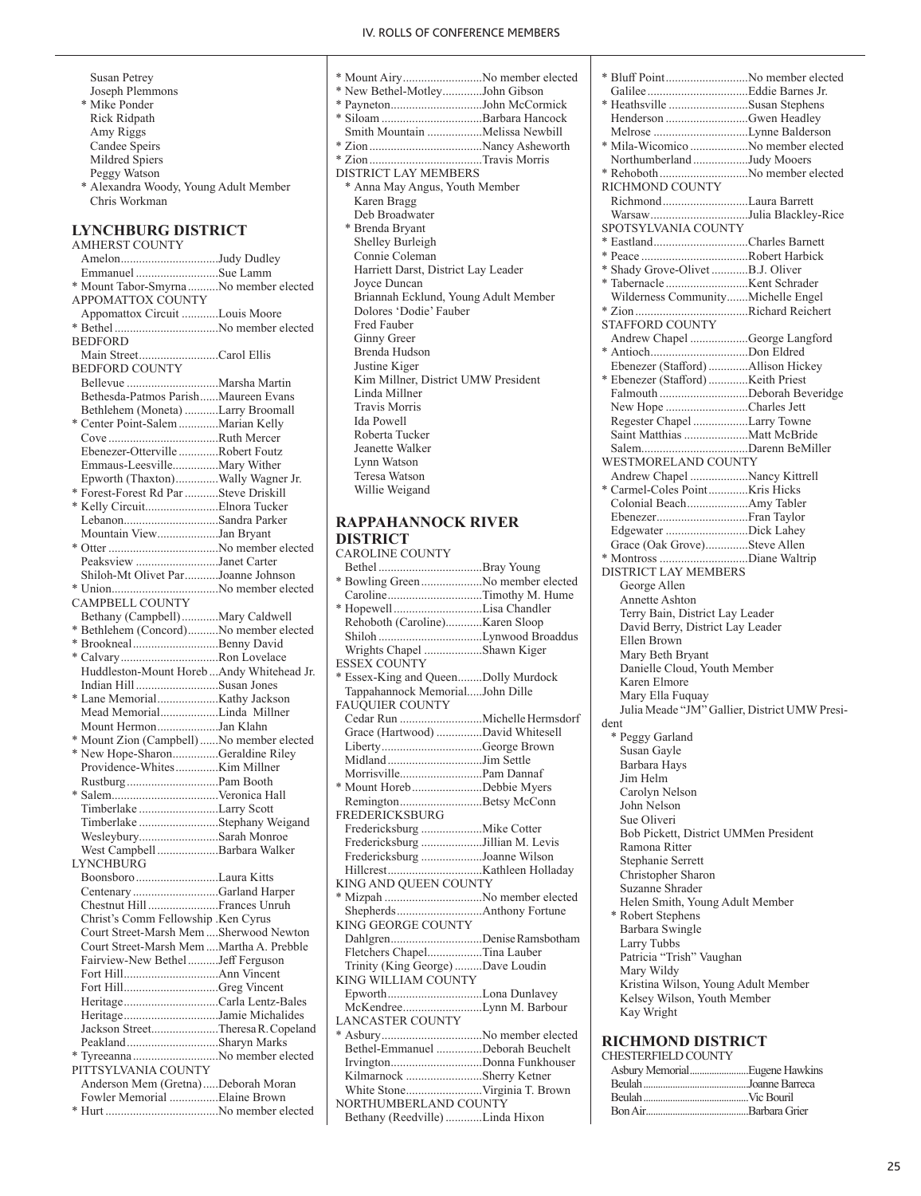Susan Petrey
Joseph Plemmons
* Mike Ponder
Rick Ridpath
Amy Riggs
Candee Speirs
Mildred Spiers
Peggy Watson
* Alexandra Woody, Young Adult Member
Chris Workman

## LYNCHBURG DISTRICT

AMHERST COUNTY
Amelon................................Judy Dudley
Emmanuel ...........................Sue Lamm
* Mount Tabor-Smyrna..........No member elected
APPOMATTOX COUNTY
Appomattox Circuit ............Louis Moore
* Bethel .................................No member elected
BEDFORD
Main Street..........................Carol Ellis
BEDFORD COUNTY
Bellevue ..............................Marsha Martin
Bethesda-Patmos Parish......Maureen Evans
Bethlehem (Moneta) ...........Larry Broomall
* Center Point-Salem .............Marian Kelly
Cove ....................................Ruth Mercer
Ebenezer-Otterville .............Robert Foutz
Emmaus-Leesville...............Mary Wither
Epworth (Thaxton)..............Wally Wagner Jr.
* Forest-Forest Rd Par ...........Steve Driskill
* Kelly Circuit........................Elnora Tucker
Lebanon...............................Sandra Parker
Mountain View....................Jan Bryant
* Otter ...................................No member elected
Peaksview ...........................Janet Carter
Shiloh-Mt Olivet Par...........Joanne Johnson
* Union...................................No member elected
CAMPBELL COUNTY
Bethany (Campbell)............Mary Caldwell
* Bethlehem (Concord)..........No member elected
* Brookneal............................Benny David
* Calvary................................Ron Lovelace
Huddleston-Mount Horeb ...Andy Whitehead Jr.
Indian Hill ...........................Susan Jones
* Lane Memorial....................Kathy Jackson
Mead Memorial...................Linda Millner
Mount Hermon....................Jan Klahn
* Mount Zion (Campbell) ......No member elected
* New Hope-Sharon...............Geraldine Riley
Providence-Whites..............Kim Millner
Rustburg..............................Pam Booth
* Salem...................................Veronica Hall
Timberlake ..........................Larry Scott
Timberlake ..........................Stephany Weigand
Wesleybury..........................Sarah Monroe
West Campbell ....................Barbara Walker
LYNCHBURG
Boonsboro ...........................Laura Kitts
Centenary ............................Garland Harper
Chestnut Hill .......................Frances Unruh
Christ's Comm Fellowship .Ken Cyrus
Court Street-Marsh Mem ....Sherwood Newton
Court Street-Marsh Mem ....Martha A. Prebble
Fairview-New Bethel ..........Jeff Ferguson
Fort Hill...............................Ann Vincent
Fort Hill...............................Greg Vincent
Heritage...............................Carla Lentz-Bales
Heritage...............................Jamie Michalides
Jackson Street......................Theresa R. Copeland
Peakland..............................Sharyn Marks
* Tyreeanna............................No member elected
PITTSYLVANIA COUNTY
Anderson Mem (Gretna).....Deborah Moran
Fowler Memorial ................Elaine Brown
* Hurt ....................................No member elected
* Mount Airy..........................No member elected
* New Bethel-Motley.............John Gibson
* Payneton..............................John McCormick
* Siloam .................................Barbara Hancock
Smith Mountain .................Melissa Newbill
* Zion .....................................Nancy Asheworth
* Zion .....................................Travis Morris
DISTRICT LAY MEMBERS
* Anna May Angus, Youth Member
Karen Bragg
Deb Broadwater
* Brenda Bryant
Shelley Burleigh
Connie Coleman
Harriett Darst, District Lay Leader
Joyce Duncan
Briannah Ecklund, Young Adult Member
Dolores 'Dodie' Fauber
Fred Fauber
Ginny Greer
Brenda Hudson
Justine Kiger
Kim Millner, District UMW President
Linda Millner
Travis Morris
Ida Powell
Roberta Tucker
Jeanette Walker
Lynn Watson
Teresa Watson
Willie Weigand

## RAPPAHANNOCK RIVER DISTRICT

CAROLINE COUNTY
Bethel ..................................Bray Young
* Bowling Green....................No member elected
Caroline...............................Timothy M. Hume
* Hopewell .............................Lisa Chandler
Rehoboth (Caroline)............Karen Sloop
Shiloh .................................Lynwood Broaddus
Wrights Chapel ..................Shawn Kiger
ESSEX COUNTY
* Essex-King and Queen........Dolly Murdock
Tappahannock Memorial.....John Dille
FAUQUIER COUNTY
Cedar Run ...........................Michelle Hermsdorf
Grace (Hartwood) ...............David Whitesell
Liberty.................................George Brown
Midland ...............................Jim Settle
Morrisville...........................Pam Dannaf
* Mount Horeb.......................Debbie Myers
Remington...........................Betsy McConn
FREDERICKSBURG
Fredericksburg ...................Mike Cotter
Fredericksburg ...................Jillian M. Levis
Fredericksburg ...................Joanne Wilson
Hillcrest..............................Kathleen Holladay
KING AND QUEEN COUNTY
* Mizpah ................................No member elected
Shepherds............................Anthony Fortune
KING GEORGE COUNTY
Dahlgren..............................Denise Ramsbotham
Fletchers Chapel..................Tina Lauber
Trinity (King George) .........Dave Loudin
KING WILLIAM COUNTY
Epworth...............................Lona Dunlavey
McKendree..........................Lynn M. Barbour
LANCASTER COUNTY
* Asbury.................................No member elected
Bethel-Emmanuel ...............Deborah Beuchelt
Irvington..............................Donna Funkhouser
Kilmarnock .........................Sherry Ketner
White Stone.........................Virginia T. Brown
NORTHUMBERLAND COUNTY
Bethany (Reedville) ............Linda Hixon
* Bluff Point...........................No member elected
Galilee .................................Eddie Barnes Jr.
* Heathsville ..........................Susan Stephens
Henderson ...........................Gwen Headley
Melrose ...............................Lynne Balderson
* Mila-Wicomico ...................No member elected
Northumberland ..................Judy Mooers
* Rehoboth .............................No member elected
RICHMOND COUNTY
Richmond............................Laura Barrett
Warsaw................................Julia Blackley-Rice
SPOTSYLVANIA COUNTY
* Eastland...............................Charles Barnett
* Peace ...................................Robert Harbick
* Shady Grove-Olivet ............B.J. Oliver
* Tabernacle ...........................Kent Schrader
Wilderness Community.......Michelle Engel
* Zion .....................................Richard Reichert
STAFFORD COUNTY
Andrew Chapel ...................George Langford
* Antioch.................................Don Eldred
Ebenezer (Stafford) .............Allison Hickey
* Ebenezer (Stafford) .............Keith Priest
Falmouth .............................Deborah Beveridge
New Hope ...........................Charles Jett
Regester Chapel ..................Larry Towne
Saint Matthias .....................Matt McBride
Salem...................................Darenn BeMiller
WESTMORELAND COUNTY
Andrew Chapel ...................Nancy Kittrell
* Carmel-Coles Point.............Kris Hicks
Colonial Beach....................Amy Tabler
Ebenezer..............................Fran Taylor
Edgewater ...........................Dick Lahey
Grace (Oak Grove)..............Steve Allen
* Montross .............................Diane Waltrip
DISTRICT LAY MEMBERS
George Allen
Annette Ashton
Terry Bain, District Lay Leader
David Berry, District Lay Leader
Ellen Brown
Mary Beth Bryant
Danielle Cloud, Youth Member
Karen Elmore
Mary Ella Fuquay
Julia Meade "JM" Gallier, District UMW President
* Peggy Garland
Susan Gayle
Barbara Hays
Jim Helm
Carolyn Nelson
John Nelson
Sue Oliveri
Bob Pickett, District UMMen President
Ramona Ritter
Stephanie Serrett
Christopher Sharon
Suzanne Shrader
Helen Smith, Young Adult Member
* Robert Stephens
Barbara Swingle
Larry Tubbs
Patricia "Trish" Vaughan
Mary Wildy
Kristina Wilson, Young Adult Member
Kelsey Wilson, Youth Member
Kay Wright

## RICHMOND DISTRICT

CHESTERFIELD COUNTY
Asbury Memorial.......................Eugene Hawkins
Beulah.........................................Joanne Barreca
Beulah.........................................Vic Bouril
Bon Air........................................Barbara Grier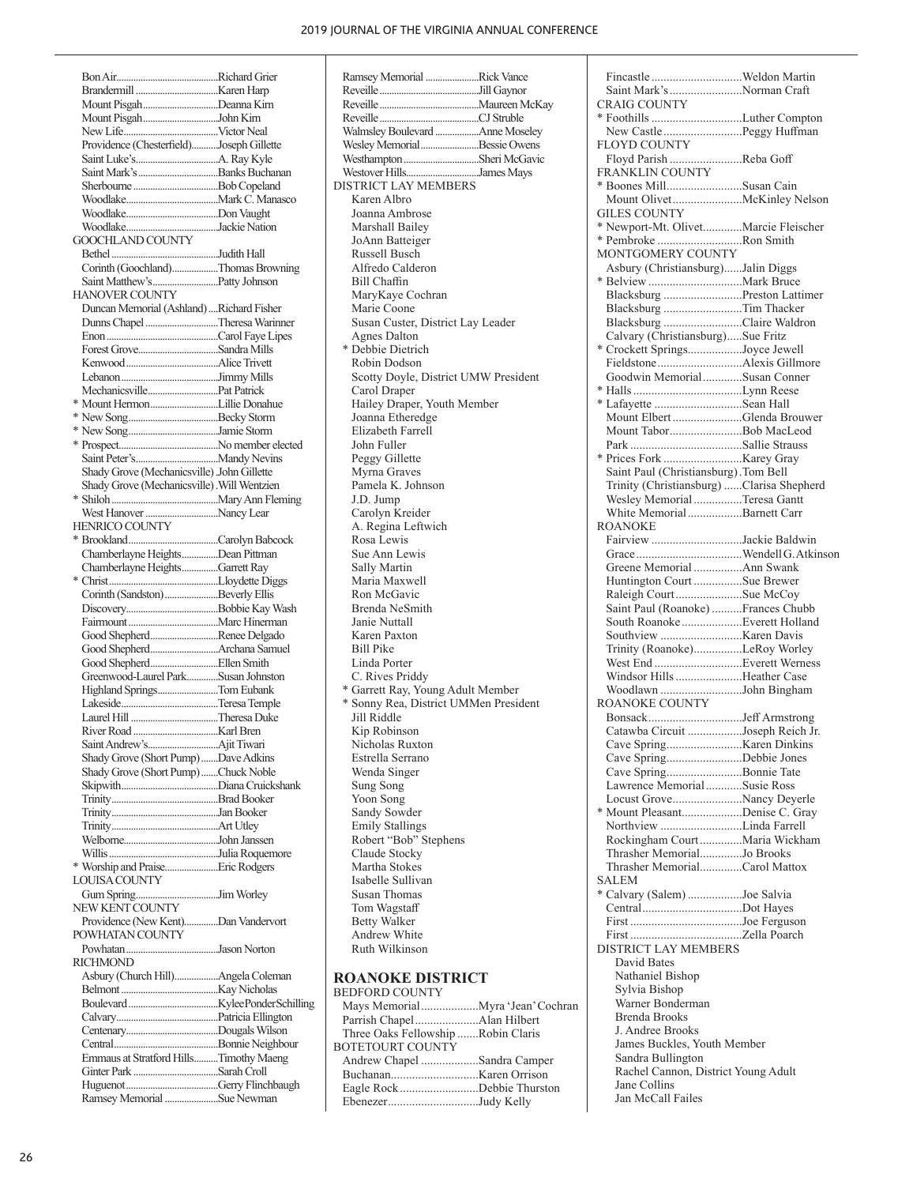Bon Air......Richard Grier
Brandermill......Karen Harp
Mount Pisgah......Deanna Kim
Mount Pisgah......John Kim
New Life......Victor Neal
Providence (Chesterfield)......Joseph Gillette
Saint Luke's......A. Ray Kyle
Saint Mark's......Banks Buchanan
Sherbourne......Bob Copeland
Woodlake......Mark C. Manasco
Woodlake......Don Vaught
Woodlake......Jackie Nation

GOOCHLAND COUNTY
Bethel......Judith Hall
Corinth (Goochland)......Thomas Browning
Saint Matthew's......Patty Johnson

HANOVER COUNTY
Duncan Memorial (Ashland)......Richard Fisher
Dunns Chapel......Theresa Warinner
Enon......Carol Faye Lipes
Forest Grove......Sandra Mills
Kenwood......Alice Trivett
Lebanon......Jimmy Mills
Mechanicsville......Pat Patrick
* Mount Hermon......Lillie Donahue
* New Song......Becky Storm
* New Song......Jamie Storm
* Prospect......No member elected
Saint Peter's......Mandy Nevins
Shady Grove (Mechanicsville) . John Gillette
Shady Grove (Mechanicsville) . Will Wentzien
* Shiloh......Mary Ann Fleming
West Hanover......Nancy Lear

HENRICO COUNTY
* Brookland......Carolyn Babcock
Chamberlayne Heights......Dean Pittman
Chamberlayne Heights......Garrett Ray
* Christ......Lloydette Diggs
Corinth (Sandston)......Beverly Ellis
Discovery......Bobbie Kay Wash
Fairmount......Marc Hinerman
Good Shepherd......Renee Delgado
Good Shepherd......Archana Samuel
Good Shepherd......Ellen Smith
Greenwood-Laurel Park......Susan Johnston
Highland Springs......Tom Eubank
Lakeside......Teresa Temple
Laurel Hill......Theresa Duke
River Road......Karl Bren
Saint Andrew's......Ajit Tiwari
Shady Grove (Short Pump)......Dave Adkins
Shady Grove (Short Pump)......Chuck Noble
Skipwith......Diana Cruickshank
Trinity......Brad Booker
Trinity......Jan Booker
Trinity......Art Utley
Welborne......John Janssen
Willis......Julia Roquemore
* Worship and Praise......Eric Rodgers

LOUISA COUNTY
Gum Spring......Jim Worley

NEW KENT COUNTY
Providence (New Kent)......Dan Vandervort

POWHATAN COUNTY
Powhatan......Jason Norton

RICHMOND
Asbury (Church Hill)......Angela Coleman
Belmont......Kay Nicholas
Boulevard......KyleePonderSchilling
Calvary......Patricia Ellington
Centenary......Dougals Wilson
Central......Bonnie Neighbour
Emmaus at Stratford Hills......Timothy Maeng
Ginter Park......Sarah Croll
Huguenot......Gerry Flinchbaugh
Ramsey Memorial......Sue Newman
Ramsey Memorial......Rick Vance
Reveille......Jill Gaynor
Reveille......Maureen McKay
Reveille......CJ Struble
Walmsley Boulevard......Anne Moseley
Wesley Memorial......Bessie Owens
Westhampton......Sheri McGavic
Westover Hills......James Mays

DISTRICT LAY MEMBERS
Karen Albro
Joanna Ambrose
Marshall Bailey
JoAnn Batteiger
Russell Busch
Alfredo Calderon
Bill Chaffin
MaryKaye Cochran
Marie Coone
Susan Custer, District Lay Leader
Agnes Dalton
* Debbie Dietrich
Robin Dodson
Scotty Doyle, District UMW President
Carol Draper
Hailey Draper, Youth Member
Joanna Etheredge
Elizabeth Farrell
John Fuller
Peggy Gillette
Myrna Graves
Pamela K. Johnson
J.D. Jump
Carolyn Kreider
A. Regina Leftwich
Rosa Lewis
Sue Ann Lewis
Sally Martin
Maria Maxwell
Ron McGavic
Brenda NeSmith
Janie Nuttall
Karen Paxton
Bill Pike
Linda Porter
C. Rives Priddy
* Garrett Ray, Young Adult Member
* Sonny Rea, District UMMen President
Jill Riddle
Kip Robinson
Nicholas Ruxton
Estrella Serrano
Wenda Singer
Sung Song
Yoon Song
Sandy Sowder
Emily Stallings
Robert "Bob" Stephens
Claude Stocky
Martha Stokes
Isabelle Sullivan
Susan Thomas
Tom Wagstaff
Betty Walker
Andrew White
Ruth Wilkinson

## ROANOKE DISTRICT

BEDFORD COUNTY
Mays Memorial......Myra 'Jean' Cochran
Parrish Chapel......Alan Hilbert
Three Oaks Fellowship......Robin Claris

BOTETOURT COUNTY
Andrew Chapel......Sandra Camper
Buchanan......Karen Orrison
Eagle Rock......Debbie Thurston
Ebenezer......Judy Kelly
Fincastle......Weldon Martin
Saint Mark's......Norman Craft

CRAIG COUNTY
* Foothills......Luther Compton
New Castle......Peggy Huffman

FLOYD COUNTY
Floyd Parish......Reba Goff

FRANKLIN COUNTY
* Boones Mill......Susan Cain
Mount Olivet......McKinley Nelson

GILES COUNTY
* Newport-Mt. Olivet......Marcie Fleischer
* Pembroke......Ron Smith

MONTGOMERY COUNTY
Asbury (Christiansburg)......Jalin Diggs
* Belview......Mark Bruce
Blacksburg......Preston Lattimer
Blacksburg......Tim Thacker
Blacksburg......Claire Waldron
Calvary (Christiansburg)......Sue Fritz
* Crockett Springs......Joyce Jewell
Fieldstone......Alexis Gillmore
Goodwin Memorial......Susan Conner
* Halls......Lynn Reese
* Lafayette......Sean Hall
Mount Elbert......Glenda Brouwer
Mount Tabor......Bob MacLeod
Park......Sallie Strauss
* Prices Fork......Karey Gray
Saint Paul (Christiansburg) . Tom Bell
Trinity (Christiansburg)......Clarisa Shepherd
Wesley Memorial......Teresa Gantt
White Memorial......Barnett Carr

ROANOKE
Fairview......Jackie Baldwin
Grace......Wendell G. Atkinson
Greene Memorial......Ann Swank
Huntington Court......Sue Brewer
Raleigh Court......Sue McCoy
Saint Paul (Roanoke)......Frances Chubb
South Roanoke......Everett Holland
Southview......Karen Davis
Trinity (Roanoke)......LeRoy Worley
West End......Everett Werness
Windsor Hills......Heather Case
Woodlawn......John Bingham

ROANOKE COUNTY
Bonsack......Jeff Armstrong
Catawba Circuit......Joseph Reich Jr.
Cave Spring......Karen Dinkins
Cave Spring......Debbie Jones
Cave Spring......Bonnie Tate
Lawrence Memorial......Susie Ross
Locust Grove......Nancy Deyerle
* Mount Pleasant......Denise C. Gray
Northview......Linda Farrell
Rockingham Court......Maria Wickham
Thrasher Memorial......Jo Brooks
Thrasher Memorial......Carol Mattox

SALEM
* Calvary (Salem)......Joe Salvia
Central......Dot Hayes
First......Joe Ferguson
First......Zella Poarch

DISTRICT LAY MEMBERS
David Bates
Nathaniel Bishop
Sylvia Bishop
Warner Bonderman
Brenda Brooks
J. Andree Brooks
James Buckles, Youth Member
Sandra Bullington
Rachel Cannon, District Young Adult
Jane Collins
Jan McCall Failes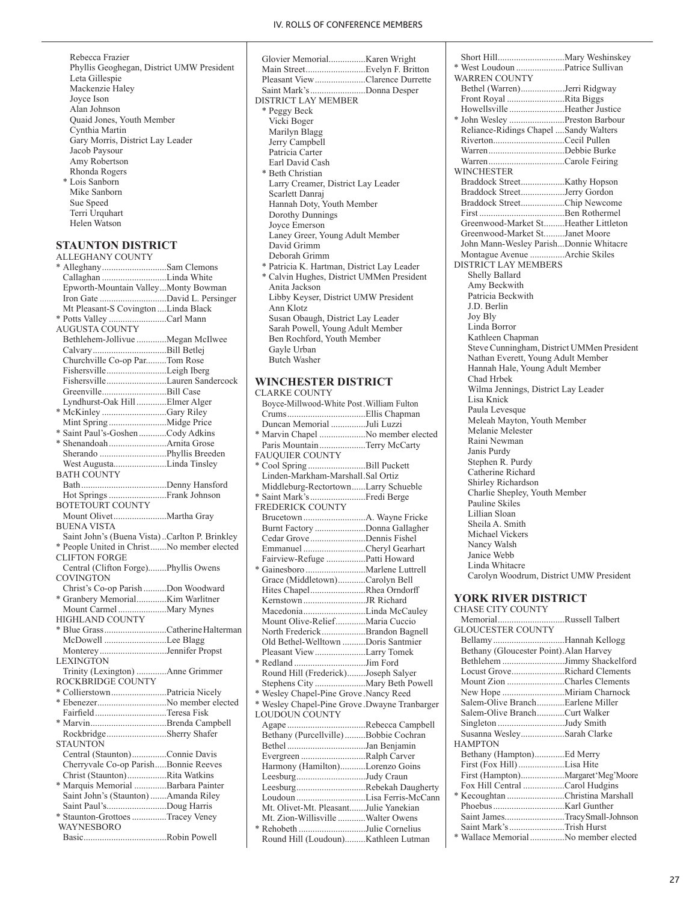Rebecca Frazier
Phyllis Geoghegan, District UMW President
Leta Gillespie
Mackenzie Haley
Joyce Ison
Alan Johnson
Quaid Jones, Youth Member
Cynthia Martin
Gary Morris, District Lay Leader
Jacob Paysour
Amy Robertson
Rhonda Rogers
* Lois Sanborn
Mike Sanborn
Sue Speed
Terri Urquhart
Helen Watson

## STAUNTON DISTRICT

ALLEGHANY COUNTY
* Alleghany....Sam Clemons
Callaghan....Linda White
Epworth-Mountain Valley...Monty Bowman
Iron Gate....David L. Persinger
Mt Pleasant-S Covington....Linda Black
* Potts Valley....Carl Mann

AUGUSTA COUNTY
Bethlehem-Jollivue....Megan McIlwee
Calvary....Bill Betlej
Churchville Co-op Par....Tom Rose
Fishersville....Leigh Iberg
Fishersville....Lauren Sandercock
Greenville....Bill Case
Lyndhurst-Oak Hill....Elmer Alger
* McKinley....Gary Riley
Mint Spring....Midge Price
* Saint Paul's-Goshen....Cody Adkins
* Shenandoah....Arnita Grose
Sherando....Phyllis Breeden
West Augusta....Linda Tinsley

BATH COUNTY
Bath....Denny Hansford
Hot Springs....Frank Johnson

BOTETOURT COUNTY
Mount Olivet....Martha Gray

BUENA VISTA
Saint John's (Buena Vista)..Carlton P. Brinkley
* People United in Christ....No member elected

CLIFTON FORGE
Central (Clifton Forge)....Phyllis Owens

COVINGTON
Christ's Co-op Parish....Don Woodward
* Granbery Memorial....Kim Warlitner
Mount Carmel....Mary Mynes

HIGHLAND COUNTY
* Blue Grass....Catherine Halterman
McDowell....Lee Blagg
Monterey....Jennifer Propst

LEXINGTON
Trinity (Lexington)....Anne Grimmer

ROCKBRIDGE COUNTY
* Collierstown....Patricia Nicely
* Ebenezer....No member elected
Fairfield....Teresa Fisk
* Marvin....Brenda Campbell
Rockbridge....Sherry Shafer

STAUNTON
Central (Staunton)....Connie Davis
Cherryvale Co-op Parish....Bonnie Reeves
Christ (Staunton)....Rita Watkins
* Marquis Memorial....Barbara Painter
Saint John's (Staunton)....Amanda Riley
Saint Paul's....Doug Harris
* Staunton-Grottoes....Tracey Veney

WAYNESBORO
Basic....Robin Powell
Glovier Memorial....Karen Wright
Main Street....Evelyn F. Britton
Pleasant View....Clarence Durrette
Saint Mark's....Donna Desper

DISTRICT LAY MEMBER
* Peggy Beck
Vicki Boger
Marilyn Blagg
Jerry Campbell
Patricia Carter
Earl David Cash
* Beth Christian
Larry Creamer, District Lay Leader
Scarlett Danraj
Hannah Doty, Youth Member
Dorothy Dunnings
Joyce Emerson
Laney Greer, Young Adult Member
David Grimm
Deborah Grimm
* Patricia K. Hartman, District Lay Leader
* Calvin Hughes, District UMMen President
Anita Jackson
Libby Keyser, District UMW President
Ann Klotz
Susan Obaugh, District Lay Leader
Sarah Powell, Young Adult Member
Ben Rochford, Youth Member
Gayle Urban
Butch Washer

## WINCHESTER DISTRICT

CLARKE COUNTY
Boyce-Millwood-White Post.William Fulton
Crums....Ellis Chapman
Duncan Memorial....Juli Luzzi
* Marvin Chapel....No member elected
Paris Mountain....Terry McCarty

FAUQUIER COUNTY
* Cool Spring....Bill Puckett
Linden-Markham-Marshall.Sal Ortiz
Middleburg-Rectortown....Larry Schueble
* Saint Mark's....Fredi Berge

FREDERICK COUNTY
Brucetown....A. Wayne Fricke
Burnt Factory....Donna Gallagher
Cedar Grove....Dennis Fishel
Emmanuel....Cheryl Gearhart
Fairview-Refuge....Patti Howard
* Gainesboro....Marlene Luttrell
Grace (Middletown)....Carolyn Bell
Hites Chapel....Rhea Orndorff
Kernstown....JR Richard
Macedonia....Linda McCauley
Mount Olive-Relief....Maria Cuccio
North Frederick....Brandon Bagnell
Old Bethel-Welltown....Doris Santmier
Pleasant View....Larry Tomek
* Redland....Jim Ford
Round Hill (Frederick)....Joseph Salyer
Stephens City....Mary Beth Powell
* Wesley Chapel-Pine Grove.Nancy Reed
* Wesley Chapel-Pine Grove.Dwayne Tranbarger

LOUDOUN COUNTY
Agape....Rebecca Campbell
Bethany (Purcellville)....Bobbie Cochran
Bethel....Jan Benjamin
Evergreen....Ralph Carver
Harmony (Hamilton)....Lorenzo Goins
Leesburg....Judy Craun
Leesburg....Rebekah Daugherty
Loudoun....Lisa Ferris-McCann
Mt. Olivet-Mt. Pleasant....Julie Yanekian
Mt. Zion-Willisville....Walter Owens
* Rehobeth....Julie Cornelius
Round Hill (Loudoun)....Kathleen Lutman
Short Hill....Mary Weshinskey
* West Loudoun....Patrice Sullivan

WARREN COUNTY
Bethel (Warren)....Jerri Ridgway
Front Royal....Rita Biggs
Howellsville....Heather Justice
* John Wesley....Preston Barbour
Reliance-Ridings Chapel....Sandy Walters
Riverton....Cecil Pullen
Warren....Debbie Burke
Warren....Carole Feiring

WINCHESTER
Braddock Street....Kathy Hopson
Braddock Street....Jerry Gordon
Braddock Street....Chip Newcome
First....Ben Rothermel
Greenwood-Market St....Heather Littleton
Greenwood-Market St....Janet Moore
John Mann-Wesley Parish...Donnie Whitacre
Montague Avenue....Archie Skiles

DISTRICT LAY MEMBERS
Shelly Ballard
Amy Beckwith
Patricia Beckwith
J.D. Berlin
Joy Bly
Linda Borror
Kathleen Chapman
Steve Cunningham, District UMMen President
Nathan Everett, Young Adult Member
Hannah Hale, Young Adult Member
Chad Hrbek
Wilma Jennings, District Lay Leader
Lisa Knick
Paula Levesque
Meleah Mayton, Youth Member
Melanie Melester
Raini Newman
Janis Purdy
Stephen R. Purdy
Catherine Richard
Shirley Richardson
Charlie Shepley, Youth Member
Pauline Skiles
Lillian Sloan
Sheila A. Smith
Michael Vickers
Nancy Walsh
Janice Webb
Linda Whitacre
Carolyn Woodrum, District UMW President

## YORK RIVER DISTRICT

CHASE CITY COUNTY
Memorial....Russell Talbert

GLOUCESTER COUNTY
Bellamy....Hannah Kellogg
Bethany (Gloucester Point).Alan Harvey
Bethlehem....Jimmy Shackelford
Locust Grove....Richard Clements
Mount Zion....Charles Clements
New Hope....Miriam Charnock
Salem-Olive Branch....Earlene Miller
Salem-Olive Branch....Curt Walker
Singleton....Judy Smith
Susanna Wesley....Sarah Clarke

HAMPTON
Bethany (Hampton)....Ed Merry
First (Fox Hill)....Lisa Hite
First (Hampton)....Margaret 'Meg' Moore
Fox Hill Central....Carol Hudgins
* Kecoughtan....Christina Marshall
Phoebus....Karl Gunther
Saint James....Tracy Small-Johnson
Saint Mark's....Trish Hurst
* Wallace Memorial....No member elected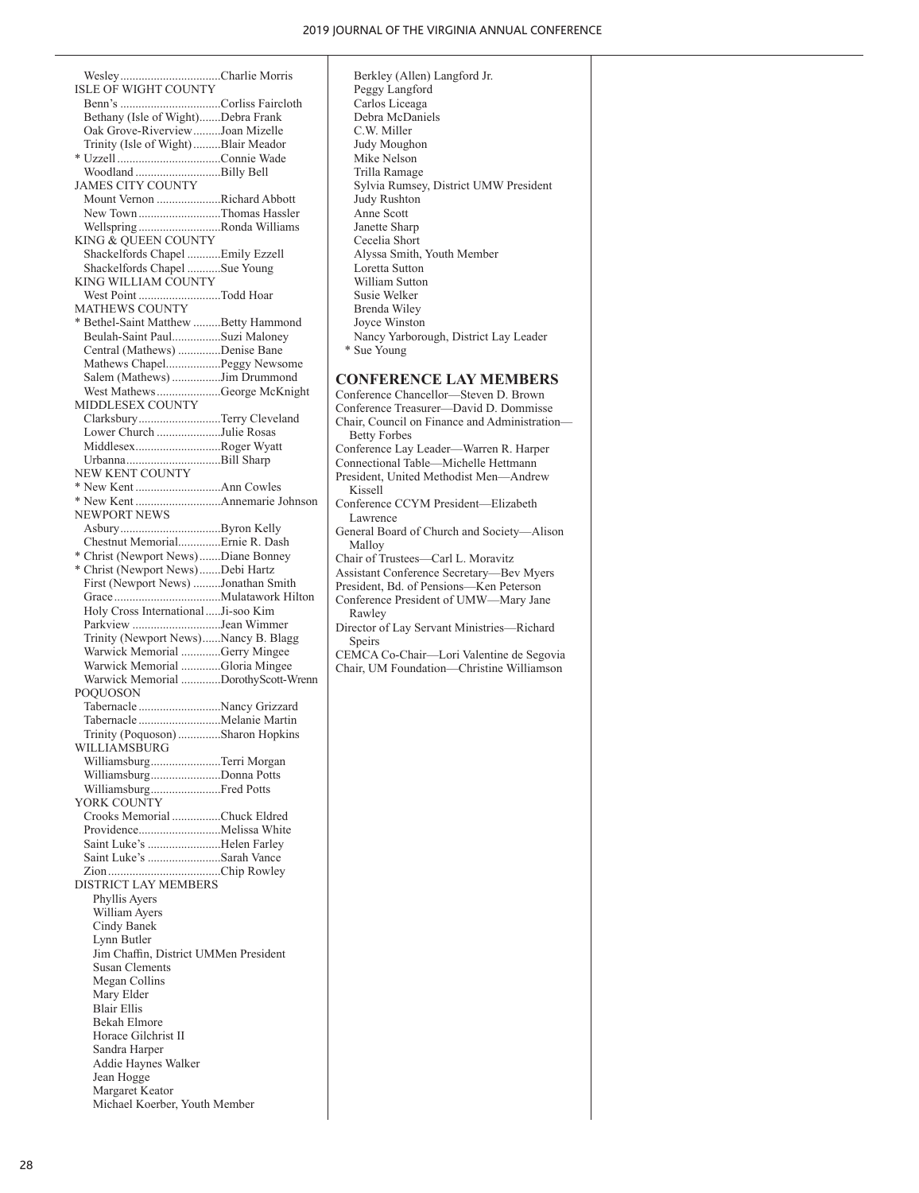Wesley.................................Charlie Morris

ISLE OF WIGHT COUNTY

Benn's ................................Corliss Faircloth
Bethany (Isle of Wight).......Debra Frank
Oak Grove-Riverview.........Joan Mizelle
Trinity (Isle of Wight).........Blair Meador
* Uzzell.................................Connie Wade
Woodland ...........................Billy Bell

JAMES CITY COUNTY

Mount Vernon ....................Richard Abbott
New Town..........................Thomas Hassler
Wellspring..........................Ronda Williams

KING & QUEEN COUNTY

Shackelfords Chapel ...........Emily Ezzell
Shackelfords Chapel ...........Sue Young

KING WILLIAM COUNTY

West Point ..........................Todd Hoar

MATHEWS COUNTY

* Bethel-Saint Matthew .........Betty Hammond
Beulah-Saint Paul................Suzi Maloney
Central (Mathews) .............Denise Bane
Mathews Chapel..................Peggy Newsome
Salem (Mathews) ................Jim Drummond
West Mathews....................George McKnight

MIDDLESEX COUNTY

Clarksbury..........................Terry Cleveland
Lower Church ....................Julie Rosas
Middlesex...........................Roger Wyatt
Urbanna..............................Bill Sharp

NEW KENT COUNTY

* New Kent ...........................Ann Cowles
* New Kent ...........................Annemarie Johnson

NEWPORT NEWS

Asbury................................Byron Kelly
Chestnut Memorial..............Ernie R. Dash
* Christ (Newport News).......Diane Bonney
* Christ (Newport News).......Debi Hartz
First (Newport News) .........Jonathan Smith
Grace..................................Mulatawork Hilton
Holy Cross International.....Ji-soo Kim
Parkview ............................Jean Wimmer
Trinity (Newport News)......Nancy B. Blagg
Warwick Memorial .............Gerry Mingee
Warwick Memorial .............Gloria Mingee
Warwick Memorial .............DorothyScott-Wrenn

POQUOSON

Tabernacle ..........................Nancy Grizzard
Tabernacle ..........................Melanie Martin
Trinity (Poquoson) .............Sharon Hopkins

WILLIAMSBURG

Williamsburg......................Terri Morgan
Williamsburg......................Donna Potts
Williamsburg......................Fred Potts

YORK COUNTY

Crooks Memorial ................Chuck Eldred
Providence..........................Melissa White
Saint Luke's ........................Helen Farley
Saint Luke's ........................Sarah Vance
Zion....................................Chip Rowley

DISTRICT LAY MEMBERS

Phyllis Ayers
William Ayers
Cindy Banek
Lynn Butler
Jim Chaffin, District UMMen President
Susan Clements
Megan Collins
Mary Elder
Blair Ellis
Bekah Elmore
Horace Gilchrist II
Sandra Harper
Addie Haynes Walker
Jean Hogge
Margaret Keator
Michael Koerber, Youth Member
Berkley (Allen) Langford Jr.
Peggy Langford
Carlos Liceaga
Debra McDaniels
C.W. Miller
Judy Moughon
Mike Nelson
Trilla Ramage
Sylvia Rumsey, District UMW President
Judy Rushton
Anne Scott
Janette Sharp
Cecelia Short
Alyssa Smith, Youth Member
Loretta Sutton
William Sutton
Susie Welker
Brenda Wiley
Joyce Winston
Nancy Yarborough, District Lay Leader
* Sue Young

## CONFERENCE LAY MEMBERS

Conference Chancellor—Steven D. Brown
Conference Treasurer—David D. Dommisse
Chair, Council on Finance and Administration—Betty Forbes
Conference Lay Leader—Warren R. Harper
Connectional Table—Michelle Hettmann
President, United Methodist Men—Andrew Kissell
Conference CCYM President—Elizabeth Lawrence
General Board of Church and Society—Alison Malloy
Chair of Trustees—Carl L. Moravitz
Assistant Conference Secretary—Bev Myers
President, Bd. of Pensions—Ken Peterson
Conference President of UMW—Mary Jane Rawley
Director of Lay Servant Ministries—Richard Speirs
CEMCA Co-Chair—Lori Valentine de Segovia
Chair, UM Foundation—Christine Williamson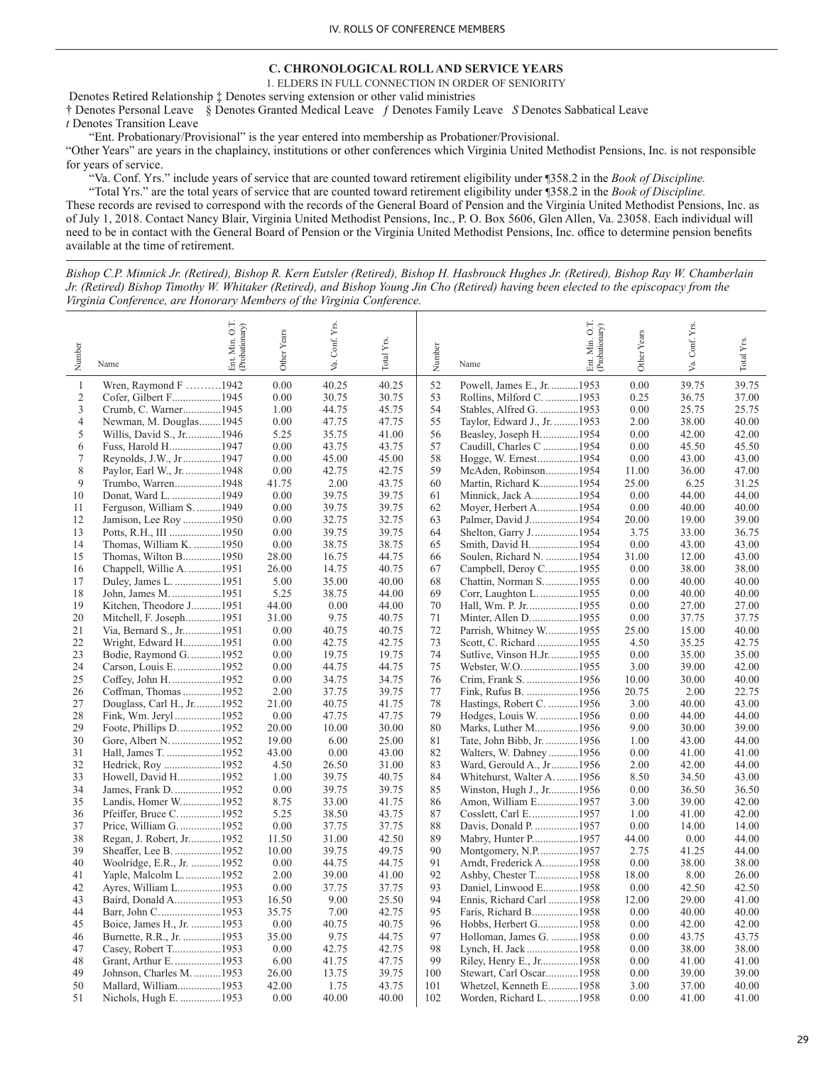## C. CHRONOLOGICAL ROLL AND SERVICE YEARS

1. ELDERS IN FULL CONNECTION IN ORDER OF SENIORITY

Denotes Retired Relationship ‡ Denotes serving extension or other valid ministries

† Denotes Personal Leave § Denotes Granted Medical Leave *ƒ* Denotes Family Leave *S* Denotes Sabbatical Leave

*t* Denotes Transition Leave

"Ent. Probationary/Provisional" is the year entered into membership as Probationer/Provisional.

"Other Years" are years in the chaplaincy, institutions or other conferences which Virginia United Methodist Pensions, Inc. is not responsible for years of service.

"Va. Conf. Yrs." include years of service that are counted toward retirement eligibility under ¶358.2 in the *Book of Discipline.*

"Total Yrs." are the total years of service that are counted toward retirement eligibility under ¶358.2 in the *Book of Discipline.*

These records are revised to correspond with the records of the General Board of Pension and the Virginia United Methodist Pensions, Inc. as of July 1, 2018. Contact Nancy Blair, Virginia United Methodist Pensions, Inc., P. O. Box 5606, Glen Allen, Va. 23058. Each individual will need to be in contact with the General Board of Pension or the Virginia United Methodist Pensions, Inc. office to determine pension benefits available at the time of retirement.

*Bishop C.P. Minnick Jr. (Retired), Bishop R. Kern Eutsler (Retired), Bishop H. Hasbrouck Hughes Jr. (Retired), Bishop Ray W. Chamberlain Jr. (Retired) Bishop Timothy W. Whitaker (Retired), and Bishop Young Jin Cho (Retired) having been elected to the episcopacy from the Virginia Conference, are Honorary Members of the Virginia Conference.*

| Number | Name | Ent. Min. O.T. (Probationary) | Other Years | Va. Conf. Yrs. | Total Yrs. |
|---|---|---|---|---|---|
| 1 | Wren, Raymond F | 1942 | 0.00 | 40.25 | 40.25 |
| 2 | Cofer, Gilbert F | 1945 | 0.00 | 30.75 | 30.75 |
| 3 | Crumb, C. Warner | 1945 | 1.00 | 44.75 | 45.75 |
| 4 | Newman, M. Douglas | 1945 | 0.00 | 47.75 | 47.75 |
| 5 | Willis, David S., Jr. | 1946 | 5.25 | 35.75 | 41.00 |
| 6 | Fuss, Harold H | 1947 | 0.00 | 43.75 | 43.75 |
| 7 | Reynolds, J.W., Jr | 1947 | 0.00 | 45.00 | 45.00 |
| 8 | Paylor, Earl W., Jr. | 1948 | 0.00 | 42.75 | 42.75 |
| 9 | Trumbo, Warren | 1948 | 41.75 | 2.00 | 43.75 |
| 10 | Donat, Ward L. | 1949 | 0.00 | 39.75 | 39.75 |
| 11 | Ferguson, William S. | 1949 | 0.00 | 39.75 | 39.75 |
| 12 | Jamison, Lee Roy | 1950 | 0.00 | 32.75 | 32.75 |
| 13 | Potts, R.H., III | 1950 | 0.00 | 39.75 | 39.75 |
| 14 | Thomas, William K. | 1950 | 0.00 | 38.75 | 38.75 |
| 15 | Thomas, Wilton B. | 1950 | 28.00 | 16.75 | 44.75 |
| 16 | Chappell, Willie A. | 1951 | 26.00 | 14.75 | 40.75 |
| 17 | Duley, James L. | 1951 | 5.00 | 35.00 | 40.00 |
| 18 | John, James M. | 1951 | 5.25 | 38.75 | 44.00 |
| 19 | Kitchen, Theodore J | 1951 | 44.00 | 0.00 | 44.00 |
| 20 | Mitchell, F. Joseph | 1951 | 31.00 | 9.75 | 40.75 |
| 21 | Via, Bernard S., Jr. | 1951 | 0.00 | 40.75 | 40.75 |
| 22 | Wright, Edward H | 1951 | 0.00 | 42.75 | 42.75 |
| 23 | Bodie, Raymond G. | 1952 | 0.00 | 19.75 | 19.75 |
| 24 | Carson, Louis E. | 1952 | 0.00 | 44.75 | 44.75 |
| 25 | Coffey, John H. | 1952 | 0.00 | 34.75 | 34.75 |
| 26 | Coffman, Thomas | 1952 | 2.00 | 37.75 | 39.75 |
| 27 | Douglass, Carl H., Jr. | 1952 | 21.00 | 40.75 | 41.75 |
| 28 | Fink, Wm. Jeryl | 1952 | 0.00 | 47.75 | 47.75 |
| 29 | Foote, Phillips D. | 1952 | 20.00 | 10.00 | 30.00 |
| 30 | Gore, Albert N. | 1952 | 19.00 | 6.00 | 25.00 |
| 31 | Hall, James T. | 1952 | 43.00 | 0.00 | 43.00 |
| 32 | Hedrick, Roy | 1952 | 4.50 | 26.50 | 31.00 |
| 33 | Howell, David H. | 1952 | 1.00 | 39.75 | 40.75 |
| 34 | James, Frank D. | 1952 | 0.00 | 39.75 | 39.75 |
| 35 | Landis, Homer W. | 1952 | 8.75 | 33.00 | 41.75 |
| 36 | Pfeiffer, Bruce C. | 1952 | 5.25 | 38.50 | 43.75 |
| 37 | Price, William G. | 1952 | 0.00 | 37.75 | 37.75 |
| 38 | Regan, J. Robert, Jr. | 1952 | 11.50 | 31.00 | 42.50 |
| 39 | Sheaffer, Lee B. | 1952 | 10.00 | 39.75 | 49.75 |
| 40 | Woolridge, E.R., Jr. | 1952 | 0.00 | 44.75 | 44.75 |
| 41 | Yaple, Malcolm L. | 1952 | 2.00 | 39.00 | 41.00 |
| 42 | Ayres, William L. | 1953 | 0.00 | 37.75 | 37.75 |
| 43 | Baird, Donald A. | 1953 | 16.50 | 9.00 | 25.50 |
| 44 | Barr, John C. | 1953 | 35.75 | 7.00 | 42.75 |
| 45 | Boice, James H., Jr. | 1953 | 0.00 | 40.75 | 40.75 |
| 46 | Burnette, R.R., Jr. | 1953 | 35.00 | 9.75 | 44.75 |
| 47 | Casey, Robert T. | 1953 | 0.00 | 42.75 | 42.75 |
| 48 | Grant, Arthur E. | 1953 | 6.00 | 41.75 | 47.75 |
| 49 | Johnson, Charles M. | 1953 | 26.00 | 13.75 | 39.75 |
| 50 | Mallard, William | 1953 | 42.00 | 1.75 | 43.75 |
| 51 | Nichols, Hugh E. | 1953 | 0.00 | 40.00 | 40.00 |
| 52 | Powell, James E., Jr. | 1953 | 0.00 | 39.75 | 39.75 |
| 53 | Rollins, Milford C. | 1953 | 0.25 | 36.75 | 37.00 |
| 54 | Stables, Alfred G. | 1953 | 0.00 | 25.75 | 25.75 |
| 55 | Taylor, Edward J., Jr. | 1953 | 2.00 | 38.00 | 40.00 |
| 56 | Beasley, Joseph H. | 1954 | 0.00 | 42.00 | 42.00 |
| 57 | Caudill, Charles C | 1954 | 0.00 | 45.50 | 45.50 |
| 58 | Hogge, W. Ernest | 1954 | 0.00 | 43.00 | 43.00 |
| 59 | McAden, Robinson | 1954 | 11.00 | 36.00 | 47.00 |
| 60 | Martin, Richard K. | 1954 | 25.00 | 6.25 | 31.25 |
| 61 | Minnick, Jack A. | 1954 | 0.00 | 44.00 | 44.00 |
| 62 | Moyer, Herbert A. | 1954 | 0.00 | 40.00 | 40.00 |
| 63 | Palmer, David J. | 1954 | 20.00 | 19.00 | 39.00 |
| 64 | Shelton, Garry J. | 1954 | 3.75 | 33.00 | 36.75 |
| 65 | Smith, David H. | 1954 | 0.00 | 43.00 | 43.00 |
| 66 | Soulen, Richard N. | 1954 | 31.00 | 12.00 | 43.00 |
| 67 | Campbell, Deroy C. | 1955 | 0.00 | 38.00 | 38.00 |
| 68 | Chattin, Norman S. | 1955 | 0.00 | 40.00 | 40.00 |
| 69 | Corr, Laughton L. | 1955 | 0.00 | 40.00 | 40.00 |
| 70 | Hall, Wm. P. Jr. | 1955 | 0.00 | 27.00 | 27.00 |
| 71 | Minter, Allen D. | 1955 | 0.00 | 37.75 | 37.75 |
| 72 | Parrish, Whitney W. | 1955 | 25.00 | 15.00 | 40.00 |
| 73 | Scott, C. Richard | 1955 | 4.50 | 35.25 | 42.75 |
| 74 | Sutlive, Vinson H.Jr. | 1955 | 0.00 | 35.00 | 35.00 |
| 75 | Webster, W.O. | 1955 | 3.00 | 39.00 | 42.00 |
| 76 | Crim, Frank S. | 1956 | 10.00 | 30.00 | 40.00 |
| 77 | Fink, Rufus B. | 1956 | 20.75 | 2.00 | 22.75 |
| 78 | Hastings, Robert C. | 1956 | 3.00 | 40.00 | 43.00 |
| 79 | Hodges, Louis W. | 1956 | 0.00 | 44.00 | 44.00 |
| 80 | Marks, Luther M. | 1956 | 9.00 | 30.00 | 39.00 |
| 81 | Tate, John Bibb, Jr. | 1956 | 1.00 | 43.00 | 44.00 |
| 82 | Walters, W. Dabney | 1956 | 0.00 | 41.00 | 41.00 |
| 83 | Ward, Gerould A., Jr. | 1956 | 2.00 | 42.00 | 44.00 |
| 84 | Whitehurst, Walter A. | 1956 | 8.50 | 34.50 | 43.00 |
| 85 | Winston, Hugh J., Jr. | 1956 | 0.00 | 36.50 | 36.50 |
| 86 | Amon, William E. | 1957 | 3.00 | 39.00 | 42.00 |
| 87 | Cosslett, Carl E. | 1957 | 1.00 | 41.00 | 42.00 |
| 88 | Davis, Donald P. | 1957 | 0.00 | 14.00 | 14.00 |
| 89 | Mabry, Hunter P. | 1957 | 44.00 | 0.00 | 44.00 |
| 90 | Montgomery, N.P. | 1957 | 2.75 | 41.25 | 44.00 |
| 91 | Arndt, Frederick A. | 1958 | 0.00 | 38.00 | 38.00 |
| 92 | Ashby, Chester T. | 1958 | 18.00 | 8.00 | 26.00 |
| 93 | Daniel, Linwood E. | 1958 | 0.00 | 42.50 | 42.50 |
| 94 | Ennis, Richard Carl | 1958 | 12.00 | 29.00 | 41.00 |
| 95 | Faris, Richard B. | 1958 | 0.00 | 40.00 | 40.00 |
| 96 | Hobbs, Herbert G. | 1958 | 0.00 | 42.00 | 42.00 |
| 97 | Holloman, James G. | 1958 | 0.00 | 43.75 | 43.75 |
| 98 | Lynch, H. Jack | 1958 | 0.00 | 38.00 | 38.00 |
| 99 | Riley, Henry E., Jr. | 1958 | 0.00 | 41.00 | 41.00 |
| 100 | Stewart, Carl Oscar | 1958 | 0.00 | 39.00 | 39.00 |
| 101 | Whetzel, Kenneth E. | 1958 | 3.00 | 37.00 | 40.00 |
| 102 | Worden, Richard L. | 1958 | 0.00 | 41.00 | 41.00 |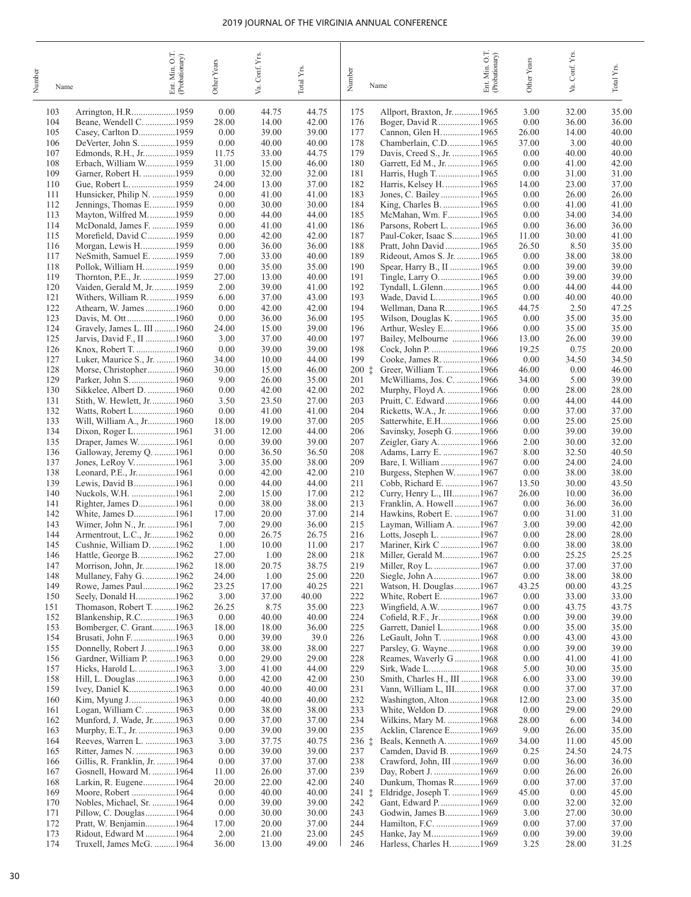| Number | Name | Ent. Min. O.T. (Probationary) | Other Years | Va. Conf. Yrs. | Total Yrs. |
|---|---|---|---|---|---|
| 103 | Arrington, H.R. | 1959 | 0.00 | 44.75 | 44.75 |
| 104 | Beane, Wendell C. | 1959 | 28.00 | 14.00 | 42.00 |
| 105 | Casey, Carlton D. | 1959 | 0.00 | 39.00 | 39.00 |
| 106 | DeVerter, John S. | 1959 | 0.00 | 40.00 | 40.00 |
| 107 | Edmonds, R.H., Jr. | 1959 | 11.75 | 33.00 | 44.75 |
| 108 | Erbach, William W. | 1959 | 31.00 | 15.00 | 46.00 |
| 109 | Garner, Robert H. | 1959 | 0.00 | 32.00 | 32.00 |
| 110 | Gue, Robert L. | 1959 | 24.00 | 13.00 | 37.00 |
| 111 | Hunsicker, Philip N. | 1959 | 0.00 | 41.00 | 41.00 |
| 112 | Jennings, Thomas E. | 1959 | 0.00 | 30.00 | 30.00 |
| 113 | Mayton, Wilfred M. | 1959 | 0.00 | 44.00 | 44.00 |
| 114 | McDonald, James F. | 1959 | 0.00 | 41.00 | 41.00 |
| 115 | Morefield, David C | 1959 | 0.00 | 42.00 | 42.00 |
| 116 | Morgan, Lewis H. | 1959 | 0.00 | 36.00 | 36.00 |
| 117 | NeSmith, Samuel E. | 1959 | 7.00 | 33.00 | 40.00 |
| 118 | Pollok, William H. | 1959 | 0.00 | 35.00 | 35.00 |
| 119 | Thornton, P.E., Jr. | 1959 | 27.00 | 13.00 | 40.00 |
| 120 | Vaiden, Gerald M, Jr. | 1959 | 2.00 | 39.00 | 41.00 |
| 121 | Withers, William R. | 1959 | 6.00 | 37.00 | 43.00 |
| 122 | Athearn, W. James | 1960 | 0.00 | 42.00 | 42.00 |
| 123 | Davis, M. Ott | 1960 | 0.00 | 36.00 | 36.00 |
| 124 | Gravely, James L. III | 1960 | 24.00 | 15.00 | 39.00 |
| 125 | Jarvis, David F., II | 1960 | 3.00 | 37.00 | 40.00 |
| 126 | Knox, Robert T. | 1960 | 0.00 | 39.00 | 39.00 |
| 127 | Luker, Maurice S., Jr. | 1960 | 34.00 | 10.00 | 44.00 |
| 128 | Morse, Christopher | 1960 | 30.00 | 15.00 | 46.00 |
| 129 | Parker, John S. | 1960 | 9.00 | 26.00 | 35.00 |
| 130 | Sikkelee, Albert D. | 1960 | 0.00 | 42.00 | 42.00 |
| 131 | Stith, W. Hewlett, Jr. | 1960 | 3.50 | 23.50 | 27.00 |
| 132 | Watts, Robert L | 1960 | 0.00 | 41.00 | 41.00 |
| 133 | Will, William A., Jr. | 1960 | 18.00 | 19.00 | 37.00 |
| 134 | Dixon, Roger L. | 1961 | 31.00 | 12.00 | 44.00 |
| 135 | Draper, James W. | 1961 | 0.00 | 39.00 | 39.00 |
| 136 | Galloway, Jeremy Q. | 1961 | 0.00 | 36.50 | 36.50 |
| 137 | Jones, LeRoy V. | 1961 | 3.00 | 35.00 | 38.00 |
| 138 | Leonard, P.E., Jr. | 1961 | 0.00 | 42.00 | 42.00 |
| 139 | Lewis, David B | 1961 | 0.00 | 44.00 | 44.00 |
| 140 | Nuckols, W.H. | 1961 | 2.00 | 15.00 | 17.00 |
| 141 | Righter, James D. | 1961 | 0.00 | 38.00 | 38.00 |
| 142 | White, James D. | 1961 | 17.00 | 20.00 | 37.00 |
| 143 | Wimer, John N., Jr. | 1961 | 7.00 | 29.00 | 36.00 |
| 144 | Armentrout, L.C., Jr. | 1962 | 0.00 | 26.75 | 26.75 |
| 145 | Cushnie, William D. | 1962 | 1.00 | 10.00 | 11.00 |
| 146 | Hattle, George B. | 1962 | 27.00 | 1.00 | 28.00 |
| 147 | Morrison, John, Jr. | 1962 | 18.00 | 20.75 | 38.75 |
| 148 | Mullaney, Fahy G. | 1962 | 24.00 | 1.00 | 25.00 |
| 149 | Rowe, James Paul | 1962 | 23.25 | 17.00 | 40.25 |
| 150 | Seely, Donald H. | 1962 | 3.00 | 37.00 | 40.00 |
| 151 | Thomason, Robert T. | 1962 | 26.25 | 8.75 | 35.00 |
| 152 | Blankenship, R.C. | 1963 | 0.00 | 40.00 | 40.00 |
| 153 | Bomberger, C. Grant | 1963 | 18.00 | 18.00 | 36.00 |
| 154 | Brusati, John F. | 1963 | 0.00 | 39.00 | 39.0 |
| 155 | Donnelly, Robert J. | 1963 | 0.00 | 38.00 | 38.00 |
| 156 | Gardner, William P. | 1963 | 0.00 | 29.00 | 29.00 |
| 157 | Hicks, Harold L. | 1963 | 3.00 | 41.00 | 44.00 |
| 158 | Hill, L. Douglas | 1963 | 0.00 | 42.00 | 42.00 |
| 159 | Ivey, Daniel K. | 1963 | 0.00 | 40.00 | 40.00 |
| 160 | Kim, Myung J. | 1963 | 0.00 | 40.00 | 40.00 |
| 161 | Logan, William C. | 1963 | 0.00 | 38.00 | 38.00 |
| 162 | Munford, J. Wade, Jr. | 1963 | 0.00 | 37.00 | 37.00 |
| 163 | Murphy, E.T., Jr. | 1963 | 0.00 | 39.00 | 39.00 |
| 164 | Reeves, Warren L. | 1963 | 3.00 | 37.75 | 40.75 |
| 165 | Ritter, James N. | 1963 | 0.00 | 39.00 | 39.00 |
| 166 | Gillis, R. Franklin, Jr. | 1964 | 0.00 | 37.00 | 37.00 |
| 167 | Gosnell, Howard M. | 1964 | 11.00 | 26.00 | 37.00 |
| 168 | Larkin, R. Eugene | 1964 | 20.00 | 22.00 | 42.00 |
| 169 | Moore, Robert | 1964 | 0.00 | 40.00 | 40.00 |
| 170 | Nobles, Michael, Sr. | 1964 | 0.00 | 39.00 | 39.00 |
| 171 | Pillow, C. Douglas | 1964 | 0.00 | 30.00 | 30.00 |
| 172 | Pratt, W. Benjamin | 1964 | 17.00 | 20.00 | 37.00 |
| 173 | Ridout, Edward M | 1964 | 2.00 | 21.00 | 23.00 |
| 174 | Truxell, James McG. | 1964 | 36.00 | 13.00 | 49.00 |
| 175 | Allport, Braxton, Jr. | 1965 | 3.00 | 32.00 | 35.00 |
| 176 | Boger, David R | 1965 | 0.00 | 36.00 | 36.00 |
| 177 | Cannon, Glen H. | 1965 | 26.00 | 14.00 | 40.00 |
| 178 | Chamberlain, C.D. | 1965 | 37.00 | 3.00 | 40.00 |
| 179 | Davis, Creed S., Jr. | 1965 | 0.00 | 40.00 | 40.00 |
| 180 | Garrett, Ed M., Jr. | 1965 | 0.00 | 41.00 | 42.00 |
| 181 | Harris, Hugh T. | 1965 | 0.00 | 31.00 | 31.00 |
| 182 | Harris, Kelsey H. | 1965 | 14.00 | 23.00 | 37.00 |
| 183 | Jones, C. Bailey | 1965 | 0.00 | 26.00 | 26.00 |
| 184 | King, Charles B. | 1965 | 0.00 | 41.00 | 41.00 |
| 185 | McMahan, Wm. F. | 1965 | 0.00 | 34.00 | 34.00 |
| 186 | Parsons, Robert L. | 1965 | 0.00 | 36.00 | 36.00 |
| 187 | Paul-Coker, Isaac S. | 1965 | 11.00 | 30.00 | 41.00 |
| 188 | Pratt, John David | 1965 | 26.50 | 8.50 | 35.00 |
| 189 | Rideout, Amos S. Jr. | 1965 | 0.00 | 38.00 | 38.00 |
| 190 | Spear, Harry B., II | 1965 | 0.00 | 39.00 | 39.00 |
| 191 | Tingle, Larry O. | 1965 | 0.00 | 39.00 | 39.00 |
| 192 | Tyndall, L.Glenn | 1965 | 0.00 | 44.00 | 44.00 |
| 193 | Wade, David L. | 1965 | 0.00 | 40.00 | 40.00 |
| 194 | Wellman, Dana R. | 1965 | 44.75 | 2.50 | 47.25 |
| 195 | Wilson, Douglas K. | 1965 | 0.00 | 35.00 | 35.00 |
| 196 | Arthur, Wesley E. | 1966 | 0.00 | 35.00 | 35.00 |
| 197 | Bailey, Melbourne | 1966 | 13.00 | 26.00 | 39.00 |
| 198 | Cock, John P. | 1966 | 19.25 | 0.75 | 20.00 |
| 199 | Cooke, James R. | 1966 | 0.00 | 34.50 | 34.50 |
| 200 ‡ | Greer, William T. | 1966 | 46.00 | 0.00 | 46.00 |
| 201 | McWilliams, Jos. C. | 1966 | 34.00 | 5.00 | 39.00 |
| 202 | Murphy, Floyd A. | 1966 | 0.00 | 28.00 | 28.00 |
| 203 | Pruitt, C. Edward | 1966 | 0.00 | 44.00 | 44.00 |
| 204 | Ricketts, W.A., Jr. | 1966 | 0.00 | 37.00 | 37.00 |
| 205 | Satterwhite, E.H. | 1966 | 0.00 | 25.00 | 25.00 |
| 206 | Savinsky, Joseph G. | 1966 | 0.00 | 39.00 | 39.00 |
| 207 | Zeigler, Gary A. | 1966 | 2.00 | 30.00 | 32.00 |
| 208 | Adams, Larry E. | 1967 | 8.00 | 32.50 | 40.50 |
| 209 | Bare, I. William | 1967 | 0.00 | 24.00 | 24.00 |
| 210 | Burgess, Stephen W. | 1967 | 0.00 | 38.00 | 38.00 |
| 211 | Cobb, Richard E. | 1967 | 13.50 | 30.00 | 43.50 |
| 212 | Curry, Henry L., III | 1967 | 26.00 | 10.00 | 36.00 |
| 213 | Franklin, A. Howell | 1967 | 0.00 | 36.00 | 36.00 |
| 214 | Hawkins, Robert E. | 1967 | 0.00 | 31.00 | 31.00 |
| 215 | Layman, William A. | 1967 | 3.00 | 39.00 | 42.00 |
| 216 | Lotts, Joseph L. | 1967 | 0.00 | 28.00 | 28.00 |
| 217 | Mariner, Kirk C | 1967 | 0.00 | 38.00 | 38.00 |
| 218 | Miller, Gerald M. | 1967 | 0.00 | 25.25 | 25.25 |
| 219 | Miller, Roy L. | 1967 | 0.00 | 37.00 | 37.00 |
| 220 | Siegle, John A | 1967 | 0.00 | 38.00 | 38.00 |
| 221 | Watson, H. Douglas | 1967 | 43.25 | 00.00 | 43.25 |
| 222 | White, Robert E. | 1967 | 0.00 | 33.00 | 33.00 |
| 223 | Wingfield, A.W. | 1967 | 0.00 | 43.75 | 43.75 |
| 224 | Cofield, R.F., Jr. | 1968 | 0.00 | 39.00 | 39.00 |
| 225 | Garrett, Daniel L. | 1968 | 0.00 | 35.00 | 35.00 |
| 226 | LeGault, John T. | 1968 | 0.00 | 43.00 | 43.00 |
| 227 | Parsley, G. Wayne | 1968 | 0.00 | 39.00 | 39.00 |
| 228 | Reames, Waverly G | 1968 | 0.00 | 41.00 | 41.00 |
| 229 | Sirk, Wade L. | 1968 | 5.00 | 30.00 | 35.00 |
| 230 | Smith, Charles H., III | 1968 | 6.00 | 33.00 | 39.00 |
| 231 | Vann, William L, III | 1968 | 0.00 | 37.00 | 37.00 |
| 232 | Washington, Alton | 1968 | 12.00 | 23.00 | 35.00 |
| 233 | White, Weldon D. | 1968 | 0.00 | 29.00 | 29.00 |
| 234 | Wilkins, Mary M. | 1968 | 28.00 | 6.00 | 34.00 |
| 235 | Acklin, Clarence E. | 1969 | 9.00 | 26.00 | 35.00 |
| 236 ‡ | Beals, Kenneth A. | 1969 | 34.00 | 11.00 | 45.00 |
| 237 | Camden, David B. | 1969 | 0.25 | 24.50 | 24.75 |
| 238 | Crawford, John, III | 1969 | 0.00 | 36.00 | 36.00 |
| 239 | Day, Robert J. | 1969 | 0.00 | 26.00 | 26.00 |
| 240 | Dunkum, Thomas R. | 1969 | 0.00 | 37.00 | 37.00 |
| 241 ‡ | Eldridge, Joseph T. | 1969 | 45.00 | 0.00 | 45.00 |
| 242 | Gant, Edward P. | 1969 | 0.00 | 32.00 | 32.00 |
| 243 | Godwin, James B. | 1969 | 3.00 | 27.00 | 30.00 |
| 244 | Hamilton, F.C. | 1969 | 0.00 | 37.00 | 37.00 |
| 245 | Hanke, Jay M. | 1969 | 0.00 | 39.00 | 39.00 |
| 246 | Harless, Charles H. | 1969 | 3.25 | 28.00 | 31.25 |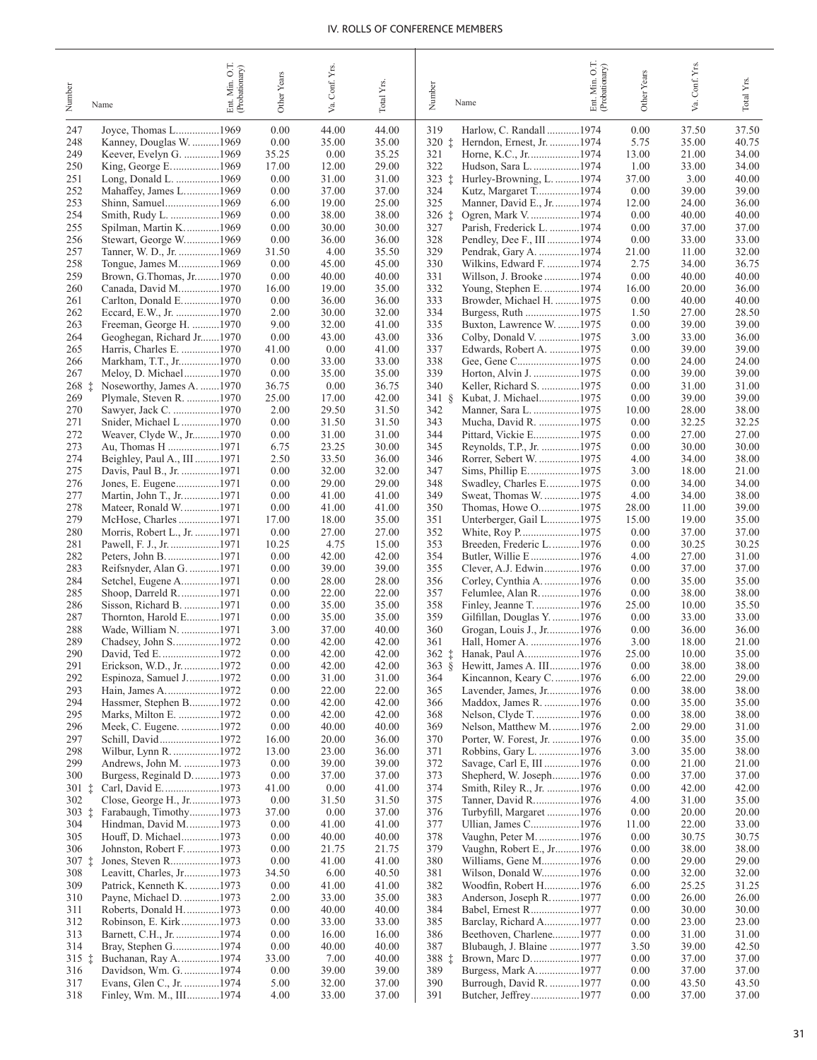| Number | Name | Ent. Min. O.T. (Probationary) | Other Years | Va. Conf. Yrs. | Total Yrs. |
|---|---|---|---|---|---|
| 247 | Joyce, Thomas L. | 1969 | 0.00 | 44.00 | 44.00 |
| 248 | Kanney, Douglas W. | 1969 | 0.00 | 35.00 | 35.00 |
| 249 | Keever, Evelyn G. | 1969 | 35.25 | 0.00 | 35.25 |
| 250 | King, George E. | 1969 | 17.00 | 12.00 | 29.00 |
| 251 | Long, Donald L. | 1969 | 0.00 | 31.00 | 31.00 |
| 252 | Mahaffey, James L. | 1969 | 0.00 | 37.00 | 37.00 |
| 253 | Shinn, Samuel | 1969 | 6.00 | 19.00 | 25.00 |
| 254 | Smith, Rudy L. | 1969 | 0.00 | 38.00 | 38.00 |
| 255 | Spilman, Martin K. | 1969 | 0.00 | 30.00 | 30.00 |
| 256 | Stewart, George W. | 1969 | 0.00 | 36.00 | 36.00 |
| 257 | Tanner, W. D., Jr. | 1969 | 31.50 | 4.00 | 35.50 |
| 258 | Tongue, James M. | 1969 | 0.00 | 45.00 | 45.00 |
| 259 | Brown, G.Thomas, Jr. | 1970 | 0.00 | 40.00 | 40.00 |
| 260 | Canada, David M. | 1970 | 16.00 | 19.00 | 35.00 |
| 261 | Carlton, Donald E. | 1970 | 0.00 | 36.00 | 36.00 |
| 262 | Eccard, E.W., Jr. | 1970 | 2.00 | 30.00 | 32.00 |
| 263 | Freeman, George H. | 1970 | 9.00 | 32.00 | 41.00 |
| 264 | Geoghegan, Richard Jr. | 1970 | 0.00 | 43.00 | 43.00 |
| 265 | Harris, Charles E. | 1970 | 41.00 | 0.00 | 41.00 |
| 266 | Markham, T.T., Jr. | 1970 | 0.00 | 33.00 | 33.00 |
| 267 | Meloy, D. Michael | 1970 | 0.00 | 35.00 | 35.00 |
| 268 ‡ | Noseworthy, James A. | 1970 | 36.75 | 0.00 | 36.75 |
| 269 | Plymale, Steven R. | 1970 | 25.00 | 17.00 | 42.00 |
| 270 | Sawyer, Jack C. | 1970 | 2.00 | 29.50 | 31.50 |
| 271 | Snider, Michael L | 1970 | 0.00 | 31.50 | 31.50 |
| 272 | Weaver, Clyde W., Jr. | 1970 | 0.00 | 31.00 | 31.00 |
| 273 | Au, Thomas H | 1971 | 6.75 | 23.25 | 30.00 |
| 274 | Beighley, Paul A., III | 1971 | 2.50 | 33.50 | 36.00 |
| 275 | Davis, Paul B., Jr. | 1971 | 0.00 | 32.00 | 32.00 |
| 276 | Jones, E. Eugene | 1971 | 0.00 | 29.00 | 29.00 |
| 277 | Martin, John T., Jr. | 1971 | 0.00 | 41.00 | 41.00 |
| 278 | Mateer, Ronald W. | 1971 | 0.00 | 41.00 | 41.00 |
| 279 | McHose, Charles | 1971 | 17.00 | 18.00 | 35.00 |
| 280 | Morris, Robert L., Jr. | 1971 | 0.00 | 27.00 | 27.00 |
| 281 | Pawell, F. J., Jr. | 1971 | 10.25 | 4.75 | 15.00 |
| 282 | Peters, John B. | 1971 | 0.00 | 42.00 | 42.00 |
| 283 | Reifsnyder, Alan G. | 1971 | 0.00 | 39.00 | 39.00 |
| 284 | Setchel, Eugene A. | 1971 | 0.00 | 28.00 | 28.00 |
| 285 | Shoop, Darreld R. | 1971 | 0.00 | 22.00 | 22.00 |
| 286 | Sisson, Richard B. | 1971 | 0.00 | 35.00 | 35.00 |
| 287 | Thornton, Harold E. | 1971 | 0.00 | 35.00 | 35.00 |
| 288 | Wade, William N. | 1971 | 3.00 | 37.00 | 40.00 |
| 289 | Chadsey, John S. | 1972 | 0.00 | 42.00 | 42.00 |
| 290 | David, Ted E. | 1972 | 0.00 | 42.00 | 42.00 |
| 291 | Erickson, W.D., Jr. | 1972 | 0.00 | 42.00 | 42.00 |
| 292 | Espinoza, Samuel J. | 1972 | 0.00 | 31.00 | 31.00 |
| 293 | Hain, James A. | 1972 | 0.00 | 22.00 | 22.00 |
| 294 | Hassmer, Stephen B. | 1972 | 0.00 | 42.00 | 42.00 |
| 295 | Marks, Milton E. | 1972 | 0.00 | 42.00 | 42.00 |
| 296 | Meek, C. Eugene. | 1972 | 0.00 | 40.00 | 40.00 |
| 297 | Schill, David | 1972 | 16.00 | 20.00 | 36.00 |
| 298 | Wilbur, Lynn R. | 1972 | 13.00 | 23.00 | 36.00 |
| 299 | Andrews, John M. | 1973 | 0.00 | 39.00 | 39.00 |
| 300 | Burgess, Reginald D. | 1973 | 0.00 | 37.00 | 37.00 |
| 301 ‡ | Carl, David E. | 1973 | 41.00 | 0.00 | 41.00 |
| 302 | Close, George H., Jr. | 1973 | 0.00 | 31.50 | 31.50 |
| 303 ‡ | Farabaugh, Timothy | 1973 | 37.00 | 0.00 | 37.00 |
| 304 | Hindman, David M. | 1973 | 0.00 | 41.00 | 41.00 |
| 305 | Houff, D. Michael | 1973 | 0.00 | 40.00 | 40.00 |
| 306 | Johnston, Robert F. | 1973 | 0.00 | 21.75 | 21.75 |
| 307 ‡ | Jones, Steven R. | 1973 | 0.00 | 41.00 | 41.00 |
| 308 | Leavitt, Charles, Jr. | 1973 | 34.50 | 6.00 | 40.50 |
| 309 | Patrick, Kenneth K. | 1973 | 0.00 | 41.00 | 41.00 |
| 310 | Payne, Michael D. | 1973 | 2.00 | 33.00 | 35.00 |
| 311 | Roberts, Donald H. | 1973 | 0.00 | 40.00 | 40.00 |
| 312 | Robinson, E. Kirk | 1973 | 0.00 | 33.00 | 33.00 |
| 313 | Barnett, C.H., Jr. | 1974 | 0.00 | 16.00 | 16.00 |
| 314 | Bray, Stephen G. | 1974 | 0.00 | 40.00 | 40.00 |
| 315 ‡ | Buchanan, Ray A. | 1974 | 33.00 | 7.00 | 40.00 |
| 316 | Davidson, Wm. G. | 1974 | 0.00 | 39.00 | 39.00 |
| 317 | Evans, Glen C., Jr. | 1974 | 5.00 | 32.00 | 37.00 |
| 318 | Finley, Wm. M., III | 1974 | 4.00 | 33.00 | 37.00 |
| 319 | Harlow, C. Randall | 1974 | 0.00 | 37.50 | 37.50 |
| 320 ‡ | Herndon, Ernest, Jr. | 1974 | 5.75 | 35.00 | 40.75 |
| 321 | Horne, K.C., Jr. | 1974 | 13.00 | 21.00 | 34.00 |
| 322 | Hudson, Sara L. | 1974 | 1.00 | 33.00 | 34.00 |
| 323 ‡ | Hurley-Browning, L. | 1974 | 37.00 | 3.00 | 40.00 |
| 324 | Kutz, Margaret T. | 1974 | 0.00 | 39.00 | 39.00 |
| 325 | Manner, David E., Jr. | 1974 | 12.00 | 24.00 | 36.00 |
| 326 ‡ | Ogren, Mark V. | 1974 | 0.00 | 40.00 | 40.00 |
| 327 | Parish, Frederick L. | 1974 | 0.00 | 37.00 | 37.00 |
| 328 | Pendley, Dee F., III | 1974 | 0.00 | 33.00 | 33.00 |
| 329 | Pendrak, Gary A. | 1974 | 21.00 | 11.00 | 32.00 |
| 330 | Wilkins, Edward F. | 1974 | 2.75 | 34.00 | 36.75 |
| 331 | Willson, J. Brooke | 1974 | 0.00 | 40.00 | 40.00 |
| 332 | Young, Stephen E. | 1974 | 16.00 | 20.00 | 36.00 |
| 333 | Browder, Michael H. | 1975 | 0.00 | 40.00 | 40.00 |
| 334 | Burgess, Ruth | 1975 | 1.50 | 27.00 | 28.50 |
| 335 | Buxton, Lawrence W. | 1975 | 0.00 | 39.00 | 39.00 |
| 336 | Colby, Donald V. | 1975 | 3.00 | 33.00 | 36.00 |
| 337 | Edwards, Robert A. | 1975 | 0.00 | 39.00 | 39.00 |
| 338 | Gee, Gene C. | 1975 | 0.00 | 24.00 | 24.00 |
| 339 | Horton, Alvin J. | 1975 | 0.00 | 39.00 | 39.00 |
| 340 | Keller, Richard S. | 1975 | 0.00 | 31.00 | 31.00 |
| 341 § | Kubat, J. Michael | 1975 | 0.00 | 39.00 | 39.00 |
| 342 | Manner, Sara L. | 1975 | 10.00 | 28.00 | 38.00 |
| 343 | Mucha, David R. | 1975 | 0.00 | 32.25 | 32.25 |
| 344 | Pittard, Vickie E. | 1975 | 0.00 | 27.00 | 27.00 |
| 345 | Reynolds, T.P., Jr. | 1975 | 0.00 | 30.00 | 30.00 |
| 346 | Rorrer, Sebert W. | 1975 | 4.00 | 34.00 | 38.00 |
| 347 | Sims, Phillip E. | 1975 | 3.00 | 18.00 | 21.00 |
| 348 | Swadley, Charles E. | 1975 | 0.00 | 34.00 | 34.00 |
| 349 | Sweat, Thomas W. | 1975 | 4.00 | 34.00 | 38.00 |
| 350 | Thomas, Howe O. | 1975 | 28.00 | 11.00 | 39.00 |
| 351 | Unterberger, Gail L. | 1975 | 15.00 | 19.00 | 35.00 |
| 352 | White, Roy P. | 1975 | 0.00 | 37.00 | 37.00 |
| 353 | Breeden, Frederic L. | 1976 | 0.00 | 30.25 | 30.25 |
| 354 | Butler, Willie E | 1976 | 4.00 | 27.00 | 31.00 |
| 355 | Clever, A.J. Edwin | 1976 | 0.00 | 37.00 | 37.00 |
| 356 | Corley, Cynthia A. | 1976 | 0.00 | 35.00 | 35.00 |
| 357 | Felumlee, Alan R. | 1976 | 0.00 | 38.00 | 38.00 |
| 358 | Finley, Jeanne T. | 1976 | 25.00 | 10.00 | 35.50 |
| 359 | Gilfillan, Douglas Y. | 1976 | 0.00 | 33.00 | 33.00 |
| 360 | Grogan, Louis J., Jr. | 1976 | 0.00 | 36.00 | 36.00 |
| 361 | Hall, Homer A. | 1976 | 3.00 | 18.00 | 21.00 |
| 362 ‡ | Hanak, Paul A. | 1976 | 25.00 | 10.00 | 35.00 |
| 363 § | Hewitt, James A. III | 1976 | 0.00 | 38.00 | 38.00 |
| 364 | Kincannon, Keary C. | 1976 | 6.00 | 22.00 | 29.00 |
| 365 | Lavender, James, Jr. | 1976 | 0.00 | 38.00 | 38.00 |
| 366 | Maddox, James R. | 1976 | 0.00 | 35.00 | 35.00 |
| 368 | Nelson, Clyde T. | 1976 | 0.00 | 38.00 | 38.00 |
| 369 | Nelson, Matthew M. | 1976 | 2.00 | 29.00 | 31.00 |
| 370 | Porter, W. Forest, Jr. | 1976 | 0.00 | 35.00 | 35.00 |
| 371 | Robbins, Gary L. | 1976 | 3.00 | 35.00 | 38.00 |
| 372 | Savage, Carl E, III | 1976 | 0.00 | 21.00 | 21.00 |
| 373 | Shepherd, W. Joseph | 1976 | 0.00 | 37.00 | 37.00 |
| 374 | Smith, Riley R., Jr. | 1976 | 0.00 | 42.00 | 42.00 |
| 375 | Tanner, David R. | 1976 | 4.00 | 31.00 | 35.00 |
| 376 | Turbyfill, Margaret | 1976 | 0.00 | 20.00 | 20.00 |
| 377 | Ullian, James C. | 1976 | 11.00 | 22.00 | 33.00 |
| 378 | Vaughn, Peter M. | 1976 | 0.00 | 30.75 | 30.75 |
| 379 | Vaughn, Robert E., Jr. | 1976 | 0.00 | 38.00 | 38.00 |
| 380 | Williams, Gene M. | 1976 | 0.00 | 29.00 | 29.00 |
| 381 | Wilson, Donald W. | 1976 | 0.00 | 32.00 | 32.00 |
| 382 | Woodfin, Robert H. | 1976 | 6.00 | 25.25 | 31.25 |
| 383 | Anderson, Joseph R. | 1977 | 0.00 | 26.00 | 26.00 |
| 384 | Babel, Ernest R. | 1977 | 0.00 | 30.00 | 30.00 |
| 385 | Barclay, Richard A. | 1977 | 0.00 | 23.00 | 23.00 |
| 386 | Beethoven, Charlene | 1977 | 0.00 | 31.00 | 31.00 |
| 387 | Blubaugh, J. Blaine | 1977 | 3.50 | 39.00 | 42.50 |
| 388 ‡ | Brown, Marc D. | 1977 | 0.00 | 37.00 | 37.00 |
| 389 | Burgess, Mark A. | 1977 | 0.00 | 37.00 | 37.00 |
| 390 | Burrough, David R. | 1977 | 0.00 | 43.50 | 43.50 |
| 391 | Butcher, Jeffrey | 1977 | 0.00 | 37.00 | 37.00 |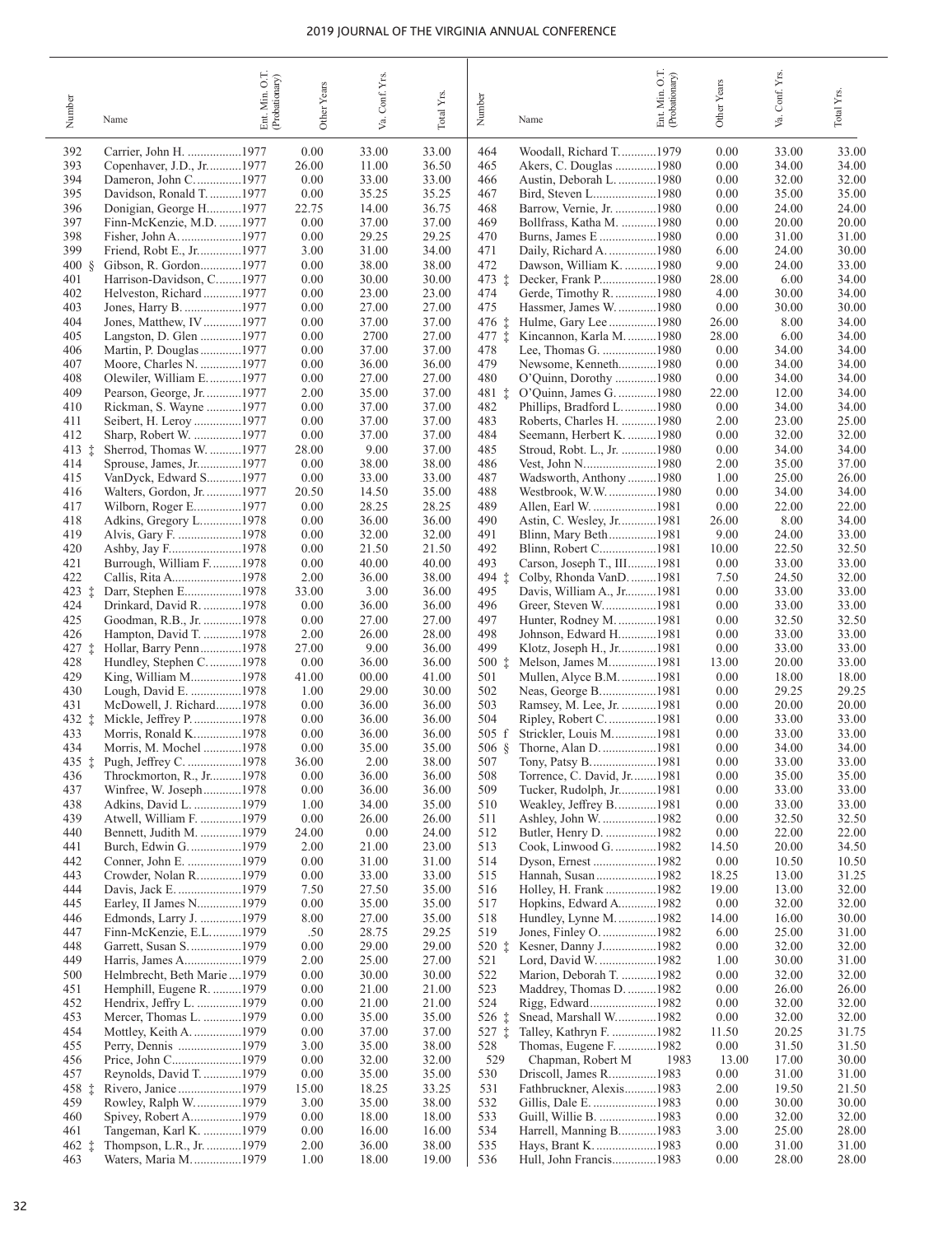| Number | Name | Ent. Min. O.T. (Probationary) | Other Years | Va. Conf. Yrs. | Total Yrs. |
|---|---|---|---|---|---|
| 392 | Carrier, John H. | 1977 | 0.00 | 33.00 | 33.00 |
| 393 | Copenhaver, J.D., Jr. | 1977 | 26.00 | 11.00 | 36.50 |
| 394 | Dameron, John C. | 1977 | 0.00 | 33.00 | 33.00 |
| 395 | Davidson, Ronald T. | 1977 | 0.00 | 35.25 | 35.25 |
| 396 | Donigian, George H. | 1977 | 22.75 | 14.00 | 36.75 |
| 397 | Finn-McKenzie, M.D. | 1977 | 0.00 | 37.00 | 37.00 |
| 398 | Fisher, John A. | 1977 | 0.00 | 29.25 | 29.25 |
| 399 | Friend, Robt E., Jr. | 1977 | 3.00 | 31.00 | 34.00 |
| 400 § | Gibson, R. Gordon | 1977 | 0.00 | 38.00 | 38.00 |
| 401 | Harrison-Davidson, C. | 1977 | 0.00 | 30.00 | 30.00 |
| 402 | Helveston, Richard | 1977 | 0.00 | 23.00 | 23.00 |
| 403 | Jones, Harry B. | 1977 | 0.00 | 27.00 | 27.00 |
| 404 | Jones, Matthew, IV | 1977 | 0.00 | 37.00 | 37.00 |
| 405 | Langston, D. Glen | 1977 | 0.00 | 2700 | 27.00 |
| 406 | Martin, P. Douglas | 1977 | 0.00 | 37.00 | 37.00 |
| 407 | Moore, Charles N. | 1977 | 0.00 | 36.00 | 36.00 |
| 408 | Olewiler, William E. | 1977 | 0.00 | 27.00 | 27.00 |
| 409 | Pearson, George, Jr. | 1977 | 2.00 | 35.00 | 37.00 |
| 410 | Rickman, S. Wayne | 1977 | 0.00 | 37.00 | 37.00 |
| 411 | Seibert, H. Leroy | 1977 | 0.00 | 37.00 | 37.00 |
| 412 | Sharp, Robert W. | 1977 | 0.00 | 37.00 | 37.00 |
| 413 ‡ | Sherrod, Thomas W. | 1977 | 28.00 | 9.00 | 37.00 |
| 414 | Sprouse, James, Jr. | 1977 | 0.00 | 38.00 | 38.00 |
| 415 | VanDyck, Edward S | 1977 | 0.00 | 33.00 | 33.00 |
| 416 | Walters, Gordon, Jr. | 1977 | 20.50 | 14.50 | 35.00 |
| 417 | Wilborn, Roger E. | 1977 | 0.00 | 28.25 | 28.25 |
| 418 | Adkins, Gregory L. | 1978 | 0.00 | 36.00 | 36.00 |
| 419 | Alvis, Gary F. | 1978 | 0.00 | 32.00 | 32.00 |
| 420 | Ashby, Jay F. | 1978 | 0.00 | 21.50 | 21.50 |
| 421 | Burrough, William F. | 1978 | 0.00 | 40.00 | 40.00 |
| 422 | Callis, Rita A. | 1978 | 2.00 | 36.00 | 38.00 |
| 423 ‡ | Darr, Stephen E. | 1978 | 33.00 | 3.00 | 36.00 |
| 424 | Drinkard, David R. | 1978 | 0.00 | 36.00 | 36.00 |
| 425 | Goodman, R.B., Jr. | 1978 | 0.00 | 27.00 | 27.00 |
| 426 | Hampton, David T. | 1978 | 2.00 | 26.00 | 28.00 |
| 427 ‡ | Hollar, Barry Penn | 1978 | 27.00 | 9.00 | 36.00 |
| 428 | Hundley, Stephen C. | 1978 | 0.00 | 36.00 | 36.00 |
| 429 | King, William M. | 1978 | 41.00 | 00.00 | 41.00 |
| 430 | Lough, David E. | 1978 | 1.00 | 29.00 | 30.00 |
| 431 | McDowell, J. Richard | 1978 | 0.00 | 36.00 | 36.00 |
| 432 ‡ | Mickle, Jeffrey P. | 1978 | 0.00 | 36.00 | 36.00 |
| 433 | Morris, Ronald K. | 1978 | 0.00 | 36.00 | 36.00 |
| 434 | Morris, M. Mochel | 1978 | 0.00 | 35.00 | 35.00 |
| 435 ‡ | Pugh, Jeffrey C. | 1978 | 36.00 | 2.00 | 38.00 |
| 436 | Throckmorton, R., Jr. | 1978 | 0.00 | 36.00 | 36.00 |
| 437 | Winfree, W. Joseph | 1978 | 0.00 | 36.00 | 36.00 |
| 438 | Adkins, David L. | 1979 | 1.00 | 34.00 | 35.00 |
| 439 | Atwell, William F. | 1979 | 0.00 | 26.00 | 26.00 |
| 440 | Bennett, Judith M. | 1979 | 24.00 | 0.00 | 24.00 |
| 441 | Burch, Edwin G. | 1979 | 2.00 | 21.00 | 23.00 |
| 442 | Conner, John E. | 1979 | 0.00 | 31.00 | 31.00 |
| 443 | Crowder, Nolan R. | 1979 | 0.00 | 33.00 | 33.00 |
| 444 | Davis, Jack E. | 1979 | 7.50 | 27.50 | 35.00 |
| 445 | Earley, II James N. | 1979 | 0.00 | 35.00 | 35.00 |
| 446 | Edmonds, Larry J. | 1979 | 8.00 | 27.00 | 35.00 |
| 447 | Finn-McKenzie, E.L. | 1979 | .50 | 28.75 | 29.25 |
| 448 | Garrett, Susan S. | 1979 | 0.00 | 29.00 | 29.00 |
| 449 | Harris, James A. | 1979 | 2.00 | 25.00 | 27.00 |
| 500 | Helmbrecht, Beth Marie | 1979 | 0.00 | 30.00 | 30.00 |
| 451 | Hemphill, Eugene R. | 1979 | 0.00 | 21.00 | 21.00 |
| 452 | Hendrix, Jeffry L. | 1979 | 0.00 | 21.00 | 21.00 |
| 453 | Mercer, Thomas L. | 1979 | 0.00 | 35.00 | 35.00 |
| 454 | Mottley, Keith A. | 1979 | 0.00 | 37.00 | 37.00 |
| 455 | Perry, Dennis | 1979 | 3.00 | 35.00 | 38.00 |
| 456 | Price, John C. | 1979 | 0.00 | 32.00 | 32.00 |
| 457 | Reynolds, David T. | 1979 | 0.00 | 35.00 | 35.00 |
| 458 ‡ | Rivero, Janice | 1979 | 15.00 | 18.25 | 33.25 |
| 459 | Rowley, Ralph W. | 1979 | 3.00 | 35.00 | 38.00 |
| 460 | Spivey, Robert A. | 1979 | 0.00 | 18.00 | 18.00 |
| 461 | Tangeman, Karl K. | 1979 | 0.00 | 16.00 | 16.00 |
| 462 ‡ | Thompson, L.R., Jr. | 1979 | 2.00 | 36.00 | 38.00 |
| 463 | Waters, Maria M. | 1979 | 1.00 | 18.00 | 19.00 |
| 464 | Woodall, Richard T. | 1979 | 0.00 | 33.00 | 33.00 |
| 465 | Akers, C. Douglas | 1980 | 0.00 | 34.00 | 34.00 |
| 466 | Austin, Deborah L. | 1980 | 0.00 | 32.00 | 32.00 |
| 467 | Bird, Steven L. | 1980 | 0.00 | 35.00 | 35.00 |
| 468 | Barrow, Vernie, Jr. | 1980 | 0.00 | 24.00 | 24.00 |
| 469 | Bollfrass, Katha M. | 1980 | 0.00 | 20.00 | 20.00 |
| 470 | Burns, James E | 1980 | 0.00 | 31.00 | 31.00 |
| 471 | Daily, Richard A. | 1980 | 6.00 | 24.00 | 30.00 |
| 472 | Dawson, William K. | 1980 | 9.00 | 24.00 | 33.00 |
| 473 ‡ | Decker, Frank P. | 1980 | 28.00 | 6.00 | 34.00 |
| 474 | Gerde, Timothy R. | 1980 | 4.00 | 30.00 | 34.00 |
| 475 | Hassmer, James W. | 1980 | 0.00 | 30.00 | 30.00 |
| 476 ‡ | Hulme, Gary Lee | 1980 | 26.00 | 8.00 | 34.00 |
| 477 ‡ | Kincannon, Karla M. | 1980 | 28.00 | 6.00 | 34.00 |
| 478 | Lee, Thomas G. | 1980 | 0.00 | 34.00 | 34.00 |
| 479 | Newsome, Kenneth | 1980 | 0.00 | 34.00 | 34.00 |
| 480 | O'Quinn, Dorothy | 1980 | 0.00 | 34.00 | 34.00 |
| 481 ‡ | O'Quinn, James G. | 1980 | 22.00 | 12.00 | 34.00 |
| 482 | Phillips, Bradford L. | 1980 | 0.00 | 34.00 | 34.00 |
| 483 | Roberts, Charles H. | 1980 | 2.00 | 23.00 | 25.00 |
| 484 | Seemann, Herbert K. | 1980 | 0.00 | 32.00 | 32.00 |
| 485 | Stroud, Robt. L., Jr. | 1980 | 0.00 | 34.00 | 34.00 |
| 486 | Vest, John N. | 1980 | 2.00 | 35.00 | 37.00 |
| 487 | Wadsworth, Anthony | 1980 | 1.00 | 25.00 | 26.00 |
| 488 | Westbrook, W.W. | 1980 | 0.00 | 34.00 | 34.00 |
| 489 | Allen, Earl W. | 1981 | 0.00 | 22.00 | 22.00 |
| 490 | Astin, C. Wesley, Jr. | 1981 | 26.00 | 8.00 | 34.00 |
| 491 | Blinn, Mary Beth | 1981 | 9.00 | 24.00 | 33.00 |
| 492 | Blinn, Robert C. | 1981 | 10.00 | 22.50 | 32.50 |
| 493 | Carson, Joseph T., III | 1981 | 0.00 | 33.00 | 33.00 |
| 494 ‡ | Colby, Rhonda VanD. | 1981 | 7.50 | 24.50 | 32.00 |
| 495 | Davis, William A., Jr. | 1981 | 0.00 | 33.00 | 33.00 |
| 496 | Greer, Steven W. | 1981 | 0.00 | 33.00 | 33.00 |
| 497 | Hunter, Rodney M. | 1981 | 0.00 | 32.50 | 32.50 |
| 498 | Johnson, Edward H. | 1981 | 0.00 | 33.00 | 33.00 |
| 499 | Klotz, Joseph H., Jr. | 1981 | 0.00 | 33.00 | 33.00 |
| 500 ‡ | Melson, James M. | 1981 | 13.00 | 20.00 | 33.00 |
| 501 | Mullen, Alyce B.M. | 1981 | 0.00 | 18.00 | 18.00 |
| 502 | Neas, George B. | 1981 | 0.00 | 29.25 | 29.25 |
| 503 | Ramsey, M. Lee, Jr. | 1981 | 0.00 | 20.00 | 20.00 |
| 504 | Ripley, Robert C. | 1981 | 0.00 | 33.00 | 33.00 |
| 505 f | Strickler, Louis M. | 1981 | 0.00 | 33.00 | 33.00 |
| 506 § | Thorne, Alan D. | 1981 | 0.00 | 34.00 | 34.00 |
| 507 | Tony, Patsy B. | 1981 | 0.00 | 33.00 | 33.00 |
| 508 | Torrence, C. David, Jr. | 1981 | 0.00 | 35.00 | 35.00 |
| 509 | Tucker, Rudolph, Jr. | 1981 | 0.00 | 33.00 | 33.00 |
| 510 | Weakley, Jeffrey B. | 1981 | 0.00 | 33.00 | 33.00 |
| 511 | Ashley, John W. | 1982 | 0.00 | 32.50 | 32.50 |
| 512 | Butler, Henry D. | 1982 | 0.00 | 22.00 | 22.00 |
| 513 | Cook, Linwood G. | 1982 | 14.50 | 20.00 | 34.50 |
| 514 | Dyson, Ernest | 1982 | 0.00 | 10.50 | 10.50 |
| 515 | Hannah, Susan | 1982 | 18.25 | 13.00 | 31.25 |
| 516 | Holley, H. Frank | 1982 | 19.00 | 13.00 | 32.00 |
| 517 | Hopkins, Edward A. | 1982 | 0.00 | 32.00 | 32.00 |
| 518 | Hundley, Lynne M. | 1982 | 14.00 | 16.00 | 30.00 |
| 519 | Jones, Finley O. | 1982 | 6.00 | 25.00 | 31.00 |
| 520 ‡ | Kesner, Danny J. | 1982 | 0.00 | 32.00 | 32.00 |
| 521 | Lord, David W. | 1982 | 1.00 | 30.00 | 31.00 |
| 522 | Marion, Deborah T. | 1982 | 0.00 | 32.00 | 32.00 |
| 523 | Maddrey, Thomas D. | 1982 | 0.00 | 26.00 | 26.00 |
| 524 | Rigg, Edward | 1982 | 0.00 | 32.00 | 32.00 |
| 526 ‡ | Snead, Marshall W. | 1982 | 0.00 | 32.00 | 32.00 |
| 527 ‡ | Talley, Kathryn F. | 1982 | 11.50 | 20.25 | 31.75 |
| 528 | Thomas, Eugene F. | 1982 | 0.00 | 31.50 | 31.50 |
| 529 | Chapman, Robert M | 1983 | 13.00 | 17.00 | 30.00 |
| 530 | Driscoll, James R. | 1983 | 0.00 | 31.00 | 31.00 |
| 531 | Fathbruckner, Alexis | 1983 | 2.00 | 19.50 | 21.50 |
| 532 | Gillis, Dale E. | 1983 | 0.00 | 30.00 | 30.00 |
| 533 | Guill, Willie B. | 1983 | 0.00 | 32.00 | 32.00 |
| 534 | Harrell, Manning B. | 1983 | 3.00 | 25.00 | 28.00 |
| 535 | Hays, Brant K. | 1983 | 0.00 | 31.00 | 31.00 |
| 536 | Hull, John Francis | 1983 | 0.00 | 28.00 | 28.00 |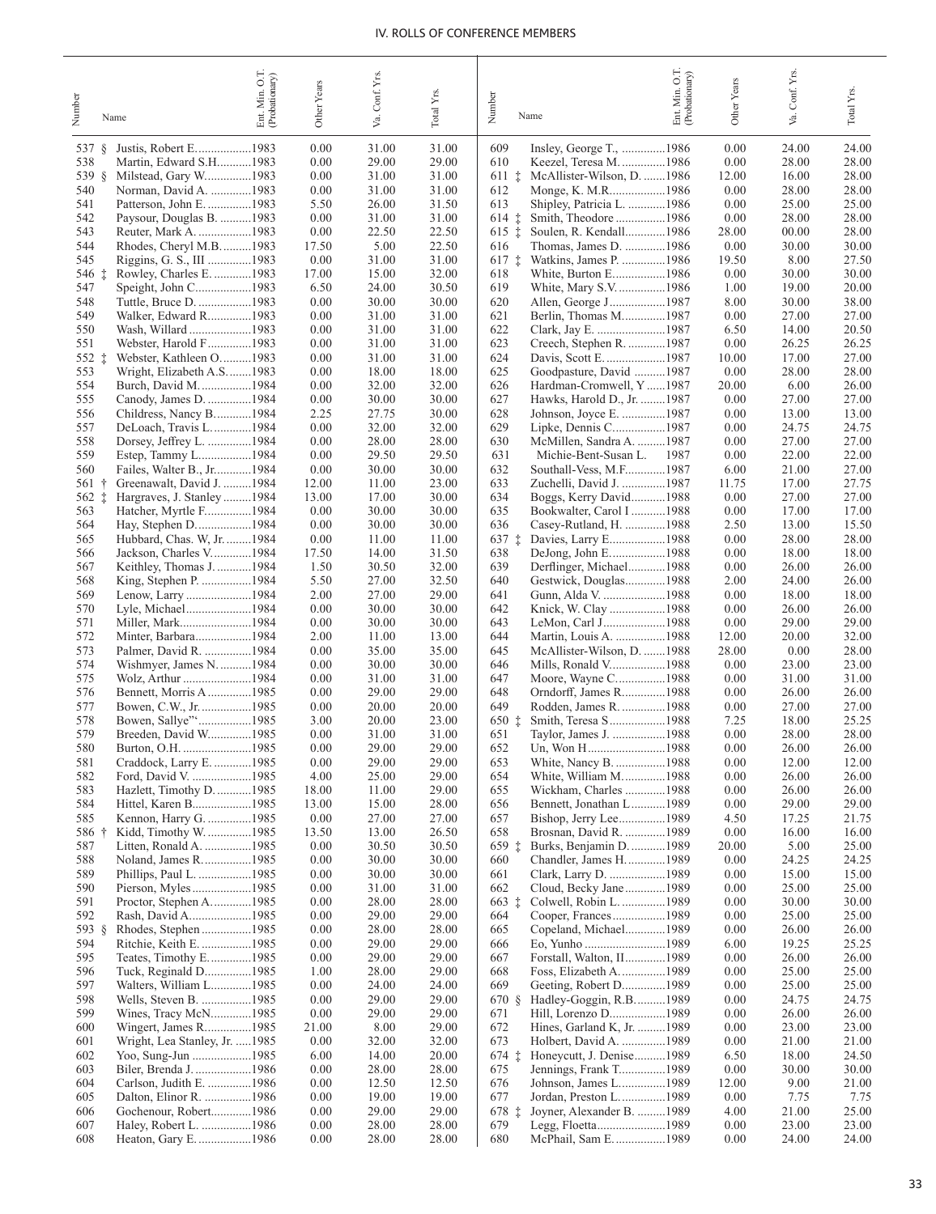# IV. ROLLS OF CONFERENCE MEMBERS

| Number | Name | Ent. Min. O.T. (Probationary) | Other Years | Va. Conf. Yrs. | Total Yrs. |
|---|---|---|---|---|---|
| 537 § | Justis, Robert E. | 1983 | 0.00 | 31.00 | 31.00 |
| 538 | Martin, Edward S.H. | 1983 | 0.00 | 29.00 | 29.00 |
| 539 § | Milstead, Gary W. | 1983 | 0.00 | 31.00 | 31.00 |
| 540 | Norman, David A. | 1983 | 0.00 | 31.00 | 31.00 |
| 541 | Patterson, John E. | 1983 | 5.50 | 26.00 | 31.50 |
| 542 | Paysour, Douglas B. | 1983 | 0.00 | 31.00 | 31.00 |
| 543 | Reuter, Mark A. | 1983 | 0.00 | 22.50 | 22.50 |
| 544 | Rhodes, Cheryl M.B. | 1983 | 17.50 | 5.00 | 22.50 |
| 545 | Riggins, G. S., III | 1983 | 0.00 | 31.00 | 31.00 |
| 546 ‡ | Rowley, Charles E. | 1983 | 17.00 | 15.00 | 32.00 |
| 547 | Speight, John C. | 1983 | 6.50 | 24.00 | 30.50 |
| 548 | Tuttle, Bruce D. | 1983 | 0.00 | 30.00 | 30.00 |
| 549 | Walker, Edward R. | 1983 | 0.00 | 31.00 | 31.00 |
| 550 | Wash, Willard | 1983 | 0.00 | 31.00 | 31.00 |
| 551 | Webster, Harold F | 1983 | 0.00 | 31.00 | 31.00 |
| 552 ‡ | Webster, Kathleen O. | 1983 | 0.00 | 31.00 | 31.00 |
| 553 | Wright, Elizabeth A.S. | 1983 | 0.00 | 18.00 | 18.00 |
| 554 | Burch, David M. | 1984 | 0.00 | 32.00 | 32.00 |
| 555 | Canody, James D. | 1984 | 0.00 | 30.00 | 30.00 |
| 556 | Childress, Nancy B. | 1984 | 2.25 | 27.75 | 30.00 |
| 557 | DeLoach, Travis L. | 1984 | 0.00 | 32.00 | 32.00 |
| 558 | Dorsey, Jeffrey L. | 1984 | 0.00 | 28.00 | 28.00 |
| 559 | Estep, Tammy L. | 1984 | 0.00 | 29.50 | 29.50 |
| 560 | Failes, Walter B., Jr. | 1984 | 0.00 | 30.00 | 30.00 |
| 561 † | Greenawalt, David J. | 1984 | 12.00 | 11.00 | 23.00 |
| 562 ‡ | Hargraves, J. Stanley | 1984 | 13.00 | 17.00 | 30.00 |
| 563 | Hatcher, Myrtle F. | 1984 | 0.00 | 30.00 | 30.00 |
| 564 | Hay, Stephen D. | 1984 | 0.00 | 30.00 | 30.00 |
| 565 | Hubbard, Chas. W, Jr. | 1984 | 0.00 | 11.00 | 11.00 |
| 566 | Jackson, Charles V. | 1984 | 17.50 | 14.00 | 31.50 |
| 567 | Keithley, Thomas J. | 1984 | 1.50 | 30.50 | 32.00 |
| 568 | King, Stephen P. | 1984 | 5.50 | 27.00 | 32.50 |
| 569 | Lenow, Larry | 1984 | 2.00 | 27.00 | 29.00 |
| 570 | Lyle, Michael | 1984 | 0.00 | 30.00 | 30.00 |
| 571 | Miller, Mark | 1984 | 0.00 | 30.00 | 30.00 |
| 572 | Minter, Barbara | 1984 | 2.00 | 11.00 | 13.00 |
| 573 | Palmer, David R. | 1984 | 0.00 | 35.00 | 35.00 |
| 574 | Wishmyer, James N. | 1984 | 0.00 | 30.00 | 30.00 |
| 575 | Wolz, Arthur | 1984 | 0.00 | 31.00 | 31.00 |
| 576 | Bennett, Morris A | 1985 | 0.00 | 29.00 | 29.00 |
| 577 | Bowen, C.W., Jr. | 1985 | 0.00 | 20.00 | 20.00 |
| 578 | Bowen, Sallye"' | 1985 | 3.00 | 20.00 | 23.00 |
| 579 | Breeden, David W. | 1985 | 0.00 | 31.00 | 31.00 |
| 580 | Burton, O.H. | 1985 | 0.00 | 29.00 | 29.00 |
| 581 | Craddock, Larry E. | 1985 | 0.00 | 29.00 | 29.00 |
| 582 | Ford, David V. | 1985 | 4.00 | 25.00 | 29.00 |
| 583 | Hazlett, Timothy D. | 1985 | 18.00 | 11.00 | 29.00 |
| 584 | Hittel, Karen B. | 1985 | 13.00 | 15.00 | 28.00 |
| 585 | Kennon, Harry G. | 1985 | 0.00 | 27.00 | 27.00 |
| 586 † | Kidd, Timothy W. | 1985 | 13.50 | 13.00 | 26.50 |
| 587 | Litten, Ronald A. | 1985 | 0.00 | 30.50 | 30.50 |
| 588 | Noland, James R. | 1985 | 0.00 | 30.00 | 30.00 |
| 589 | Phillips, Paul L. | 1985 | 0.00 | 30.00 | 30.00 |
| 590 | Pierson, Myles | 1985 | 0.00 | 31.00 | 31.00 |
| 591 | Proctor, Stephen A. | 1985 | 0.00 | 28.00 | 28.00 |
| 592 | Rash, David A. | 1985 | 0.00 | 29.00 | 29.00 |
| 593 § | Rhodes, Stephen | 1985 | 0.00 | 28.00 | 28.00 |
| 594 | Ritchie, Keith E. | 1985 | 0.00 | 29.00 | 29.00 |
| 595 | Teates, Timothy E. | 1985 | 0.00 | 29.00 | 29.00 |
| 596 | Tuck, Reginald D. | 1985 | 1.00 | 28.00 | 29.00 |
| 597 | Walters, William L. | 1985 | 0.00 | 24.00 | 24.00 |
| 598 | Wells, Steven B. | 1985 | 0.00 | 29.00 | 29.00 |
| 599 | Wines, Tracy McN. | 1985 | 0.00 | 29.00 | 29.00 |
| 600 | Wingert, James R. | 1985 | 21.00 | 8.00 | 29.00 |
| 601 | Wright, Lea Stanley, Jr. | 1985 | 0.00 | 32.00 | 32.00 |
| 602 | Yoo, Sung-Jun | 1985 | 6.00 | 14.00 | 20.00 |
| 603 | Biler, Brenda J. | 1986 | 0.00 | 28.00 | 28.00 |
| 604 | Carlson, Judith E. | 1986 | 0.00 | 12.50 | 12.50 |
| 605 | Dalton, Elinor R. | 1986 | 0.00 | 19.00 | 19.00 |
| 606 | Gochenour, Robert | 1986 | 0.00 | 29.00 | 29.00 |
| 607 | Haley, Robert L. | 1986 | 0.00 | 28.00 | 28.00 |
| 608 | Heaton, Gary E. | 1986 | 0.00 | 28.00 | 28.00 |
| 609 | Insley, George T., | 1986 | 0.00 | 24.00 | 24.00 |
| 610 | Keezel, Teresa M. | 1986 | 0.00 | 28.00 | 28.00 |
| 611 ‡ | McAllister-Wilson, D. | 1986 | 12.00 | 16.00 | 28.00 |
| 612 | Monge, K. M.R. | 1986 | 0.00 | 28.00 | 28.00 |
| 613 | Shipley, Patricia L. | 1986 | 0.00 | 25.00 | 25.00 |
| 614 ‡ | Smith, Theodore | 1986 | 0.00 | 28.00 | 28.00 |
| 615 ‡ | Soulen, R. Kendall | 1986 | 28.00 | 00.00 | 28.00 |
| 616 | Thomas, James D. | 1986 | 0.00 | 30.00 | 30.00 |
| 617 ‡ | Watkins, James P. | 1986 | 19.50 | 8.00 | 27.50 |
| 618 | White, Burton E. | 1986 | 0.00 | 30.00 | 30.00 |
| 619 | White, Mary S.V. | 1986 | 1.00 | 19.00 | 20.00 |
| 620 | Allen, George J | 1987 | 8.00 | 30.00 | 38.00 |
| 621 | Berlin, Thomas M. | 1987 | 0.00 | 27.00 | 27.00 |
| 622 | Clark, Jay E. | 1987 | 6.50 | 14.00 | 20.50 |
| 623 | Creech, Stephen R. | 1987 | 0.00 | 26.25 | 26.25 |
| 624 | Davis, Scott E. | 1987 | 10.00 | 17.00 | 27.00 |
| 625 | Goodpasture, David | 1987 | 0.00 | 28.00 | 28.00 |
| 626 | Hardman-Cromwell, Y | 1987 | 20.00 | 6.00 | 26.00 |
| 627 | Hawks, Harold D., Jr. | 1987 | 0.00 | 27.00 | 27.00 |
| 628 | Johnson, Joyce E. | 1987 | 0.00 | 13.00 | 13.00 |
| 629 | Lipke, Dennis C. | 1987 | 0.00 | 24.75 | 24.75 |
| 630 | McMillen, Sandra A. | 1987 | 0.00 | 27.00 | 27.00 |
| 631 | Michie-Bent-Susan L. | 1987 | 0.00 | 22.00 | 22.00 |
| 632 | Southall-Vess, M.F. | 1987 | 6.00 | 21.00 | 27.00 |
| 633 | Zuchelli, David J. | 1987 | 11.75 | 17.00 | 27.75 |
| 634 | Boggs, Kerry David | 1988 | 0.00 | 27.00 | 27.00 |
| 635 | Bookwalter, Carol I | 1988 | 0.00 | 17.00 | 17.00 |
| 636 | Casey-Rutland, H. | 1988 | 2.50 | 13.00 | 15.50 |
| 637 ‡ | Davies, Larry E. | 1988 | 0.00 | 28.00 | 28.00 |
| 638 | DeJong, John E. | 1988 | 0.00 | 18.00 | 18.00 |
| 639 | Derflinger, Michael | 1988 | 0.00 | 26.00 | 26.00 |
| 640 | Gestwick, Douglas | 1988 | 2.00 | 24.00 | 26.00 |
| 641 | Gunn, Alda V. | 1988 | 0.00 | 18.00 | 18.00 |
| 642 | Knick, W. Clay | 1988 | 0.00 | 26.00 | 26.00 |
| 643 | LeMon, Carl J | 1988 | 0.00 | 29.00 | 29.00 |
| 644 | Martin, Louis A. | 1988 | 12.00 | 20.00 | 32.00 |
| 645 | McAllister-Wilson, D. | 1988 | 28.00 | 0.00 | 28.00 |
| 646 | Mills, Ronald V. | 1988 | 0.00 | 23.00 | 23.00 |
| 647 | Moore, Wayne C. | 1988 | 0.00 | 31.00 | 31.00 |
| 648 | Orndorff, James R. | 1988 | 0.00 | 26.00 | 26.00 |
| 649 | Rodden, James R. | 1988 | 0.00 | 27.00 | 27.00 |
| 650 ‡ | Smith, Teresa S | 1988 | 7.25 | 18.00 | 25.25 |
| 651 | Taylor, James J. | 1988 | 0.00 | 28.00 | 28.00 |
| 652 | Un, Won H | 1988 | 0.00 | 26.00 | 26.00 |
| 653 | White, Nancy B. | 1988 | 0.00 | 12.00 | 12.00 |
| 654 | White, William M. | 1988 | 0.00 | 26.00 | 26.00 |
| 655 | Wickham, Charles | 1988 | 0.00 | 26.00 | 26.00 |
| 656 | Bennett, Jonathan L | 1989 | 0.00 | 29.00 | 29.00 |
| 657 | Bishop, Jerry Lee | 1989 | 4.50 | 17.25 | 21.75 |
| 658 | Brosnan, David R. | 1989 | 0.00 | 16.00 | 16.00 |
| 659 ‡ | Burks, Benjamin D. | 1989 | 20.00 | 5.00 | 25.00 |
| 660 | Chandler, James H. | 1989 | 0.00 | 24.25 | 24.25 |
| 661 | Clark, Larry D. | 1989 | 0.00 | 15.00 | 15.00 |
| 662 | Cloud, Becky Jane | 1989 | 0.00 | 25.00 | 25.00 |
| 663 ‡ | Colwell, Robin L. | 1989 | 0.00 | 30.00 | 30.00 |
| 664 | Cooper, Frances | 1989 | 0.00 | 25.00 | 25.00 |
| 665 | Copeland, Michael | 1989 | 0.00 | 26.00 | 26.00 |
| 666 | Eo, Yunho | 1989 | 6.00 | 19.25 | 25.25 |
| 667 | Forstall, Walton, II | 1989 | 0.00 | 26.00 | 26.00 |
| 668 | Foss, Elizabeth A. | 1989 | 0.00 | 25.00 | 25.00 |
| 669 | Geeting, Robert D. | 1989 | 0.00 | 25.00 | 25.00 |
| 670 § | Hadley-Goggin, R.B. | 1989 | 0.00 | 24.75 | 24.75 |
| 671 | Hill, Lorenzo D. | 1989 | 0.00 | 26.00 | 26.00 |
| 672 | Hines, Garland K, Jr. | 1989 | 0.00 | 23.00 | 23.00 |
| 673 | Holbert, David A. | 1989 | 0.00 | 21.00 | 21.00 |
| 674 ‡ | Honeycutt, J. Denise | 1989 | 6.50 | 18.00 | 24.50 |
| 675 | Jennings, Frank T. | 1989 | 0.00 | 30.00 | 30.00 |
| 676 | Johnson, James L. | 1989 | 12.00 | 9.00 | 21.00 |
| 677 | Jordan, Preston L. | 1989 | 0.00 | 7.75 | 7.75 |
| 678 ‡ | Joyner, Alexander B. | 1989 | 4.00 | 21.00 | 25.00 |
| 679 | Legg, Floetta | 1989 | 0.00 | 23.00 | 23.00 |
| 680 | McPhail, Sam E. | 1989 | 0.00 | 24.00 | 24.00 |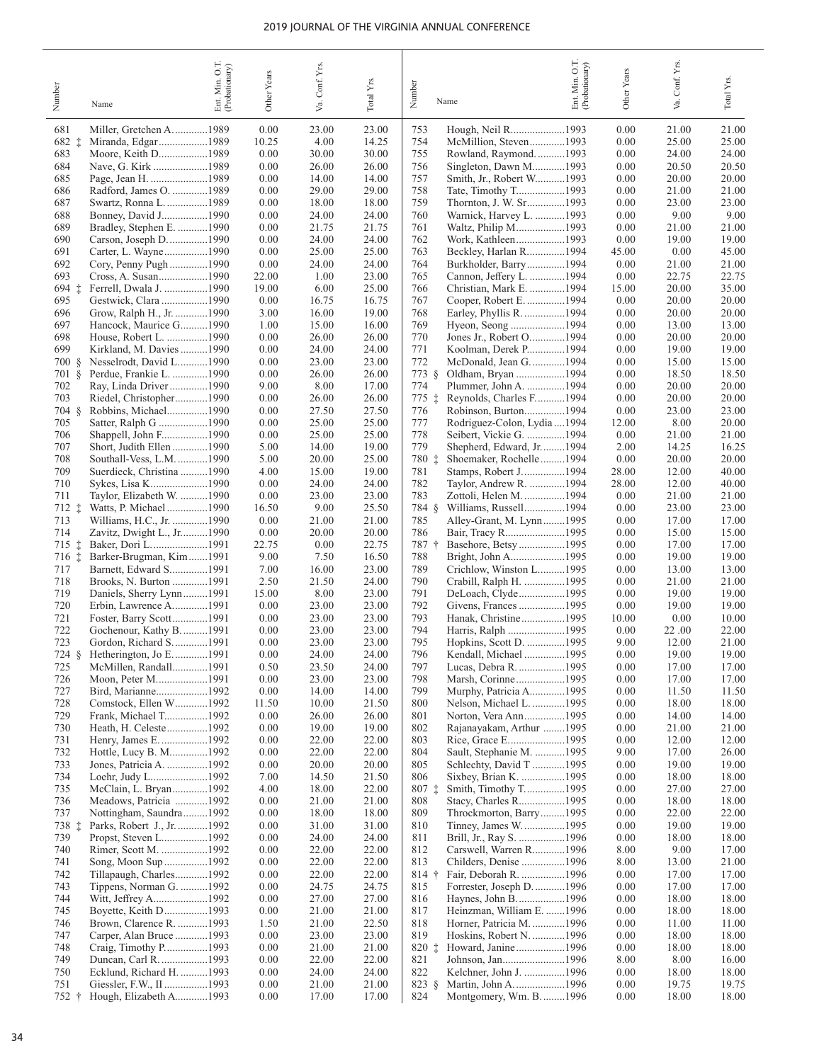| Number | Name | Ent. Min. O.T. (Probationary) | Other Years | Va. Conf. Yrs. | Total Yrs. |
|---|---|---|---|---|---|
| 681 | Miller, Gretchen A. | 1989 | 0.00 | 23.00 | 23.00 |
| 682 ‡ | Miranda, Edgar | 1989 | 10.25 | 4.00 | 14.25 |
| 683 | Moore, Keith D. | 1989 | 0.00 | 30.00 | 30.00 |
| 684 | Nave, G. Kirk | 1989 | 0.00 | 26.00 | 26.00 |
| 685 | Page, Jean H. | 1989 | 0.00 | 14.00 | 14.00 |
| 686 | Radford, James O. | 1989 | 0.00 | 29.00 | 29.00 |
| 687 | Swartz, Ronna L. | 1989 | 0.00 | 18.00 | 18.00 |
| 688 | Bonney, David J. | 1990 | 0.00 | 24.00 | 24.00 |
| 689 | Bradley, Stephen E. | 1990 | 0.00 | 21.75 | 21.75 |
| 690 | Carson, Joseph D. | 1990 | 0.00 | 24.00 | 24.00 |
| 691 | Carter, L. Wayne | 1990 | 0.00 | 25.00 | 25.00 |
| 692 | Cory, Penny Pugh | 1990 | 0.00 | 24.00 | 24.00 |
| 693 | Cross, A. Susan | 1990 | 22.00 | 1.00 | 23.00 |
| 694 ‡ | Ferrell, Dwala J. | 1990 | 19.00 | 6.00 | 25.00 |
| 695 | Gestwick, Clara | 1990 | 0.00 | 16.75 | 16.75 |
| 696 | Grow, Ralph H., Jr. | 1990 | 3.00 | 16.00 | 19.00 |
| 697 | Hancock, Maurice G. | 1990 | 1.00 | 15.00 | 16.00 |
| 698 | House, Robert L. | 1990 | 0.00 | 26.00 | 26.00 |
| 699 | Kirkland, M. Davies | 1990 | 0.00 | 24.00 | 24.00 |
| 700 § | Nesselrodt, David L. | 1990 | 0.00 | 23.00 | 23.00 |
| 701 § | Perdue, Frankie L. | 1990 | 0.00 | 26.00 | 26.00 |
| 702 | Ray, Linda Driver | 1990 | 9.00 | 8.00 | 17.00 |
| 703 | Riedel, Christopher | 1990 | 0.00 | 26.00 | 26.00 |
| 704 § | Robbins, Michael | 1990 | 0.00 | 27.50 | 27.50 |
| 705 | Satter, Ralph G | 1990 | 0.00 | 25.00 | 25.00 |
| 706 | Shappell, John F. | 1990 | 0.00 | 25.00 | 25.00 |
| 707 | Short, Judith Ellen | 1990 | 5.00 | 14.00 | 19.00 |
| 708 | Southall-Vess, L.M. | 1990 | 5.00 | 20.00 | 25.00 |
| 709 | Suerdieck, Christina | 1990 | 4.00 | 15.00 | 19.00 |
| 710 | Sykes, Lisa K. | 1990 | 0.00 | 24.00 | 24.00 |
| 711 | Taylor, Elizabeth W. | 1990 | 0.00 | 23.00 | 23.00 |
| 712 ‡ | Watts, P. Michael | 1990 | 16.50 | 9.00 | 25.50 |
| 713 | Williams, H.C., Jr. | 1990 | 0.00 | 21.00 | 21.00 |
| 714 | Zavitz, Dwight L., Jr. | 1990 | 0.00 | 20.00 | 20.00 |
| 715 ‡ | Baker, Dori L. | 1991 | 22.75 | 0.00 | 22.75 |
| 716 ‡ | Barker-Brugman, Kim | 1991 | 9.00 | 7.50 | 16.50 |
| 717 | Barnett, Edward S. | 1991 | 7.00 | 16.00 | 23.00 |
| 718 | Brooks, N. Burton | 1991 | 2.50 | 21.50 | 24.00 |
| 719 | Daniels, Sherry Lynn | 1991 | 15.00 | 8.00 | 23.00 |
| 720 | Erbin, Lawrence A. | 1991 | 0.00 | 23.00 | 23.00 |
| 721 | Foster, Barry Scott | 1991 | 0.00 | 23.00 | 23.00 |
| 722 | Gochenour, Kathy B. | 1991 | 0.00 | 23.00 | 23.00 |
| 723 | Gordon, Richard S. | 1991 | 0.00 | 23.00 | 23.00 |
| 724 § | Hetherington, Jo E. | 1991 | 0.00 | 24.00 | 24.00 |
| 725 | McMillen, Randall | 1991 | 0.50 | 23.50 | 24.00 |
| 726 | Moon, Peter M. | 1991 | 0.00 | 23.00 | 23.00 |
| 727 | Bird, Marianne | 1992 | 0.00 | 14.00 | 14.00 |
| 728 | Comstock, Ellen W | 1992 | 11.50 | 10.00 | 21.50 |
| 729 | Frank, Michael T. | 1992 | 0.00 | 26.00 | 26.00 |
| 730 | Heath, H. Celeste | 1992 | 0.00 | 19.00 | 19.00 |
| 731 | Henry, James E. | 1992 | 0.00 | 22.00 | 22.00 |
| 732 | Hottle, Lucy B. M. | 1992 | 0.00 | 22.00 | 22.00 |
| 733 | Jones, Patricia A. | 1992 | 0.00 | 20.00 | 20.00 |
| 734 | Loehr, Judy L. | 1992 | 7.00 | 14.50 | 21.50 |
| 735 | McClain, L. Bryan | 1992 | 4.00 | 18.00 | 22.00 |
| 736 | Meadows, Patricia | 1992 | 0.00 | 21.00 | 21.00 |
| 737 | Nottingham, Saundra | 1992 | 0.00 | 18.00 | 18.00 |
| 738 ‡ | Parks, Robert J., Jr. | 1992 | 0.00 | 31.00 | 31.00 |
| 739 | Propst, Steven L. | 1992 | 0.00 | 24.00 | 24.00 |
| 740 | Rimer, Scott M. | 1992 | 0.00 | 22.00 | 22.00 |
| 741 | Song, Moon Sup | 1992 | 0.00 | 22.00 | 22.00 |
| 742 | Tillapaugh, Charles | 1992 | 0.00 | 22.00 | 22.00 |
| 743 | Tippens, Norman G. | 1992 | 0.00 | 24.75 | 24.75 |
| 744 | Witt, Jeffrey A. | 1992 | 0.00 | 27.00 | 27.00 |
| 745 | Boyette, Keith D | 1993 | 0.00 | 21.00 | 21.00 |
| 746 | Brown, Clarence R. | 1993 | 1.50 | 21.00 | 22.50 |
| 747 | Carper, Alan Bruce | 1993 | 0.00 | 23.00 | 23.00 |
| 748 | Craig, Timothy P. | 1993 | 0.00 | 21.00 | 21.00 |
| 749 | Duncan, Carl R. | 1993 | 0.00 | 22.00 | 22.00 |
| 750 | Ecklund, Richard H. | 1993 | 0.00 | 24.00 | 24.00 |
| 751 | Giessler, F.W., II | 1993 | 0.00 | 21.00 | 21.00 |
| 752 † | Hough, Elizabeth A. | 1993 | 0.00 | 17.00 | 17.00 |
| 753 | Hough, Neil R. | 1993 | 0.00 | 21.00 | 21.00 |
| 754 | McMillion, Steven | 1993 | 0.00 | 25.00 | 25.00 |
| 755 | Rowland, Raymond. | 1993 | 0.00 | 24.00 | 24.00 |
| 756 | Singleton, Dawn M. | 1993 | 0.00 | 20.50 | 20.50 |
| 757 | Smith, Jr., Robert W. | 1993 | 0.00 | 20.00 | 20.00 |
| 758 | Tate, Timothy T. | 1993 | 0.00 | 21.00 | 21.00 |
| 759 | Thornton, J. W. Sr. | 1993 | 0.00 | 23.00 | 23.00 |
| 760 | Warnick, Harvey L. | 1993 | 0.00 | 9.00 | 9.00 |
| 761 | Waltz, Philip M. | 1993 | 0.00 | 21.00 | 21.00 |
| 762 | Work, Kathleen | 1993 | 0.00 | 19.00 | 19.00 |
| 763 | Beckley, Harlan R. | 1994 | 45.00 | 0.00 | 45.00 |
| 764 | Burkholder, Barry | 1994 | 0.00 | 21.00 | 21.00 |
| 765 | Cannon, Jeffery L. | 1994 | 0.00 | 22.75 | 22.75 |
| 766 | Christian, Mark E. | 1994 | 15.00 | 20.00 | 35.00 |
| 767 | Cooper, Robert E. | 1994 | 0.00 | 20.00 | 20.00 |
| 768 | Earley, Phyllis R. | 1994 | 0.00 | 20.00 | 20.00 |
| 769 | Hyeon, Seong | 1994 | 0.00 | 13.00 | 13.00 |
| 770 | Jones Jr., Robert O. | 1994 | 0.00 | 20.00 | 20.00 |
| 771 | Koolman, Derek P. | 1994 | 0.00 | 19.00 | 19.00 |
| 772 | McDonald, Jean G. | 1994 | 0.00 | 15.00 | 15.00 |
| 773 § | Oldham, Bryan | 1994 | 0.00 | 18.50 | 18.50 |
| 774 | Plummer, John A. | 1994 | 0.00 | 20.00 | 20.00 |
| 775 ‡ | Reynolds, Charles F. | 1994 | 0.00 | 20.00 | 20.00 |
| 776 | Robinson, Burton | 1994 | 0.00 | 23.00 | 23.00 |
| 777 | Rodriguez-Colon, Lydia | 1994 | 12.00 | 8.00 | 20.00 |
| 778 | Seibert, Vickie G. | 1994 | 0.00 | 21.00 | 21.00 |
| 779 | Shepherd, Edward, Jr. | 1994 | 2.00 | 14.25 | 16.25 |
| 780 ‡ | Shoemaker, Rochelle | 1994 | 0.00 | 20.00 | 20.00 |
| 781 | Stamps, Robert J. | 1994 | 28.00 | 12.00 | 40.00 |
| 782 | Taylor, Andrew R. | 1994 | 28.00 | 12.00 | 40.00 |
| 783 | Zottoli, Helen M. | 1994 | 0.00 | 21.00 | 21.00 |
| 784 § | Williams, Russell | 1994 | 0.00 | 23.00 | 23.00 |
| 785 | Alley-Grant, M. Lynn | 1995 | 0.00 | 17.00 | 17.00 |
| 786 | Bair, Tracy R. | 1995 | 0.00 | 15.00 | 15.00 |
| 787 † | Basehore, Betsy | 1995 | 0.00 | 17.00 | 17.00 |
| 788 | Bright, John A. | 1995 | 0.00 | 19.00 | 19.00 |
| 789 | Crichlow, Winston L. | 1995 | 0.00 | 13.00 | 13.00 |
| 790 | Crabill, Ralph H. | 1995 | 0.00 | 21.00 | 21.00 |
| 791 | DeLoach, Clyde | 1995 | 0.00 | 19.00 | 19.00 |
| 792 | Givens, Frances | 1995 | 0.00 | 19.00 | 19.00 |
| 793 | Hanak, Christine | 1995 | 10.00 | 0.00 | 10.00 |
| 794 | Harris, Ralph | 1995 | 0.00 | 22 .00 | 22.00 |
| 795 | Hopkins, Scott D. | 1995 | 9.00 | 12.00 | 21.00 |
| 796 | Kendall, Michael | 1995 | 0.00 | 19.00 | 19.00 |
| 797 | Lucas, Debra R. | 1995 | 0.00 | 17.00 | 17.00 |
| 798 | Marsh, Corinne | 1995 | 0.00 | 17.00 | 17.00 |
| 799 | Murphy, Patricia A. | 1995 | 0.00 | 11.50 | 11.50 |
| 800 | Nelson, Michael L. | 1995 | 0.00 | 18.00 | 18.00 |
| 801 | Norton, Vera Ann | 1995 | 0.00 | 14.00 | 14.00 |
| 802 | Rajanayakam, Arthur | 1995 | 0.00 | 21.00 | 21.00 |
| 803 | Rice, Grace E. | 1995 | 0.00 | 12.00 | 12.00 |
| 804 | Sault, Stephanie M. | 1995 | 9.00 | 17.00 | 26.00 |
| 805 | Schlechty, David T | 1995 | 0.00 | 19.00 | 19.00 |
| 806 | Sixbey, Brian K. | 1995 | 0.00 | 18.00 | 18.00 |
| 807 ‡ | Smith, Timothy T. | 1995 | 0.00 | 27.00 | 27.00 |
| 808 | Stacy, Charles R. | 1995 | 0.00 | 18.00 | 18.00 |
| 809 | Throckmorton, Barry | 1995 | 0.00 | 22.00 | 22.00 |
| 810 | Tinney, James W. | 1995 | 0.00 | 19.00 | 19.00 |
| 811 | Brill, Jr., Ray S. | 1996 | 0.00 | 18.00 | 18.00 |
| 812 | Carswell, Warren R. | 1996 | 8.00 | 9.00 | 17.00 |
| 813 | Childers, Denise | 1996 | 8.00 | 13.00 | 21.00 |
| 814 † | Fair, Deborah R. | 1996 | 0.00 | 17.00 | 17.00 |
| 815 | Forrester, Joseph D. | 1996 | 0.00 | 17.00 | 17.00 |
| 816 | Haynes, John B. | 1996 | 0.00 | 18.00 | 18.00 |
| 817 | Heinzman, William E. | 1996 | 0.00 | 18.00 | 18.00 |
| 818 | Horner, Patricia M. | 1996 | 0.00 | 11.00 | 11.00 |
| 819 | Hoskins, Robert N. | 1996 | 0.00 | 18.00 | 18.00 |
| 820 ‡ | Howard, Janine | 1996 | 0.00 | 18.00 | 18.00 |
| 821 | Johnson, Jan | 1996 | 8.00 | 8.00 | 16.00 |
| 822 | Kelchner, John J. | 1996 | 0.00 | 18.00 | 18.00 |
| 823 § | Martin, John A. | 1996 | 0.00 | 19.75 | 19.75 |
| 824 | Montgomery, Wm. B. | 1996 | 0.00 | 18.00 | 18.00 |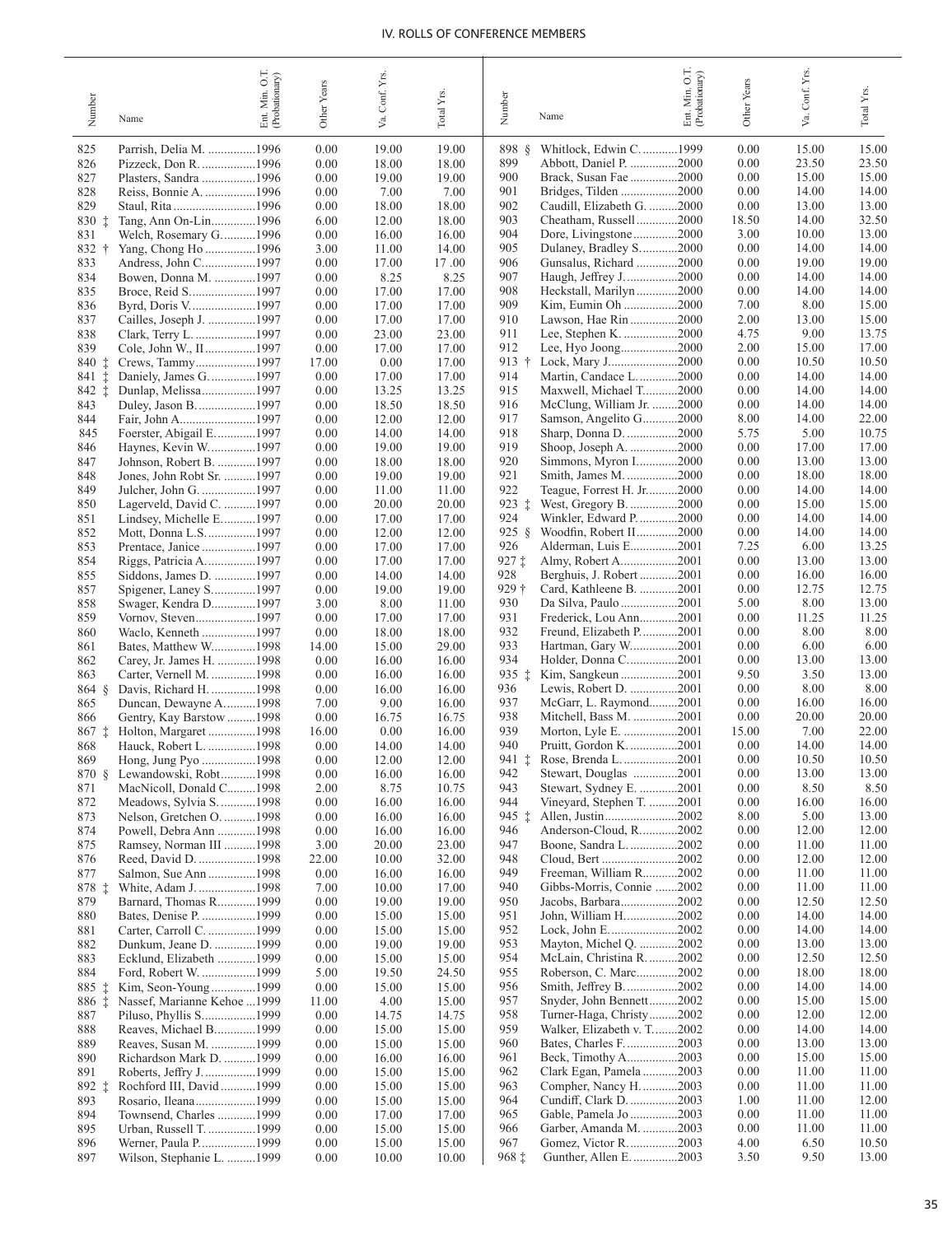| Number | Name | Ent. Min. O.T. (Probationary) | Other Years | Va. Conf. Yrs. | Total Yrs. |
|---|---|---|---|---|---|
| 825 | Parrish, Delia M. | 1996 | 0.00 | 19.00 | 19.00 |
| 826 | Pizzeck, Don R. | 1996 | 0.00 | 18.00 | 18.00 |
| 827 | Plasters, Sandra | 1996 | 0.00 | 19.00 | 19.00 |
| 828 | Reiss, Bonnie A. | 1996 | 0.00 | 7.00 | 7.00 |
| 829 | Staul, Rita | 1996 | 0.00 | 18.00 | 18.00 |
| 830 ‡ | Tang, Ann On-Lin | 1996 | 6.00 | 12.00 | 18.00 |
| 831 | Welch, Rosemary G. | 1996 | 0.00 | 16.00 | 16.00 |
| 832 † | Yang, Chong Ho | 1996 | 3.00 | 11.00 | 14.00 |
| 833 | Andress, John C. | 1997 | 0.00 | 17.00 | 17 .00 |
| 834 | Bowen, Donna M. | 1997 | 0.00 | 8.25 | 8.25 |
| 835 | Broce, Reid S. | 1997 | 0.00 | 17.00 | 17.00 |
| 836 | Byrd, Doris V. | 1997 | 0.00 | 17.00 | 17.00 |
| 837 | Cailles, Joseph J. | 1997 | 0.00 | 17.00 | 17.00 |
| 838 | Clark, Terry L. | 1997 | 0.00 | 23.00 | 23.00 |
| 839 | Cole, John W., II | 1997 | 0.00 | 17.00 | 17.00 |
| 840 ‡ | Crews, Tammy | 1997 | 17.00 | 0.00 | 17.00 |
| 841 ‡ | Daniely, James G. | 1997 | 0.00 | 17.00 | 17.00 |
| 842 ‡ | Dunlap, Melissa | 1997 | 0.00 | 13.25 | 13.25 |
| 843 | Duley, Jason B. | 1997 | 0.00 | 18.50 | 18.50 |
| 844 | Fair, John A. | 1997 | 0.00 | 12.00 | 12.00 |
| 845 | Foerster, Abigail E. | 1997 | 0.00 | 14.00 | 14.00 |
| 846 | Haynes, Kevin W. | 1997 | 0.00 | 19.00 | 19.00 |
| 847 | Johnson, Robert B. | 1997 | 0.00 | 18.00 | 18.00 |
| 848 | Jones, John Robt Sr. | 1997 | 0.00 | 19.00 | 19.00 |
| 849 | Julcher, John G. | 1997 | 0.00 | 11.00 | 11.00 |
| 850 | Lagerveld, David C. | 1997 | 0.00 | 20.00 | 20.00 |
| 851 | Lindsey, Michelle E. | 1997 | 0.00 | 17.00 | 17.00 |
| 852 | Mott, Donna L.S. | 1997 | 0.00 | 12.00 | 12.00 |
| 853 | Prentace, Janice | 1997 | 0.00 | 17.00 | 17.00 |
| 854 | Riggs, Patricia A. | 1997 | 0.00 | 17.00 | 17.00 |
| 855 | Siddons, James D. | 1997 | 0.00 | 14.00 | 14.00 |
| 857 | Spigener, Laney S. | 1997 | 0.00 | 19.00 | 19.00 |
| 858 | Swager, Kendra D. | 1997 | 3.00 | 8.00 | 11.00 |
| 859 | Vornov, Steven | 1997 | 0.00 | 17.00 | 17.00 |
| 860 | Waclo, Kenneth | 1997 | 0.00 | 18.00 | 18.00 |
| 861 | Bates, Matthew W. | 1998 | 14.00 | 15.00 | 29.00 |
| 862 | Carey, Jr. James H. | 1998 | 0.00 | 16.00 | 16.00 |
| 863 | Carter, Vernell M. | 1998 | 0.00 | 16.00 | 16.00 |
| 864 § | Davis, Richard H. | 1998 | 0.00 | 16.00 | 16.00 |
| 865 | Duncan, Dewayne A. | 1998 | 7.00 | 9.00 | 16.00 |
| 866 | Gentry, Kay Barstow | 1998 | 0.00 | 16.75 | 16.75 |
| 867 ‡ | Holton, Margaret | 1998 | 16.00 | 0.00 | 16.00 |
| 868 | Hauck, Robert L. | 1998 | 0.00 | 14.00 | 14.00 |
| 869 | Hong, Jung Pyo | 1998 | 0.00 | 12.00 | 12.00 |
| 870 § | Lewandowski, Robt | 1998 | 0.00 | 16.00 | 16.00 |
| 871 | MacNicoll, Donald C. | 1998 | 2.00 | 8.75 | 10.75 |
| 872 | Meadows, Sylvia S. | 1998 | 0.00 | 16.00 | 16.00 |
| 873 | Nelson, Gretchen O. | 1998 | 0.00 | 16.00 | 16.00 |
| 874 | Powell, Debra Ann | 1998 | 0.00 | 16.00 | 16.00 |
| 875 | Ramsey, Norman III | 1998 | 3.00 | 20.00 | 23.00 |
| 876 | Reed, David D. | 1998 | 22.00 | 10.00 | 32.00 |
| 877 | Salmon, Sue Ann | 1998 | 0.00 | 16.00 | 16.00 |
| 878 ‡ | White, Adam J. | 1998 | 7.00 | 10.00 | 17.00 |
| 879 | Barnard, Thomas R. | 1999 | 0.00 | 19.00 | 19.00 |
| 880 | Bates, Denise P. | 1999 | 0.00 | 15.00 | 15.00 |
| 881 | Carter, Carroll C. | 1999 | 0.00 | 15.00 | 15.00 |
| 882 | Dunkum, Jeane D. | 1999 | 0.00 | 19.00 | 19.00 |
| 883 | Ecklund, Elizabeth | 1999 | 0.00 | 15.00 | 15.00 |
| 884 | Ford, Robert W. | 1999 | 5.00 | 19.50 | 24.50 |
| 885 ‡ | Kim, Seon-Young | 1999 | 0.00 | 15.00 | 15.00 |
| 886 ‡ | Nassef, Marianne Kehoe | 1999 | 11.00 | 4.00 | 15.00 |
| 887 | Piluso, Phyllis S. | 1999 | 0.00 | 14.75 | 14.75 |
| 888 | Reaves, Michael B. | 1999 | 0.00 | 15.00 | 15.00 |
| 889 | Reaves, Susan M. | 1999 | 0.00 | 15.00 | 15.00 |
| 890 | Richardson Mark D. | 1999 | 0.00 | 16.00 | 16.00 |
| 891 | Roberts, Jeffry J. | 1999 | 0.00 | 15.00 | 15.00 |
| 892 ‡ | Rochford III, David | 1999 | 0.00 | 15.00 | 15.00 |
| 893 | Rosario, Ileana | 1999 | 0.00 | 15.00 | 15.00 |
| 894 | Townsend, Charles | 1999 | 0.00 | 17.00 | 17.00 |
| 895 | Urban, Russell T. | 1999 | 0.00 | 15.00 | 15.00 |
| 896 | Werner, Paula P. | 1999 | 0.00 | 15.00 | 15.00 |
| 897 | Wilson, Stephanie L. | 1999 | 0.00 | 10.00 | 10.00 |
| 898 § | Whitlock, Edwin C. | 1999 | 0.00 | 15.00 | 15.00 |
| 899 | Abbott, Daniel P. | 2000 | 0.00 | 23.50 | 23.50 |
| 900 | Brack, Susan Fae | 2000 | 0.00 | 15.00 | 15.00 |
| 901 | Bridges, Tilden | 2000 | 0.00 | 14.00 | 14.00 |
| 902 | Caudill, Elizabeth G. | 2000 | 0.00 | 13.00 | 13.00 |
| 903 | Cheatham, Russell | 2000 | 18.50 | 14.00 | 32.50 |
| 904 | Dore, Livingstone | 2000 | 3.00 | 10.00 | 13.00 |
| 905 | Dulaney, Bradley S. | 2000 | 0.00 | 14.00 | 14.00 |
| 906 | Gunsalus, Richard | 2000 | 0.00 | 19.00 | 19.00 |
| 907 | Haugh, Jeffrey J. | 2000 | 0.00 | 14.00 | 14.00 |
| 908 | Heckstall, Marilyn | 2000 | 0.00 | 14.00 | 14.00 |
| 909 | Kim, Eumin Oh | 2000 | 7.00 | 8.00 | 15.00 |
| 910 | Lawson, Hae Rin | 2000 | 2.00 | 13.00 | 15.00 |
| 911 | Lee, Stephen K. | 2000 | 4.75 | 9.00 | 13.75 |
| 912 | Lee, Hyo Joong | 2000 | 2.00 | 15.00 | 17.00 |
| 913 † | Lock, Mary J. | 2000 | 0.00 | 10.50 | 10.50 |
| 914 | Martin, Candace L. | 2000 | 0.00 | 14.00 | 14.00 |
| 915 | Maxwell, Michael T. | 2000 | 0.00 | 14.00 | 14.00 |
| 916 | McClung, William Jr. | 2000 | 0.00 | 14.00 | 14.00 |
| 917 | Samson, Angelito G. | 2000 | 8.00 | 14.00 | 22.00 |
| 918 | Sharp, Donna D. | 2000 | 5.75 | 5.00 | 10.75 |
| 919 | Shoop, Joseph A. | 2000 | 0.00 | 17.00 | 17.00 |
| 920 | Simmons, Myron I. | 2000 | 0.00 | 13.00 | 13.00 |
| 921 | Smith, James M. | 2000 | 0.00 | 18.00 | 18.00 |
| 922 | Teague, Forrest H. Jr. | 2000 | 0.00 | 14.00 | 14.00 |
| 923 ‡ | West, Gregory B. | 2000 | 0.00 | 15.00 | 15.00 |
| 924 | Winkler, Edward P. | 2000 | 0.00 | 14.00 | 14.00 |
| 925 § | Woodfin, Robert II | 2000 | 0.00 | 14.00 | 14.00 |
| 926 | Alderman, Luis E. | 2001 | 7.25 | 6.00 | 13.25 |
| 927 ‡ | Almy, Robert A. | 2001 | 0.00 | 13.00 | 13.00 |
| 928 | Berghuis, J. Robert | 2001 | 0.00 | 16.00 | 16.00 |
| 929 † | Card, Kathleene B. | 2001 | 0.00 | 12.75 | 12.75 |
| 930 | Da Silva, Paulo | 2001 | 5.00 | 8.00 | 13.00 |
| 931 | Frederick, Lou Ann | 2001 | 0.00 | 11.25 | 11.25 |
| 932 | Freund, Elizabeth P. | 2001 | 0.00 | 8.00 | 8.00 |
| 933 | Hartman, Gary W. | 2001 | 0.00 | 6.00 | 6.00 |
| 934 | Holder, Donna C. | 2001 | 0.00 | 13.00 | 13.00 |
| 935 ‡ | Kim, Sangkeun | 2001 | 9.50 | 3.50 | 13.00 |
| 936 | Lewis, Robert D. | 2001 | 0.00 | 8.00 | 8.00 |
| 937 | McGarr, L. Raymond | 2001 | 0.00 | 16.00 | 16.00 |
| 938 | Mitchell, Bass M. | 2001 | 0.00 | 20.00 | 20.00 |
| 939 | Morton, Lyle E. | 2001 | 15.00 | 7.00 | 22.00 |
| 940 | Pruitt, Gordon K. | 2001 | 0.00 | 14.00 | 14.00 |
| 941 ‡ | Rose, Brenda L. | 2001 | 0.00 | 10.50 | 10.50 |
| 942 | Stewart, Douglas | 2001 | 0.00 | 13.00 | 13.00 |
| 943 | Stewart, Sydney E. | 2001 | 0.00 | 8.50 | 8.50 |
| 944 | Vineyard, Stephen T. | 2001 | 0.00 | 16.00 | 16.00 |
| 945 ‡ | Allen, Justin | 2002 | 8.00 | 5.00 | 13.00 |
| 946 | Anderson-Cloud, R. | 2002 | 0.00 | 12.00 | 12.00 |
| 947 | Boone, Sandra L. | 2002 | 0.00 | 11.00 | 11.00 |
| 948 | Cloud, Bert | 2002 | 0.00 | 12.00 | 12.00 |
| 949 | Freeman, William R. | 2002 | 0.00 | 11.00 | 11.00 |
| 940 | Gibbs-Morris, Connie | 2002 | 0.00 | 11.00 | 11.00 |
| 950 | Jacobs, Barbara | 2002 | 0.00 | 12.50 | 12.50 |
| 951 | John, William H. | 2002 | 0.00 | 14.00 | 14.00 |
| 952 | Lock, John E. | 2002 | 0.00 | 14.00 | 14.00 |
| 953 | Mayton, Michel Q. | 2002 | 0.00 | 13.00 | 13.00 |
| 954 | McLain, Christina R. | 2002 | 0.00 | 12.50 | 12.50 |
| 955 | Roberson, C. Marc | 2002 | 0.00 | 18.00 | 18.00 |
| 956 | Smith, Jeffrey B. | 2002 | 0.00 | 14.00 | 14.00 |
| 957 | Snyder, John Bennett | 2002 | 0.00 | 15.00 | 15.00 |
| 958 | Turner-Haga, Christy | 2002 | 0.00 | 12.00 | 12.00 |
| 959 | Walker, Elizabeth v. T. | 2002 | 0.00 | 14.00 | 14.00 |
| 960 | Bates, Charles F. | 2003 | 0.00 | 13.00 | 13.00 |
| 961 | Beck, Timothy A. | 2003 | 0.00 | 15.00 | 15.00 |
| 962 | Clark Egan, Pamela | 2003 | 0.00 | 11.00 | 11.00 |
| 963 | Compher, Nancy H. | 2003 | 0.00 | 11.00 | 11.00 |
| 964 | Cundiff, Clark D. | 2003 | 1.00 | 11.00 | 12.00 |
| 965 | Gable, Pamela Jo | 2003 | 0.00 | 11.00 | 11.00 |
| 966 | Garber, Amanda M. | 2003 | 0.00 | 11.00 | 11.00 |
| 967 | Gomez, Victor R. | 2003 | 4.00 | 6.50 | 10.50 |
| 968 ‡ | Gunther, Allen E. | 2003 | 3.50 | 9.50 | 13.00 |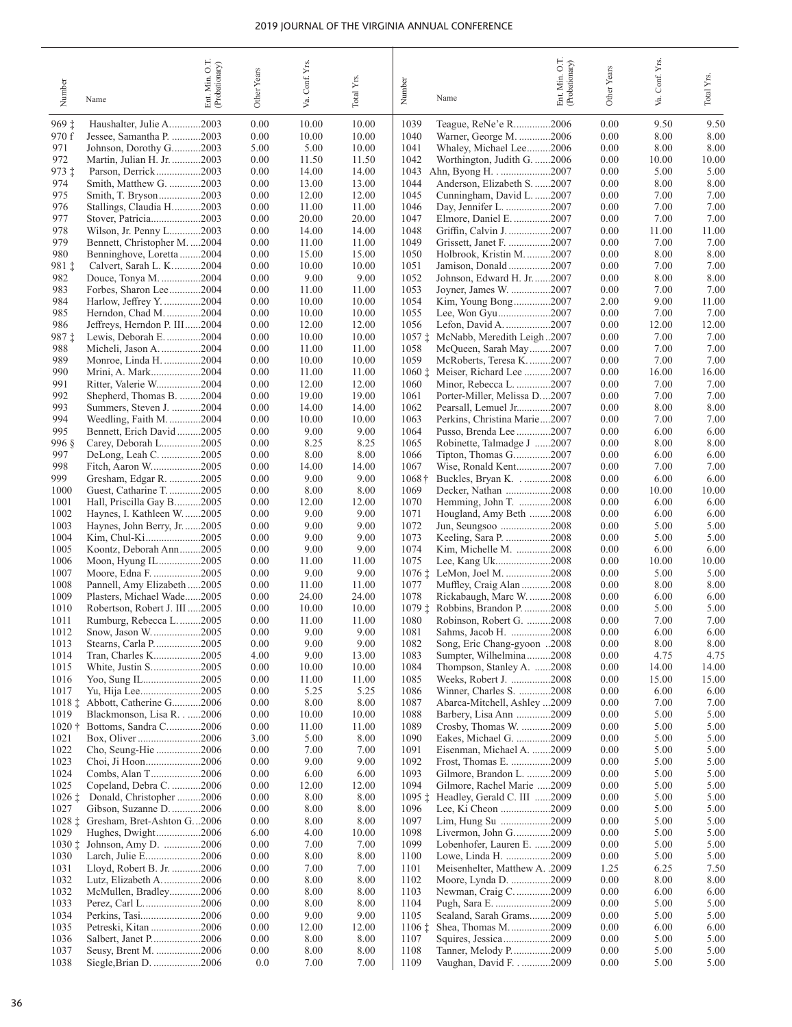| Number | Name | Ent. Min. O.T. (Probationary) | Other Years | Va. Conf. Yrs. | Total Yrs. |
|---|---|---|---|---|---|
| 969 ‡ | Haushalter, Julie A. | 2003 | 0.00 | 10.00 | 10.00 |
| 970 f | Jessee, Samantha P. | 2003 | 0.00 | 10.00 | 10.00 |
| 971 | Johnson, Dorothy G. | 2003 | 5.00 | 5.00 | 10.00 |
| 972 | Martin, Julian H. Jr. | 2003 | 0.00 | 11.50 | 11.50 |
| 973 ‡ | Parson, Derrick | 2003 | 0.00 | 14.00 | 14.00 |
| 974 | Smith, Matthew G. | 2003 | 0.00 | 13.00 | 13.00 |
| 975 | Smith, T. Bryson | 2003 | 0.00 | 12.00 | 12.00 |
| 976 | Stallings, Claudia H. | 2003 | 0.00 | 11.00 | 11.00 |
| 977 | Stover, Patricia | 2003 | 0.00 | 20.00 | 20.00 |
| 978 | Wilson, Jr. Penny L. | 2003 | 0.00 | 14.00 | 14.00 |
| 979 | Bennett, Christopher M. | 2004 | 0.00 | 11.00 | 11.00 |
| 980 | Benninghove, Loretta | 2004 | 0.00 | 15.00 | 15.00 |
| 981 ‡ | Calvert, Sarah L. K. | 2004 | 0.00 | 10.00 | 10.00 |
| 982 | Douce, Tonya M. | 2004 | 0.00 | 9.00 | 9.00 |
| 983 | Forbes, Sharon Lee | 2004 | 0.00 | 11.00 | 11.00 |
| 984 | Harlow, Jeffrey Y. | 2004 | 0.00 | 10.00 | 10.00 |
| 985 | Herndon, Chad M. | 2004 | 0.00 | 10.00 | 10.00 |
| 986 | Jeffreys, Herndon P. III | 2004 | 0.00 | 12.00 | 12.00 |
| 987 ‡ | Lewis, Deborah E. | 2004 | 0.00 | 10.00 | 10.00 |
| 988 | Micheli, Jason A. | 2004 | 0.00 | 11.00 | 11.00 |
| 989 | Monroe, Linda H. | 2004 | 0.00 | 10.00 | 10.00 |
| 990 | Mrini, A. Mark | 2004 | 0.00 | 11.00 | 11.00 |
| 991 | Ritter, Valerie W. | 2004 | 0.00 | 12.00 | 12.00 |
| 992 | Shepherd, Thomas B. | 2004 | 0.00 | 19.00 | 19.00 |
| 993 | Summers, Steven J. | 2004 | 0.00 | 14.00 | 14.00 |
| 994 | Weedling, Faith M. | 2004 | 0.00 | 10.00 | 10.00 |
| 995 | Bennett, Erich David | 2005 | 0.00 | 9.00 | 9.00 |
| 996 § | Carey, Deborah L. | 2005 | 0.00 | 8.25 | 8.25 |
| 997 | DeLong, Leah C. | 2005 | 0.00 | 8.00 | 8.00 |
| 998 | Fitch, Aaron W. | 2005 | 0.00 | 14.00 | 14.00 |
| 999 | Gresham, Edgar R. | 2005 | 0.00 | 9.00 | 9.00 |
| 1000 | Guest, Catharine T. | 2005 | 0.00 | 8.00 | 8.00 |
| 1001 | Hall, Priscilla Gay B. | 2005 | 0.00 | 12.00 | 12.00 |
| 1002 | Haynes, I. Kathleen W. | 2005 | 0.00 | 9.00 | 9.00 |
| 1003 | Haynes, John Berry, Jr. | 2005 | 0.00 | 9.00 | 9.00 |
| 1004 | Kim, Chul-Ki | 2005 | 0.00 | 9.00 | 9.00 |
| 1005 | Koontz, Deborah Ann | 2005 | 0.00 | 9.00 | 9.00 |
| 1006 | Moon, Hyung IL | 2005 | 0.00 | 11.00 | 11.00 |
| 1007 | Moore, Edna F. | 2005 | 0.00 | 9.00 | 9.00 |
| 1008 | Pannell, Amy Elizabeth | 2005 | 0.00 | 11.00 | 11.00 |
| 1009 | Plasters, Michael Wade | 2005 | 0.00 | 24.00 | 24.00 |
| 1010 | Robertson, Robert J. III | 2005 | 0.00 | 10.00 | 10.00 |
| 1011 | Rumburg, Rebecca L. | 2005 | 0.00 | 11.00 | 11.00 |
| 1012 | Snow, Jason W. | 2005 | 0.00 | 9.00 | 9.00 |
| 1013 | Stearns, Carla P. | 2005 | 0.00 | 9.00 | 9.00 |
| 1014 | Tran, Charles K. | 2005 | 4.00 | 9.00 | 13.00 |
| 1015 | White, Justin S. | 2005 | 0.00 | 10.00 | 10.00 |
| 1016 | Yoo, Sung IL | 2005 | 0.00 | 11.00 | 11.00 |
| 1017 | Yu, Hija Lee | 2005 | 0.00 | 5.25 | 5.25 |
| 1018 ‡ | Abbott, Catherine G. | 2006 | 0.00 | 8.00 | 8.00 |
| 1019 | Blackmonson, Lisa R. . | 2006 | 0.00 | 10.00 | 10.00 |
| 1020 † | Bottoms, Sandra C. | 2006 | 0.00 | 11.00 | 11.00 |
| 1021 | Box, Oliver | 2006 | 3.00 | 5.00 | 8.00 |
| 1022 | Cho, Seung-Hie | 2006 | 0.00 | 7.00 | 7.00 |
| 1023 | Choi, Ji Hoon | 2006 | 0.00 | 9.00 | 9.00 |
| 1024 | Combs, Alan T. | 2006 | 0.00 | 6.00 | 6.00 |
| 1025 | Copeland, Debra C. | 2006 | 0.00 | 12.00 | 12.00 |
| 1026 ‡ | Donald, Christopher | 2006 | 0.00 | 8.00 | 8.00 |
| 1027 | Gibson, Suzanne D. | 2006 | 0.00 | 8.00 | 8.00 |
| 1028 ‡ | Gresham, Bret-Ashton G. | 2006 | 0.00 | 8.00 | 8.00 |
| 1029 | Hughes, Dwight | 2006 | 6.00 | 4.00 | 10.00 |
| 1030 ‡ | Johnson, Amy D. | 2006 | 0.00 | 7.00 | 7.00 |
| 1030 | Larch, Julie E. | 2006 | 0.00 | 8.00 | 8.00 |
| 1031 | Lloyd, Robert B. Jr. | 2006 | 0.00 | 7.00 | 7.00 |
| 1032 | Lutz, Elizabeth A. | 2006 | 0.00 | 8.00 | 8.00 |
| 1032 | McMullen, Bradley | 2006 | 0.00 | 8.00 | 8.00 |
| 1033 | Perez, Carl L. | 2006 | 0.00 | 8.00 | 8.00 |
| 1034 | Perkins, Tasi | 2006 | 0.00 | 9.00 | 9.00 |
| 1035 | Petreski, Kitan | 2006 | 0.00 | 12.00 | 12.00 |
| 1036 | Salbert, Janet P. | 2006 | 0.00 | 8.00 | 8.00 |
| 1037 | Seusy, Brent M. | 2006 | 0.00 | 8.00 | 8.00 |
| 1038 | Siegle,Brian D. | 2006 | 0.0 | 7.00 | 7.00 |
| 1039 | Teague, ReNe'e R. | 2006 | 0.00 | 9.50 | 9.50 |
| 1040 | Warner, George M. | 2006 | 0.00 | 8.00 | 8.00 |
| 1041 | Whaley, Michael Lee | 2006 | 0.00 | 8.00 | 8.00 |
| 1042 | Worthington, Judith G. | 2006 | 0.00 | 10.00 | 10.00 |
| 1043 | Ahn, Byong H. . | 2007 | 0.00 | 5.00 | 5.00 |
| 1044 | Anderson, Elizabeth S. | 2007 | 0.00 | 8.00 | 8.00 |
| 1045 | Cunningham, David L. | 2007 | 0.00 | 7.00 | 7.00 |
| 1046 | Day, Jennifer L. | 2007 | 0.00 | 7.00 | 7.00 |
| 1047 | Elmore, Daniel E. | 2007 | 0.00 | 7.00 | 7.00 |
| 1048 | Griffin, Calvin J. | 2007 | 0.00 | 11.00 | 11.00 |
| 1049 | Grissett, Janet F. | 2007 | 0.00 | 7.00 | 7.00 |
| 1050 | Holbrook, Kristin M. | 2007 | 0.00 | 8.00 | 8.00 |
| 1051 | Jamison, Donald | 2007 | 0.00 | 7.00 | 7.00 |
| 1052 | Johnson, Edward H. Jr. | 2007 | 0.00 | 8.00 | 8.00 |
| 1053 | Joyner, James W. | 2007 | 0.00 | 7.00 | 7.00 |
| 1054 | Kim, Young Bong | 2007 | 2.00 | 9.00 | 11.00 |
| 1055 | Lee, Won Gyu | 2007 | 0.00 | 7.00 | 7.00 |
| 1056 | Lefon, David A. | 2007 | 0.00 | 12.00 | 12.00 |
| 1057 ‡ | McNabb, Meredith Leigh | 2007 | 0.00 | 7.00 | 7.00 |
| 1058 | McQueen, Sarah May | 2007 | 0.00 | 7.00 | 7.00 |
| 1059 | McRoberts, Teresa K. | 2007 | 0.00 | 7.00 | 7.00 |
| 1060 ‡ | Meiser, Richard Lee | 2007 | 0.00 | 16.00 | 16.00 |
| 1060 | Minor, Rebecca L. | 2007 | 0.00 | 7.00 | 7.00 |
| 1061 | Porter-Miller, Melissa D. | 2007 | 0.00 | 7.00 | 7.00 |
| 1062 | Pearsall, Lemuel Jr. | 2007 | 0.00 | 8.00 | 8.00 |
| 1063 | Perkins, Christina Marie | 2007 | 0.00 | 7.00 | 7.00 |
| 1064 | Pusso, Brenda Lee | 2007 | 0.00 | 6.00 | 6.00 |
| 1065 | Robinette, Talmadge J | 2007 | 0.00 | 8.00 | 8.00 |
| 1066 | Tipton, Thomas G. | 2007 | 0.00 | 6.00 | 6.00 |
| 1067 | Wise, Ronald Kent | 2007 | 0.00 | 7.00 | 7.00 |
| 1068 † | Buckles, Bryan K. . | 2008 | 0.00 | 6.00 | 6.00 |
| 1069 | Decker, Nathan | 2008 | 0.00 | 10.00 | 10.00 |
| 1070 | Hemming, John T. | 2008 | 0.00 | 6.00 | 6.00 |
| 1071 | Hougland, Amy Beth | 2008 | 0.00 | 6.00 | 6.00 |
| 1072 | Jun, Seungsoo | 2008 | 0.00 | 5.00 | 5.00 |
| 1073 | Keeling, Sara P. | 2008 | 0.00 | 5.00 | 5.00 |
| 1074 | Kim, Michelle M. | 2008 | 0.00 | 6.00 | 6.00 |
| 1075 | Lee, Kang Uk | 2008 | 0.00 | 10.00 | 10.00 |
| 1076 ‡ | LeMon, Joel M. | 2008 | 0.00 | 5.00 | 5.00 |
| 1077 | Muffley, Craig Alan | 2008 | 0.00 | 8.00 | 8.00 |
| 1078 | Rickabaugh, Marc W. | 2008 | 0.00 | 6.00 | 6.00 |
| 1079 ‡ | Robbins, Brandon P. | 2008 | 0.00 | 5.00 | 5.00 |
| 1080 | Robinson, Robert G. | 2008 | 0.00 | 7.00 | 7.00 |
| 1081 | Sahms, Jacob H. | 2008 | 0.00 | 6.00 | 6.00 |
| 1082 | Song, Eric Chang-gyoon | 2008 | 0.00 | 8.00 | 8.00 |
| 1083 | Sumpter, Wilhelmina | 2008 | 0.00 | 4.75 | 4.75 |
| 1084 | Thompson, Stanley A. | 2008 | 0.00 | 14.00 | 14.00 |
| 1085 | Weeks, Robert J. | 2008 | 0.00 | 15.00 | 15.00 |
| 1086 | Winner, Charles S. | 2008 | 0.00 | 6.00 | 6.00 |
| 1087 | Abarca-Mitchell, Ashley | 2009 | 0.00 | 7.00 | 7.00 |
| 1088 | Barbery, Lisa Ann | 2009 | 0.00 | 5.00 | 5.00 |
| 1089 | Crosby, Thomas W. | 2009 | 0.00 | 5.00 | 5.00 |
| 1090 | Eakes, Michael G. | 2009 | 0.00 | 5.00 | 5.00 |
| 1091 | Eisenman, Michael A. | 2009 | 0.00 | 5.00 | 5.00 |
| 1092 | Frost, Thomas E. | 2009 | 0.00 | 5.00 | 5.00 |
| 1093 | Gilmore, Brandon L. | 2009 | 0.00 | 5.00 | 5.00 |
| 1094 | Gilmore, Rachel Marie | 2009 | 0.00 | 5.00 | 5.00 |
| 1095 ‡ | Headley, Gerald C. III | 2009 | 0.00 | 5.00 | 5.00 |
| 1096 | Lee, Ki Cheon | 2009 | 0.00 | 5.00 | 5.00 |
| 1097 | Lim, Hung Su | 2009 | 0.00 | 5.00 | 5.00 |
| 1098 | Livermon, John G. | 2009 | 0.00 | 5.00 | 5.00 |
| 1099 | Lobenhofer, Lauren E. | 2009 | 0.00 | 5.00 | 5.00 |
| 1100 | Lowe, Linda H. | 2009 | 0.00 | 5.00 | 5.00 |
| 1101 | Meisenhelter, Matthew A. | 2009 | 1.25 | 6.25 | 7.50 |
| 1102 | Moore, Lynda D. | 2009 | 0.00 | 8.00 | 8.00 |
| 1103 | Newman, Craig C. | 2009 | 0.00 | 6.00 | 6.00 |
| 1104 | Pugh, Sara E. | 2009 | 0.00 | 5.00 | 5.00 |
| 1105 | Sealand, Sarah Grams | 2009 | 0.00 | 5.00 | 5.00 |
| 1106 ‡ | Shea, Thomas M. | 2009 | 0.00 | 6.00 | 6.00 |
| 1107 | Squires, Jessica | 2009 | 0.00 | 5.00 | 5.00 |
| 1108 | Tanner, Melody P. | 2009 | 0.00 | 5.00 | 5.00 |
| 1109 | Vaughan, David F. . | 2009 | 0.00 | 5.00 | 5.00 |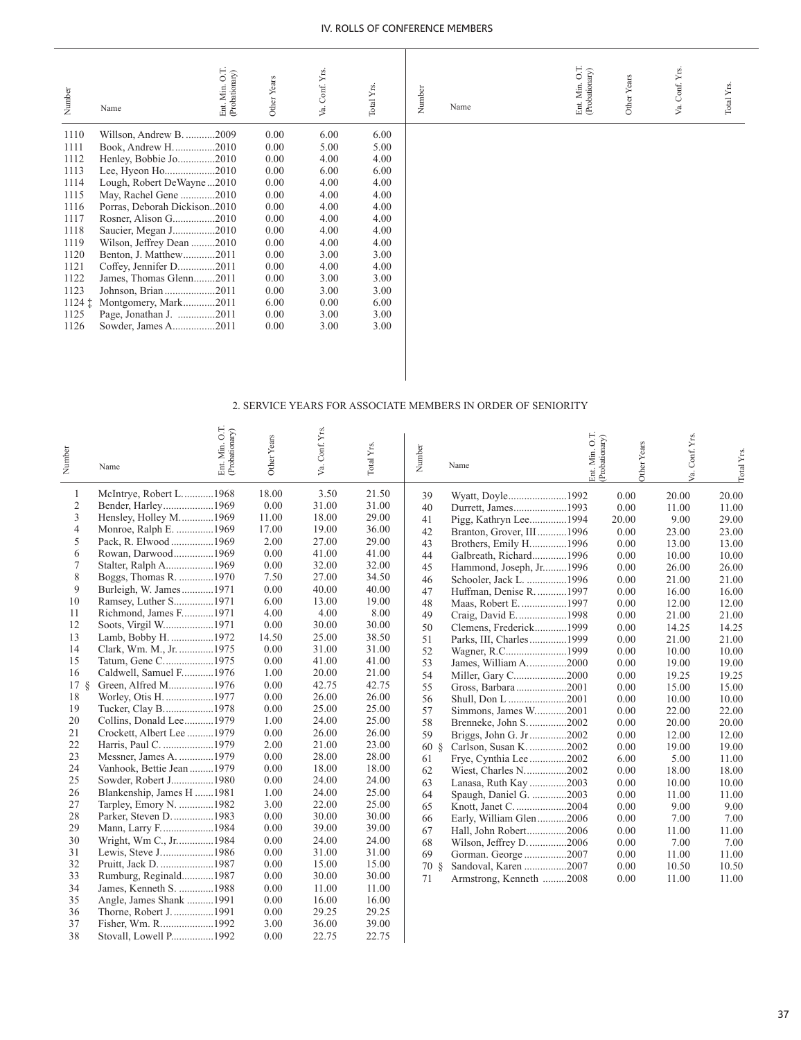| Number | Name | Ent. Min. O.T. (Probationary) | Other Years | Va. Conf. Yrs. | Total Yrs. |
|---|---|---|---|---|---|
| 1110 | Willson, Andrew B. | 2009 | 0.00 | 6.00 | 6.00 |
| 1111 | Book, Andrew H. | 2010 | 0.00 | 5.00 | 5.00 |
| 1112 | Henley, Bobbie Jo | 2010 | 0.00 | 4.00 | 4.00 |
| 1113 | Lee, Hyeon Ho | 2010 | 0.00 | 6.00 | 6.00 |
| 1114 | Lough, Robert DeWayne | 2010 | 0.00 | 4.00 | 4.00 |
| 1115 | May, Rachel Gene | 2010 | 0.00 | 4.00 | 4.00 |
| 1116 | Porras, Deborah Dickison | 2010 | 0.00 | 4.00 | 4.00 |
| 1117 | Rosner, Alison G. | 2010 | 0.00 | 4.00 | 4.00 |
| 1118 | Saucier, Megan J. | 2010 | 0.00 | 4.00 | 4.00 |
| 1119 | Wilson, Jeffrey Dean | 2010 | 0.00 | 4.00 | 4.00 |
| 1120 | Benton, J. Matthew | 2011 | 0.00 | 3.00 | 3.00 |
| 1121 | Coffey, Jennifer D. | 2011 | 0.00 | 4.00 | 4.00 |
| 1122 | James, Thomas Glenn | 2011 | 0.00 | 3.00 | 3.00 |
| 1123 | Johnson, Brian | 2011 | 0.00 | 3.00 | 3.00 |
| 1124 ‡ | Montgomery, Mark | 2011 | 6.00 | 0.00 | 6.00 |
| 1125 | Page, Jonathan J. | 2011 | 0.00 | 3.00 | 3.00 |
| 1126 | Sowder, James A. | 2011 | 0.00 | 3.00 | 3.00 |

## 2. SERVICE YEARS FOR ASSOCIATE MEMBERS IN ORDER OF SENIORITY

| Number | Name | Ent. Min. O.T. (Probationary) | Other Years | Va. Conf. Yrs. | Total Yrs. |
|---|---|---|---|---|---|
| 1 | McIntrye, Robert L. | 1968 | 18.00 | 3.50 | 21.50 |
| 2 | Bender, Harley | 1969 | 0.00 | 31.00 | 31.00 |
| 3 | Hensley, Holley M. | 1969 | 11.00 | 18.00 | 29.00 |
| 4 | Monroe, Ralph E. | 1969 | 17.00 | 19.00 | 36.00 |
| 5 | Pack, R. Elwood | 1969 | 2.00 | 27.00 | 29.00 |
| 6 | Rowan, Darwood | 1969 | 0.00 | 41.00 | 41.00 |
| 7 | Stalter, Ralph A. | 1969 | 0.00 | 32.00 | 32.00 |
| 8 | Boggs, Thomas R. | 1970 | 7.50 | 27.00 | 34.50 |
| 9 | Burleigh, W. James | 1971 | 0.00 | 40.00 | 40.00 |
| 10 | Ramsey, Luther S. | 1971 | 6.00 | 13.00 | 19.00 |
| 11 | Richmond, James F. | 1971 | 4.00 | 4.00 | 8.00 |
| 12 | Soots, Virgil W. | 1971 | 0.00 | 30.00 | 30.00 |
| 13 | Lamb, Bobby H. | 1972 | 14.50 | 25.00 | 38.50 |
| 14 | Clark, Wm. M., Jr. | 1975 | 0.00 | 31.00 | 31.00 |
| 15 | Tatum, Gene C. | 1975 | 0.00 | 41.00 | 41.00 |
| 16 | Caldwell, Samuel F. | 1976 | 1.00 | 20.00 | 21.00 |
| 17 § | Green, Alfred M. | 1976 | 0.00 | 42.75 | 42.75 |
| 18 | Worley, Otis H. | 1977 | 0.00 | 26.00 | 26.00 |
| 19 | Tucker, Clay B. | 1978 | 0.00 | 25.00 | 25.00 |
| 20 | Collins, Donald Lee | 1979 | 1.00 | 24.00 | 25.00 |
| 21 | Crockett, Albert Lee | 1979 | 0.00 | 26.00 | 26.00 |
| 22 | Harris, Paul C. | 1979 | 2.00 | 21.00 | 23.00 |
| 23 | Messner, James A. | 1979 | 0.00 | 28.00 | 28.00 |
| 24 | Vanhook, Bettie Jean | 1979 | 0.00 | 18.00 | 18.00 |
| 25 | Sowder, Robert J. | 1980 | 0.00 | 24.00 | 24.00 |
| 26 | Blankenship, James H | 1981 | 1.00 | 24.00 | 25.00 |
| 27 | Tarpley, Emory N. | 1982 | 3.00 | 22.00 | 25.00 |
| 28 | Parker, Steven D. | 1983 | 0.00 | 30.00 | 30.00 |
| 29 | Mann, Larry F. | 1984 | 0.00 | 39.00 | 39.00 |
| 30 | Wright, Wm C., Jr. | 1984 | 0.00 | 24.00 | 24.00 |
| 31 | Lewis, Steve J. | 1986 | 0.00 | 31.00 | 31.00 |
| 32 | Pruitt, Jack D. | 1987 | 0.00 | 15.00 | 15.00 |
| 33 | Rumburg, Reginald | 1987 | 0.00 | 30.00 | 30.00 |
| 34 | James, Kenneth S. | 1988 | 0.00 | 11.00 | 11.00 |
| 35 | Angle, James Shank | 1991 | 0.00 | 16.00 | 16.00 |
| 36 | Thorne, Robert J. | 1991 | 0.00 | 29.25 | 29.25 |
| 37 | Fisher, Wm. R. | 1992 | 3.00 | 36.00 | 39.00 |
| 38 | Stovall, Lowell P. | 1992 | 0.00 | 22.75 | 22.75 |
| 39 | Wyatt, Doyle | 1992 | 0.00 | 20.00 | 20.00 |
| 40 | Durrett, James | 1993 | 0.00 | 11.00 | 11.00 |
| 41 | Pigg, Kathryn Lee | 1994 | 20.00 | 9.00 | 29.00 |
| 42 | Branton, Grover, III | 1996 | 0.00 | 23.00 | 23.00 |
| 43 | Brothers, Emily H. | 1996 | 0.00 | 13.00 | 13.00 |
| 44 | Galbreath, Richard | 1996 | 0.00 | 10.00 | 10.00 |
| 45 | Hammond, Joseph, Jr. | 1996 | 0.00 | 26.00 | 26.00 |
| 46 | Schooler, Jack L. | 1996 | 0.00 | 21.00 | 21.00 |
| 47 | Huffman, Denise R. | 1997 | 0.00 | 16.00 | 16.00 |
| 48 | Maas, Robert E. | 1997 | 0.00 | 12.00 | 12.00 |
| 49 | Craig, David E. | 1998 | 0.00 | 21.00 | 21.00 |
| 50 | Clemens, Frederick | 1999 | 0.00 | 14.25 | 14.25 |
| 51 | Parks, III, Charles | 1999 | 0.00 | 21.00 | 21.00 |
| 52 | Wagner, R.C. | 1999 | 0.00 | 10.00 | 10.00 |
| 53 | James, William A. | 2000 | 0.00 | 19.00 | 19.00 |
| 54 | Miller, Gary C. | 2000 | 0.00 | 19.25 | 19.25 |
| 55 | Gross, Barbara | 2001 | 0.00 | 15.00 | 15.00 |
| 56 | Shull, Don L | 2001 | 0.00 | 10.00 | 10.00 |
| 57 | Simmons, James W. | 2001 | 0.00 | 22.00 | 22.00 |
| 58 | Brenneke, John S. | 2002 | 0.00 | 20.00 | 20.00 |
| 59 | Briggs, John G. Jr | 2002 | 0.00 | 12.00 | 12.00 |
| 60 § | Carlson, Susan K. | 2002 | 0.00 | 19.00 | 19.00 |
| 61 | Frye, Cynthia Lee | 2002 | 6.00 | 5.00 | 11.00 |
| 62 | Wiest, Charles N. | 2002 | 0.00 | 18.00 | 18.00 |
| 63 | Lanasa, Ruth Kay | 2003 | 0.00 | 10.00 | 10.00 |
| 64 | Spaugh, Daniel G. | 2003 | 0.00 | 11.00 | 11.00 |
| 65 | Knott, Janet C. | 2004 | 0.00 | 9.00 | 9.00 |
| 66 | Early, William Glen | 2006 | 0.00 | 7.00 | 7.00 |
| 67 | Hall, John Robert | 2006 | 0.00 | 11.00 | 11.00 |
| 68 | Wilson, Jeffrey D. | 2006 | 0.00 | 7.00 | 7.00 |
| 69 | Gorman. George | 2007 | 0.00 | 11.00 | 11.00 |
| 70 § | Sandoval, Karen | 2007 | 0.00 | 10.50 | 10.50 |
| 71 | Armstrong, Kenneth | 2008 | 0.00 | 11.00 | 11.00 |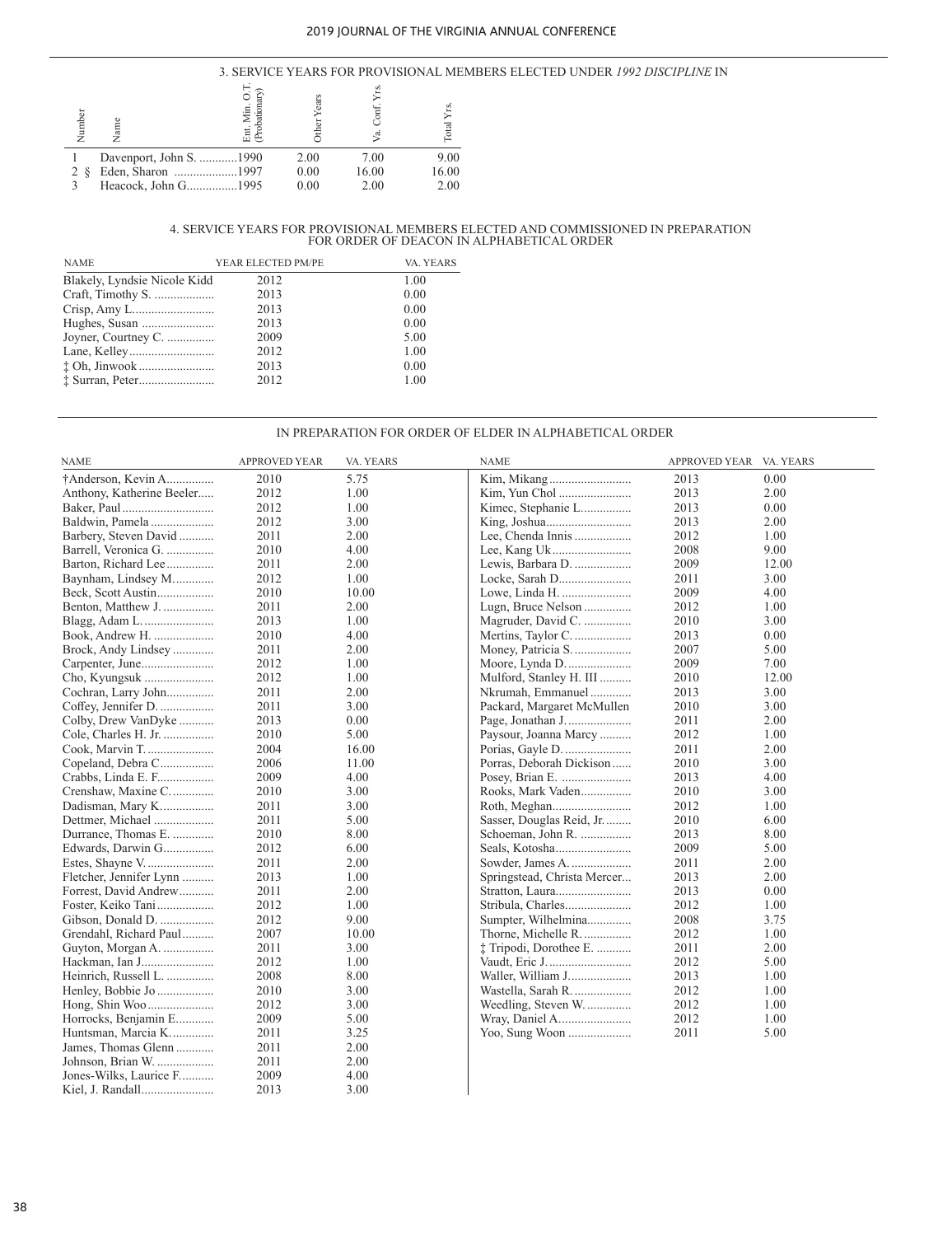## 3. SERVICE YEARS FOR PROVISIONAL MEMBERS ELECTED UNDER *1992 DISCIPLINE* IN

| Number | Name | Ent. Min. O.T. (Probationary) | Other Years | Va. Conf. Yrs. | Total Yrs. |
|---|---|---|---|---|---|
| 1 | Davenport, John S. | 1990 | 2.00 | 7.00 | 9.00 |
| 2 § | Eden, Sharon | 1997 | 0.00 | 16.00 | 16.00 |
| 3 | Heacock, John G. | 1995 | 0.00 | 2.00 | 2.00 |

## 4. SERVICE YEARS FOR PROVISIONAL MEMBERS ELECTED AND COMMISSIONED IN PREPARATION FOR ORDER OF DEACON IN ALPHABETICAL ORDER

| NAME | YEAR ELECTED PM/PE | VA. YEARS |
|---|---|---|
| Blakely, Lyndsie Nicole Kidd | 2012 | 1.00 |
| Craft, Timothy S. | 2013 | 0.00 |
| Crisp, Amy L. | 2013 | 0.00 |
| Hughes, Susan | 2013 | 0.00 |
| Joyner, Courtney C. | 2009 | 5.00 |
| Lane, Kelley | 2012 | 1.00 |
| ‡ Oh, Jinwook | 2013 | 0.00 |
| ‡ Surran, Peter | 2012 | 1.00 |

### IN PREPARATION FOR ORDER OF ELDER IN ALPHABETICAL ORDER

| NAME | APPROVED YEAR | VA. YEARS |
|---|---|---|
| †Anderson, Kevin A. | 2010 | 5.75 |
| Anthony, Katherine Beeler | 2012 | 1.00 |
| Baker, Paul | 2012 | 1.00 |
| Baldwin, Pamela | 2012 | 3.00 |
| Barbery, Steven David | 2011 | 2.00 |
| Barrell, Veronica G. | 2010 | 4.00 |
| Barton, Richard Lee | 2011 | 2.00 |
| Baynham, Lindsey M. | 2012 | 1.00 |
| Beck, Scott Austin | 2010 | 10.00 |
| Benton, Matthew J. | 2011 | 2.00 |
| Blagg, Adam L. | 2013 | 1.00 |
| Book, Andrew H. | 2010 | 4.00 |
| Brock, Andy Lindsey | 2011 | 2.00 |
| Carpenter, June | 2012 | 1.00 |
| Cho, Kyungsuk | 2012 | 1.00 |
| Cochran, Larry John | 2011 | 2.00 |
| Coffey, Jennifer D. | 2011 | 3.00 |
| Colby, Drew VanDyke | 2013 | 0.00 |
| Cole, Charles H. Jr. | 2010 | 5.00 |
| Cook, Marvin T. | 2004 | 16.00 |
| Copeland, Debra C. | 2006 | 11.00 |
| Crabbs, Linda E. F. | 2009 | 4.00 |
| Crenshaw, Maxine C. | 2010 | 3.00 |
| Dadisman, Mary K. | 2011 | 3.00 |
| Dettmer, Michael | 2011 | 5.00 |
| Durrance, Thomas E. | 2010 | 8.00 |
| Edwards, Darwin G. | 2012 | 6.00 |
| Estes, Shayne V. | 2011 | 2.00 |
| Fletcher, Jennifer Lynn | 2013 | 1.00 |
| Forrest, David Andrew | 2011 | 2.00 |
| Foster, Keiko Tani | 2012 | 1.00 |
| Gibson, Donald D. | 2012 | 9.00 |
| Grendahl, Richard Paul | 2007 | 10.00 |
| Guyton, Morgan A. | 2011 | 3.00 |
| Hackman, Ian J. | 2012 | 1.00 |
| Heinrich, Russell L. | 2008 | 8.00 |
| Henley, Bobbie Jo | 2010 | 3.00 |
| Hong, Shin Woo | 2012 | 3.00 |
| Horrocks, Benjamin E. | 2009 | 5.00 |
| Huntsman, Marcia K. | 2011 | 3.25 |
| James, Thomas Glenn | 2011 | 2.00 |
| Johnson, Brian W. | 2011 | 2.00 |
| Jones-Wilks, Laurice F. | 2009 | 4.00 |
| Kiel, J. Randall | 2013 | 3.00 |
| Kim, Mikang | 2013 | 0.00 |
| Kim, Yun Chol | 2013 | 2.00 |
| Kimec, Stephanie L. | 2013 | 0.00 |
| King, Joshua | 2013 | 2.00 |
| Lee, Chenda Innis | 2012 | 1.00 |
| Lee, Kang Uk | 2008 | 9.00 |
| Lewis, Barbara D. | 2009 | 12.00 |
| Locke, Sarah D. | 2011 | 3.00 |
| Lowe, Linda H. | 2009 | 4.00 |
| Lugn, Bruce Nelson | 2012 | 1.00 |
| Magruder, David C. | 2010 | 3.00 |
| Mertins, Taylor C. | 2013 | 0.00 |
| Money, Patricia S. | 2007 | 5.00 |
| Moore, Lynda D. | 2009 | 7.00 |
| Mulford, Stanley H. III | 2010 | 12.00 |
| Nkrumah, Emmanuel | 2013 | 3.00 |
| Packard, Margaret McMullen | 2010 | 3.00 |
| Page, Jonathan J. | 2011 | 2.00 |
| Paysour, Joanna Marcy | 2012 | 1.00 |
| Porias, Gayle D. | 2011 | 2.00 |
| Porras, Deborah Dickison | 2010 | 3.00 |
| Posey, Brian E. | 2013 | 4.00 |
| Rooks, Mark Vaden | 2010 | 3.00 |
| Roth, Meghan | 2012 | 1.00 |
| Sasser, Douglas Reid, Jr. | 2010 | 6.00 |
| Schoeman, John R. | 2013 | 8.00 |
| Seals, Kotosha | 2009 | 5.00 |
| Sowder, James A. | 2011 | 2.00 |
| Springstead, Christa Mercer | 2013 | 2.00 |
| Stratton, Laura | 2013 | 0.00 |
| Stribula, Charles | 2012 | 1.00 |
| Sumpter, Wilhelmina | 2008 | 3.75 |
| Thorne, Michelle R. | 2012 | 1.00 |
| ‡ Tripodi, Dorothee E. | 2011 | 2.00 |
| Vaudt, Eric J. | 2012 | 5.00 |
| Waller, William J. | 2013 | 1.00 |
| Wastella, Sarah R. | 2012 | 1.00 |
| Weedling, Steven W. | 2012 | 1.00 |
| Wray, Daniel A. | 2012 | 1.00 |
| Yoo, Sung Woon | 2011 | 5.00 |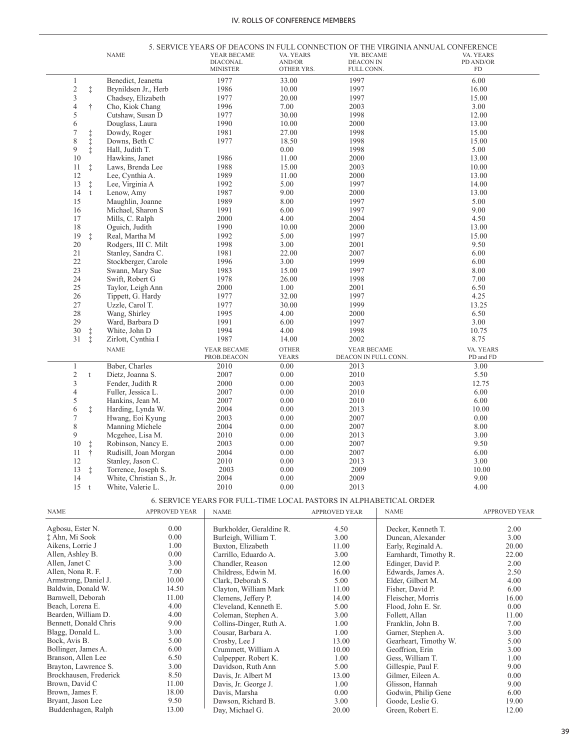## 5. SERVICE YEARS OF DEACONS IN FULL CONNECTION OF THE VIRGINIA ANNUAL CONFERENCE

| | | NAME | YEAR BECAME DIACONAL MINISTER | VA. YEARS AND/OR OTHER YRS. | YR. BECAME DEACON IN FULL CONN. | VA. YEARS PD AND/OR FD |
|---|---|---|---|---|---|---|
| 1 | | Benedict, Jeanetta | 1977 | 33.00 | 1997 | 6.00 |
| 2 | ‡ | Brynildsen Jr., Herb | 1986 | 10.00 | 1997 | 16.00 |
| 3 | | Chadsey, Elizabeth | 1977 | 20.00 | 1997 | 15.00 |
| 4 | † | Cho, Kiok Chang | 1996 | 7.00 | 2003 | 3.00 |
| 5 | | Cutshaw, Susan D | 1977 | 30.00 | 1998 | 12.00 |
| 6 | | Douglass, Laura | 1990 | 10.00 | 2000 | 13.00 |
| 7 | ‡ | Dowdy, Roger | 1981 | 27.00 | 1998 | 15.00 |
| 8 | ‡ | Downs, Beth C | 1977 | 18.50 | 1998 | 15.00 |
| 9 | ‡ | Hall, Judith T. | | 0.00 | 1998 | 5.00 |
| 10 | | Hawkins, Janet | 1986 | 11.00 | 2000 | 13.00 |
| 11 | ‡ | Laws, Brenda Lee | 1988 | 15.00 | 2003 | 10.00 |
| 12 | | Lee, Cynthia A. | 1989 | 11.00 | 2000 | 13.00 |
| 13 | ‡ | Lee, Virginia A | 1992 | 5.00 | 1997 | 14.00 |
| 14 | t | Lenow, Amy | 1987 | 9.00 | 2000 | 13.00 |
| 15 | | Maughlin, Joanne | 1989 | 8.00 | 1997 | 5.00 |
| 16 | | Michael, Sharon S | 1991 | 6.00 | 1997 | 9.00 |
| 17 | | Mills, C. Ralph | 2000 | 4.00 | 2004 | 4.50 |
| 18 | | Oguich, Judith | 1990 | 10.00 | 2000 | 13.00 |
| 19 | ‡ | Real, Martha M | 1992 | 5.00 | 1997 | 15.00 |
| 20 | | Rodgers, III C. Milt | 1998 | 3.00 | 2001 | 9.50 |
| 21 | | Stanley, Sandra C. | 1981 | 22.00 | 2007 | 6.00 |
| 22 | | Stockberger, Carole | 1996 | 3.00 | 1999 | 6.00 |
| 23 | | Swann, Mary Sue | 1983 | 15.00 | 1997 | 8.00 |
| 24 | | Swift, Robert G | 1978 | 26.00 | 1998 | 7.00 |
| 25 | | Taylor, Leigh Ann | 2000 | 1.00 | 2001 | 6.50 |
| 26 | | Tippett, G. Hardy | 1977 | 32.00 | 1997 | 4.25 |
| 27 | | Uzzle, Carol T. | 1977 | 30.00 | 1999 | 13.25 |
| 28 | | Wang, Shirley | 1995 | 4.00 | 2000 | 6.50 |
| 29 | | Ward, Barbara D | 1991 | 6.00 | 1997 | 3.00 |
| 30 | ‡ | White, John D | 1994 | 4.00 | 1998 | 10.75 |
| 31 | ‡ | Zirlott, Cynthia I | 1987 | 14.00 | 2002 | 8.75 |

| | | NAME | YEAR BECAME PROB.DEACON | OTHER YEARS | YEAR BECAME DEACON IN FULL CONN. | VA. YEARS PD and FD |
|---|---|---|---|---|---|---|
| 1 | | Baber, Charles | 2010 | 0.00 | 2013 | 3.00 |
| 2 | t | Dietz, Joanna S. | 2007 | 0.00 | 2010 | 5.50 |
| 3 | | Fender, Judith R | 2000 | 0.00 | 2003 | 12.75 |
| 4 | | Fuller, Jessica L. | 2007 | 0.00 | 2010 | 6.00 |
| 5 | | Hankins, Jean M. | 2007 | 0.00 | 2010 | 6.00 |
| 6 | ‡ | Harding, Lynda W. | 2004 | 0.00 | 2013 | 10.00 |
| 7 | | Hwang, Eoi Kyung | 2003 | 0.00 | 2007 | 0.00 |
| 8 | | Manning Michele | 2004 | 0.00 | 2007 | 8.00 |
| 9 | | Mcgehee, Lisa M. | 2010 | 0.00 | 2013 | 3.00 |
| 10 | ‡ | Robinson, Nancy E. | 2003 | 0.00 | 2007 | 9.50 |
| 11 | † | Rudisill, Joan Morgan | 2004 | 0.00 | 2007 | 6.00 |
| 12 | | Stanley, Jason C. | 2010 | 0.00 | 2013 | 3.00 |
| 13 | ‡ | Torrence, Joseph S. | 2003 | 0.00 | 2009 | 10.00 |
| 14 | | White, Christian S., Jr. | 2004 | 0.00 | 2009 | 9.00 |
| 15 | t | White, Valerie L. | 2010 | 0.00 | 2013 | 4.00 |

## 6. SERVICE YEARS FOR FULL-TIME LOCAL PASTORS IN ALPHABETICAL ORDER

| NAME | APPROVED YEAR |
|---|---|
| Agbosu, Ester N. | 0.00 |
| ‡ Ahn, Mi Sook | 0.00 |
| Aikens, Lorrie J | 1.00 |
| Allen, Ashley B. | 0.00 |
| Allen, Janet C | 3.00 |
| Allen, Nona R. F. | 7.00 |
| Armstrong, Daniel J. | 10.00 |
| Baldwin, Donald W. | 14.50 |
| Barnwell, Deborah | 11.00 |
| Beach, Lorena E. | 4.00 |
| Bearden, William D. | 4.00 |
| Bennett, Donald Chris | 9.00 |
| Blagg, Donald L. | 3.00 |
| Bock, Avis B. | 5.00 |
| Bollinger, James A. | 6.00 |
| Branson, Allen Lee | 6.50 |
| Brayton, Lawrence S. | 3.00 |
| Brockhausen, Frederick | 8.50 |
| Brown, David C | 11.00 |
| Brown, James F. | 18.00 |
| Bryant, Jason Lee | 9.50 |
| Buddenhagen, Ralph | 13.00 |
| Burkholder, Geraldine R. | 4.50 |
| Burleigh, William T. | 3.00 |
| Buxton, Elizabeth | 11.00 |
| Carrillo, Eduardo A. | 3.00 |
| Chandler, Reason | 12.00 |
| Childress, Edwin M. | 16.00 |
| Clark, Deborah S. | 5.00 |
| Clayton, William Mark | 11.00 |
| Clemens, Jeffery P. | 14.00 |
| Cleveland, Kenneth E. | 5.00 |
| Coleman, Stephen A. | 3.00 |
| Collins-Dinger, Ruth A. | 1.00 |
| Cousar, Barbara A. | 1.00 |
| Crosby, Lee J | 13.00 |
| Crummett, William A | 10.00 |
| Culpepper. Robert K. | 1.00 |
| Davidson, Ruth Ann | 5.00 |
| Davis, Jr. Albert M | 13.00 |
| Davis, Jr. George J. | 1.00 |
| Davis, Marsha | 0.00 |
| Dawson, Richard B. | 3.00 |
| Day, Michael G. | 20.00 |
| Decker, Kenneth T. | 2.00 |
| Duncan, Alexander | 3.00 |
| Early, Reginald A. | 20.00 |
| Earnhardt, Timothy R. | 22.00 |
| Edinger, David P. | 2.00 |
| Edwards, James A. | 2.50 |
| Elder, Gilbert M. | 4.00 |
| Fisher, David P. | 6.00 |
| Fleischer, Morris | 16.00 |
| Flood, John E. Sr. | 0.00 |
| Follett, Allan | 11.00 |
| Franklin, John B. | 7.00 |
| Garner, Stephen A. | 3.00 |
| Gearheart, Timothy W. | 5.00 |
| Geoffrion, Erin | 3.00 |
| Gess, William T. | 1.00 |
| Gillespie, Paul F. | 9.00 |
| Gilmer, Eileen A. | 0.00 |
| Glisson, Hannah | 9.00 |
| Godwin, Philip Gene | 6.00 |
| Goode, Leslie G. | 19.00 |
| Green, Robert E. | 12.00 |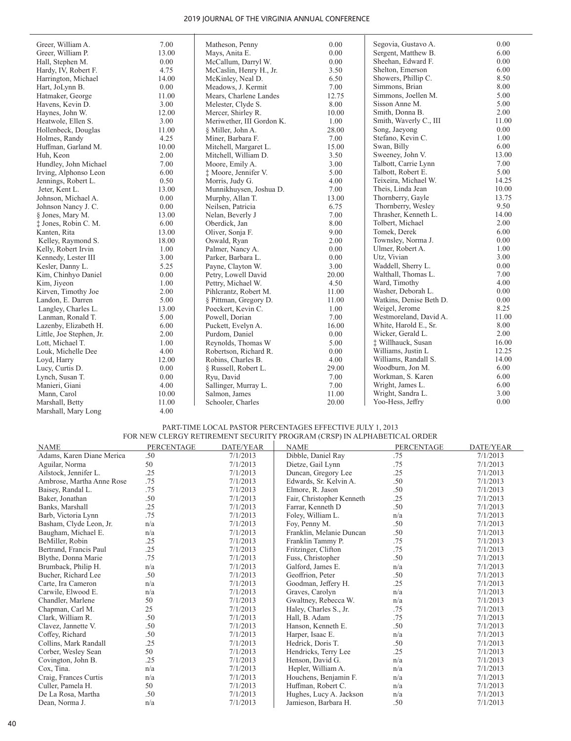| Name | Years |
|---|---|
| Greer, William A. | 7.00 |
| Greer, William P. | 13.00 |
| Hall, Stephen M. | 0.00 |
| Hardy, IV, Robert F. | 4.75 |
| Harrington, Michael | 14.00 |
| Hart, JoLynn B. | 0.00 |
| Hatmaker, George | 11.00 |
| Havens, Kevin D. | 3.00 |
| Haynes, John W. | 12.00 |
| Heatwole, Ellen S. | 3.00 |
| Hollenbeck, Douglas | 11.00 |
| Holmes, Randy | 4.25 |
| Huffman, Garland M. | 10.00 |
| Huh, Keon | 2.00 |
| Hundley, John Michael | 7.00 |
| Irving, Alphonso Leon | 6.00 |
| Jennings, Robert L. | 0.50 |
| Jeter, Kent L. | 13.00 |
| Johnson, Michael A. | 0.00 |
| Johnson Nancy J. C. | 0.00 |
| § Jones, Mary M. | 13.00 |
| ‡ Jones, Robin C. M. | 6.00 |
| Kanten, Rita | 13.00 |
| Kelley, Raymond S. | 18.00 |
| Kelly, Robert Irvin | 1.00 |
| Kennedy, Lester III | 3.00 |
| Kesler, Danny L. | 5.25 |
| Kim, Chinhyo Daniel | 0.00 |
| Kim, Jiyeon | 1.00 |
| Kirven, Timothy Joe | 2.00 |
| Landon, E. Darren | 5.00 |
| Langley, Charles L. | 13.00 |
| Lanman, Ronald T. | 5.00 |
| Lazenby, Elizabeth H. | 6.00 |
| Little, Joe Stephen, Jr. | 2.00 |
| Lott, Michael T. | 1.00 |
| Louk, Michelle Dee | 4.00 |
| Loyd, Harry | 12.00 |
| Lucy, Curtis D. | 0.00 |
| Lynch, Susan T. | 0.00 |
| Manieri, Giani | 4.00 |
| Mann, Carol | 10.00 |
| Marshall, Betty | 11.00 |
| Marshall, Mary Long | 4.00 |
| Matheson, Penny | 0.00 |
| Mays, Anita E. | 0.00 |
| McCallum, Darryl W. | 0.00 |
| McCaslin, Henry H., Jr. | 3.50 |
| McKinley, Neal D. | 6.50 |
| Meadows, J. Kermit | 7.00 |
| Mears, Charlene Landes | 12.75 |
| Melester, Clyde S. | 8.00 |
| Mercer, Shirley R. | 10.00 |
| Meriwether, III Gordon K. | 1.00 |
| § Miller, John A. | 28.00 |
| Miner, Barbara F. | 7.00 |
| Mitchell, Margaret L. | 15.00 |
| Mitchell, William D. | 3.50 |
| Moore, Emily A. | 3.00 |
| ‡ Moore, Jennifer V. | 5.00 |
| Morris, Judy G. | 4.00 |
| Munnikhuysen, Joshua D. | 7.00 |
| Murphy, Allan T. | 13.00 |
| Neilsen, Patricia | 6.75 |
| Nelan, Beverly J | 7.00 |
| Oberdick, Jan | 8.00 |
| Oliver, Sonja F. | 9.00 |
| Oswald, Ryan | 2.00 |
| Palmer, Nancy A. | 0.00 |
| Parker, Barbara L. | 0.00 |
| Payne, Clayton W. | 3.00 |
| Petry, Lowell David | 20.00 |
| Pettry, Michael W. | 4.50 |
| Pihlcrantz, Robert M. | 11.00 |
| § Pittman, Gregory D. | 11.00 |
| Poeckert, Kevin C. | 1.00 |
| Powell, Dorian | 7.00 |
| Puckett, Evelyn A. | 16.00 |
| Purdom, Daniel | 0.00 |
| Reynolds, Thomas W | 5.00 |
| Robertson, Richard R. | 0.00 |
| Robins, Charles B. | 4.00 |
| § Russell, Robert L. | 29.00 |
| Ryu, David | 7.00 |
| Sallinger, Murray L. | 7.00 |
| Salmon, James | 11.00 |
| Schooler, Charles | 20.00 |
| Segovia, Gustavo A. | 0.00 |
| Sergent, Matthew B. | 6.00 |
| Sheehan, Edward F. | 0.00 |
| Shelton, Emerson | 6.00 |
| Showers, Phillip C. | 8.50 |
| Simmons, Brian | 8.00 |
| Simmons, Joellen M. | 5.00 |
| Sisson Anne M. | 5.00 |
| Smith, Donna B. | 2.00 |
| Smith, Waverly C., III | 11.00 |
| Song, Jaeyong | 0.00 |
| Stefano, Kevin C. | 1.00 |
| Swan, Billy | 6.00 |
| Sweeney, John V. | 13.00 |
| Talbott, Carrie Lynn | 7.00 |
| Talbott, Robert E. | 5.00 |
| Teixeira, Michael W. | 14.25 |
| Theis, Linda Jean | 10.00 |
| Thornberry, Gayle | 13.75 |
| Thornberry, Wesley | 9.50 |
| Thrasher, Kenneth L. | 14.00 |
| Tolbert, Michael | 2.00 |
| Tomek, Derek | 6.00 |
| Townsley, Norma J. | 0.00 |
| Ulmer, Robert A. | 1.00 |
| Utz, Vivian | 3.00 |
| Waddell, Sherry L. | 0.00 |
| Walthall, Thomas L. | 7.00 |
| Ward, Timothy | 4.00 |
| Washer, Deborah L. | 0.00 |
| Watkins, Denise Beth D. | 0.00 |
| Weigel, Jerome | 8.25 |
| Westmoreland, David A. | 11.00 |
| White, Harold E., Sr. | 8.00 |
| Wicker, Gerald L. | 2.00 |
| ‡ Willhauck, Susan | 16.00 |
| Williams, Justin L | 12.25 |
| Williams, Randall S. | 14.00 |
| Woodburn, Jon M. | 6.00 |
| Workman, S. Karen | 6.00 |
| Wright, James L. | 6.00 |
| Wright, Sandra L. | 3.00 |
| Yoo-Hess, Jeffry | 0.00 |

PART-TIME LOCAL PASTOR PERCENTAGES EFFECTIVE JULY 1, 2013
FOR NEW CLERGY RETIREMENT SECURITY PROGRAM (CRSP) IN ALPHABETICAL ORDER

| NAME | PERCENTAGE | DATE/YEAR |
|---|---|---|
| Adams, Karen Diane Merica | .50 | 7/1/2013 |
| Aguilar, Norma | 50 | 7/1/2013 |
| Ailstock, Jennifer L. | .25 | 7/1/2013 |
| Ambrose, Martha Anne Rose | .75 | 7/1/2013 |
| Baisey, Randal L. | .75 | 7/1/2013 |
| Baker, Jonathan | .50 | 7/1/2013 |
| Banks, Marshall | .25 | 7/1/2013 |
| Barb, Victoria Lynn | .75 | 7/1/2013 |
| Basham, Clyde Leon, Jr. | n/a | 7/1/2013 |
| Baugham, Michael E. | n/a | 7/1/2013 |
| BeMiller, Robin | .25 | 7/1/2013 |
| Bertrand, Francis Paul | .25 | 7/1/2013 |
| Blythe, Donna Marie | .75 | 7/1/2013 |
| Brumback, Philip H. | n/a | 7/1/2013 |
| Bucher, Richard Lee | .50 | 7/1/2013 |
| Carte, Ira Cameron | n/a | 7/1/2013 |
| Carwile, Elwood E. | n/a | 7/1/2013 |
| Chandler, Marlene | 50 | 7/1/2013 |
| Chapman, Carl M. | 25 | 7/1/2013 |
| Clark, William R. | .50 | 7/1/2013 |
| Clavez, Jannette V. | .50 | 7/1/2013 |
| Coffey, Richard | .50 | 7/1/2013 |
| Collins, Mark Randall | .25 | 7/1/2013 |
| Corber, Wesley Sean | 50 | 7/1/2013 |
| Covington, John B. | .25 | 7/1/2013 |
| Cox, Tina. | n/a | 7/1/2013 |
| Craig, Frances Curtis | n/a | 7/1/2013 |
| Culler, Pamela H. | 50 | 7/1/2013 |
| De La Rosa, Martha | .50 | 7/1/2013 |
| Dean, Norma J. | n/a | 7/1/2013 |
| Dibble, Daniel Ray | .75 | 7/1/2013 |
| Dietze, Gail Lynn | .75 | 7/1/2013 |
| Duncan, Gregory Lee | .25 | 7/1/2013 |
| Edwards, Sr. Kelvin A. | .50 | 7/1/2013 |
| Elmore, R. Jason | .50 | 7/1/2013 |
| Fair, Christopher Kenneth | .25 | 7/1/2013 |
| Farrar, Kenneth D | .50 | 7/1/2013 |
| Foley, William L. | n/a | 7/1/2013 |
| Foy, Penny M. | .50 | 7/1/2013 |
| Franklin, Melanie Duncan | .50 | 7/1/2013 |
| Franklin Tammy P. | .75 | 7/1/2013 |
| Fritzinger, Clifton | .75 | 7/1/2013 |
| Fuss, Christopher | .50 | 7/1/2013 |
| Galford, James E. | n/a | 7/1/2013 |
| Geoffrion, Peter | .50 | 7/1/2013 |
| Goodman, Jeffery H. | .25 | 7/1/2013 |
| Graves, Carolyn | n/a | 7/1/2013 |
| Gwaltney, Rebecca W. | n/a | 7/1/2013 |
| Haley, Charles S., Jr. | .75 | 7/1/2013 |
| Hall, B. Adam | .75 | 7/1/2013 |
| Hanson, Kenneth E. | .50 | 7/1/2013 |
| Harper, Isaac E. | n/a | 7/1/2013 |
| Hedrick, Doris T. | .50 | 7/1/2013 |
| Hendricks, Terry Lee | .25 | 7/1/2013 |
| Henson, David G. | n/a | 7/1/2013 |
| Hepler, William A. | n/a | 7/1/2013 |
| Houchens, Benjamin F. | n/a | 7/1/2013 |
| Huffman, Robert C. | n/a | 7/1/2013 |
| Hughes, Lucy A. Jackson | n/a | 7/1/2013 |
| Jamieson, Barbara H. | .50 | 7/1/2013 |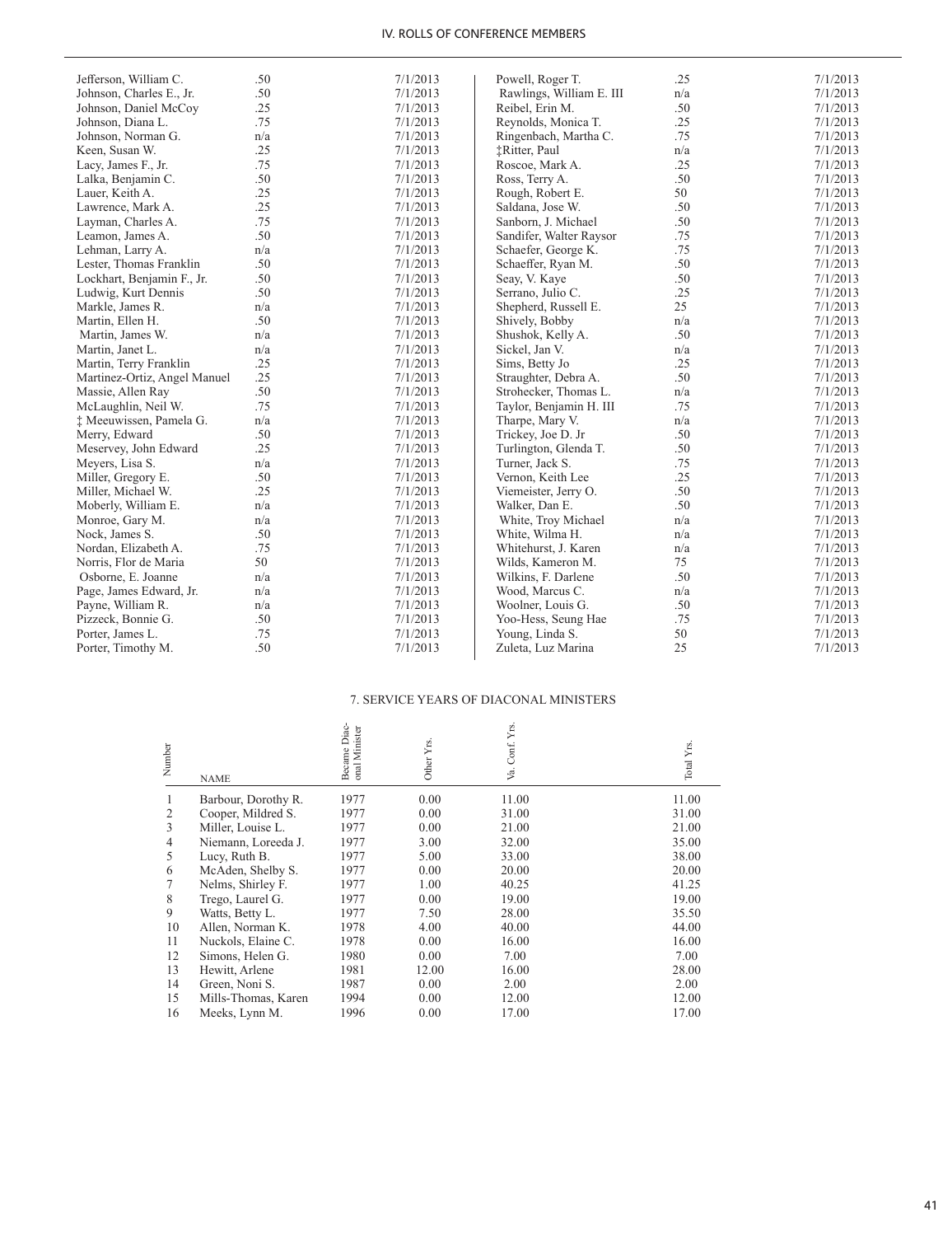| | | |
|---|---|---|
| Jefferson, William C. | .50 | 7/1/2013 |
| Johnson, Charles E., Jr. | .50 | 7/1/2013 |
| Johnson, Daniel McCoy | .25 | 7/1/2013 |
| Johnson, Diana L. | .75 | 7/1/2013 |
| Johnson, Norman G. | n/a | 7/1/2013 |
| Keen, Susan W. | .25 | 7/1/2013 |
| Lacy, James F., Jr. | .75 | 7/1/2013 |
| Lalka, Benjamin C. | .50 | 7/1/2013 |
| Lauer, Keith A. | .25 | 7/1/2013 |
| Lawrence, Mark A. | .25 | 7/1/2013 |
| Layman, Charles A. | .75 | 7/1/2013 |
| Leamon, James A. | .50 | 7/1/2013 |
| Lehman, Larry A. | n/a | 7/1/2013 |
| Lester, Thomas Franklin | .50 | 7/1/2013 |
| Lockhart, Benjamin F., Jr. | .50 | 7/1/2013 |
| Ludwig, Kurt Dennis | .50 | 7/1/2013 |
| Markle, James R. | n/a | 7/1/2013 |
| Martin, Ellen H. | .50 | 7/1/2013 |
| Martin, James W. | n/a | 7/1/2013 |
| Martin, Janet L. | n/a | 7/1/2013 |
| Martin, Terry Franklin | .25 | 7/1/2013 |
| Martinez-Ortiz, Angel Manuel | .25 | 7/1/2013 |
| Massie, Allen Ray | .50 | 7/1/2013 |
| McLaughlin, Neil W. | .75 | 7/1/2013 |
| ‡ Meeuwissen, Pamela G. | n/a | 7/1/2013 |
| Merry, Edward | .50 | 7/1/2013 |
| Meservey, John Edward | .25 | 7/1/2013 |
| Meyers, Lisa S. | n/a | 7/1/2013 |
| Miller, Gregory E. | .50 | 7/1/2013 |
| Miller, Michael W. | .25 | 7/1/2013 |
| Moberly, William E. | n/a | 7/1/2013 |
| Monroe, Gary M. | n/a | 7/1/2013 |
| Nock, James S. | .50 | 7/1/2013 |
| Nordan, Elizabeth A. | .75 | 7/1/2013 |
| Norris, Flor de Maria | 50 | 7/1/2013 |
| Osborne, E. Joanne | n/a | 7/1/2013 |
| Page, James Edward, Jr. | n/a | 7/1/2013 |
| Payne, William R. | n/a | 7/1/2013 |
| Pizzeck, Bonnie G. | .50 | 7/1/2013 |
| Porter, James L. | .75 | 7/1/2013 |
| Porter, Timothy M. | .50 | 7/1/2013 |
| Powell, Roger T. | .25 | 7/1/2013 |
| Rawlings, William E. III | n/a | 7/1/2013 |
| Reibel, Erin M. | .50 | 7/1/2013 |
| Reynolds, Monica T. | .25 | 7/1/2013 |
| Ringenbach, Martha C. | .75 | 7/1/2013 |
| ‡Ritter, Paul | n/a | 7/1/2013 |
| Roscoe, Mark A. | .25 | 7/1/2013 |
| Ross, Terry A. | .50 | 7/1/2013 |
| Rough, Robert E. | 50 | 7/1/2013 |
| Saldana, Jose W. | .50 | 7/1/2013 |
| Sanborn, J. Michael | .50 | 7/1/2013 |
| Sandifer, Walter Raysor | .75 | 7/1/2013 |
| Schaefer, George K. | .75 | 7/1/2013 |
| Schaeffer, Ryan M. | .50 | 7/1/2013 |
| Seay, V. Kaye | .50 | 7/1/2013 |
| Serrano, Julio C. | .25 | 7/1/2013 |
| Shepherd, Russell E. | 25 | 7/1/2013 |
| Shively, Bobby | n/a | 7/1/2013 |
| Shushok, Kelly A. | .50 | 7/1/2013 |
| Sickel, Jan V. | n/a | 7/1/2013 |
| Sims, Betty Jo | .25 | 7/1/2013 |
| Straughter, Debra A. | .50 | 7/1/2013 |
| Strohecker, Thomas L. | n/a | 7/1/2013 |
| Taylor, Benjamin H. III | .75 | 7/1/2013 |
| Tharpe, Mary V. | n/a | 7/1/2013 |
| Trickey, Joe D. Jr | .50 | 7/1/2013 |
| Turlington, Glenda T. | .50 | 7/1/2013 |
| Turner, Jack S. | .75 | 7/1/2013 |
| Vernon, Keith Lee | .25 | 7/1/2013 |
| Viemeister, Jerry O. | .50 | 7/1/2013 |
| Walker, Dan E. | .50 | 7/1/2013 |
| White, Troy Michael | n/a | 7/1/2013 |
| White, Wilma H. | n/a | 7/1/2013 |
| Whitehurst, J. Karen | n/a | 7/1/2013 |
| Wilds, Kameron M. | 75 | 7/1/2013 |
| Wilkins, F. Darlene | .50 | 7/1/2013 |
| Wood, Marcus C. | n/a | 7/1/2013 |
| Woolner, Louis G. | .50 | 7/1/2013 |
| Yoo-Hess, Seung Hae | .75 | 7/1/2013 |
| Young, Linda S. | 50 | 7/1/2013 |
| Zuleta, Luz Marina | 25 | 7/1/2013 |

## 7. SERVICE YEARS OF DIACONAL MINISTERS

| Number | NAME | Became Diaconal Minister | Other Yrs. | Va. Conf. Yrs. | Total Yrs. |
|---|---|---|---|---|---|
| 1 | Barbour, Dorothy R. | 1977 | 0.00 | 11.00 | 11.00 |
| 2 | Cooper, Mildred S. | 1977 | 0.00 | 31.00 | 31.00 |
| 3 | Miller, Louise L. | 1977 | 0.00 | 21.00 | 21.00 |
| 4 | Niemann, Loreeda J. | 1977 | 3.00 | 32.00 | 35.00 |
| 5 | Lucy, Ruth B. | 1977 | 5.00 | 33.00 | 38.00 |
| 6 | McAden, Shelby S. | 1977 | 0.00 | 20.00 | 20.00 |
| 7 | Nelms, Shirley F. | 1977 | 1.00 | 40.25 | 41.25 |
| 8 | Trego, Laurel G. | 1977 | 0.00 | 19.00 | 19.00 |
| 9 | Watts, Betty L. | 1977 | 7.50 | 28.00 | 35.50 |
| 10 | Allen, Norman K. | 1978 | 4.00 | 40.00 | 44.00 |
| 11 | Nuckols, Elaine C. | 1978 | 0.00 | 16.00 | 16.00 |
| 12 | Simons, Helen G. | 1980 | 0.00 | 7.00 | 7.00 |
| 13 | Hewitt, Arlene | 1981 | 12.00 | 16.00 | 28.00 |
| 14 | Green, Noni S. | 1987 | 0.00 | 2.00 | 2.00 |
| 15 | Mills-Thomas, Karen | 1994 | 0.00 | 12.00 | 12.00 |
| 16 | Meeks, Lynn M. | 1996 | 0.00 | 17.00 | 17.00 |